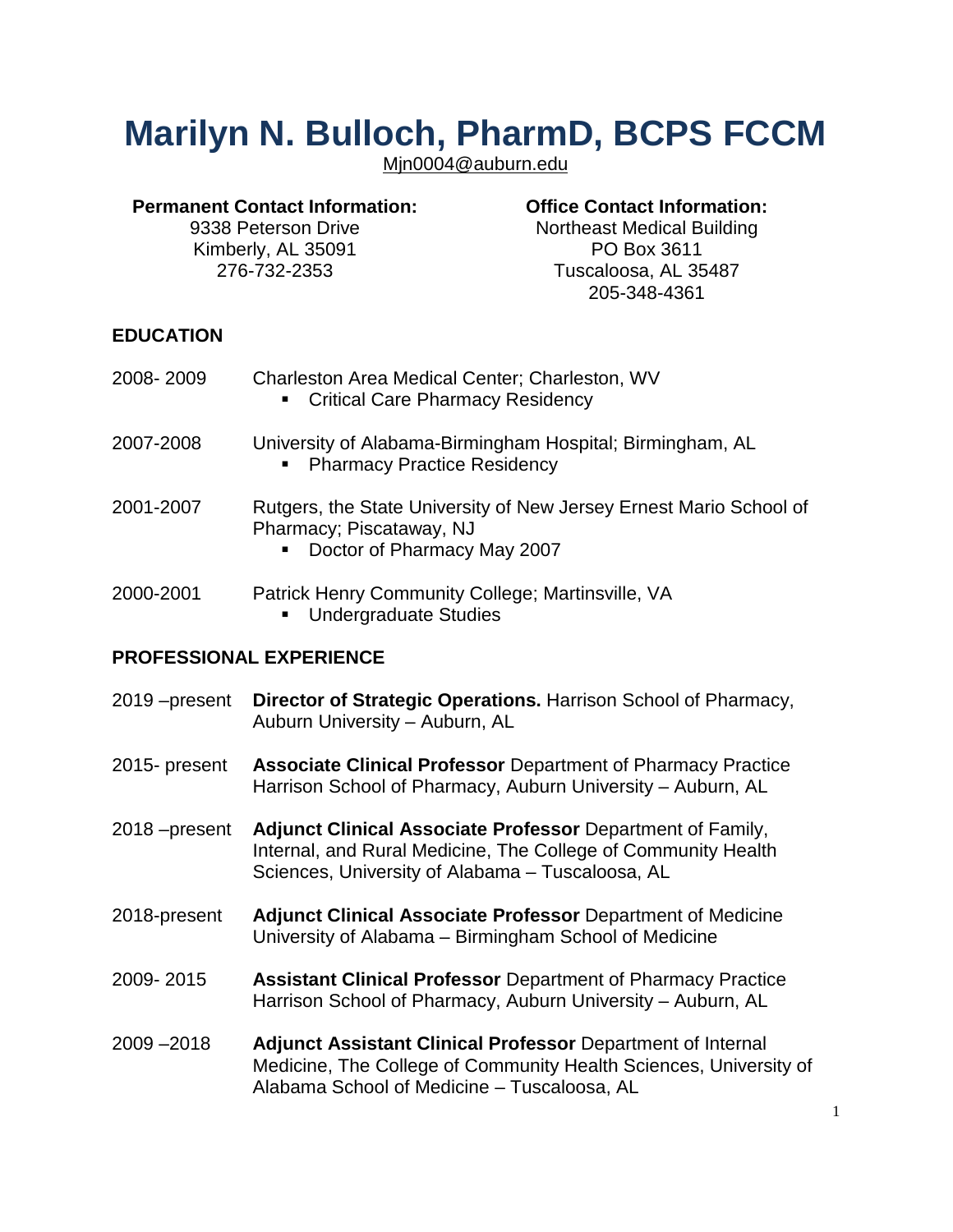# Marilyn N. Bulloch, PharmD, BCPS FCCM

Mjn0004@auburn.edu

**Permanent Contact Information:**
9338 Peterson Drive
Kimberly, AL 35091
276-732-2353

**Office Contact Information:**
Northeast Medical Building
PO Box 3611
Tuscaloosa, AL 35487
205-348-4361

## EDUCATION

2008- 2009 Charleston Area Medical Center; Charleston, WV
- Critical Care Pharmacy Residency

2007-2008 University of Alabama-Birmingham Hospital; Birmingham, AL
- Pharmacy Practice Residency

2001-2007 Rutgers, the State University of New Jersey Ernest Mario School of Pharmacy; Piscataway, NJ
- Doctor of Pharmacy May 2007

2000-2001 Patrick Henry Community College; Martinsville, VA
- Undergraduate Studies

## PROFESSIONAL EXPERIENCE

2019 –present **Director of Strategic Operations.** Harrison School of Pharmacy, Auburn University – Auburn, AL

2015- present **Associate Clinical Professor** Department of Pharmacy Practice Harrison School of Pharmacy, Auburn University – Auburn, AL

2018 –present **Adjunct Clinical Associate Professor** Department of Family, Internal, and Rural Medicine, The College of Community Health Sciences, University of Alabama – Tuscaloosa, AL

2018-present **Adjunct Clinical Associate Professor** Department of Medicine University of Alabama – Birmingham School of Medicine

2009- 2015 **Assistant Clinical Professor** Department of Pharmacy Practice Harrison School of Pharmacy, Auburn University – Auburn, AL

2009 –2018 **Adjunct Assistant Clinical Professor** Department of Internal Medicine, The College of Community Health Sciences, University of Alabama School of Medicine – Tuscaloosa, AL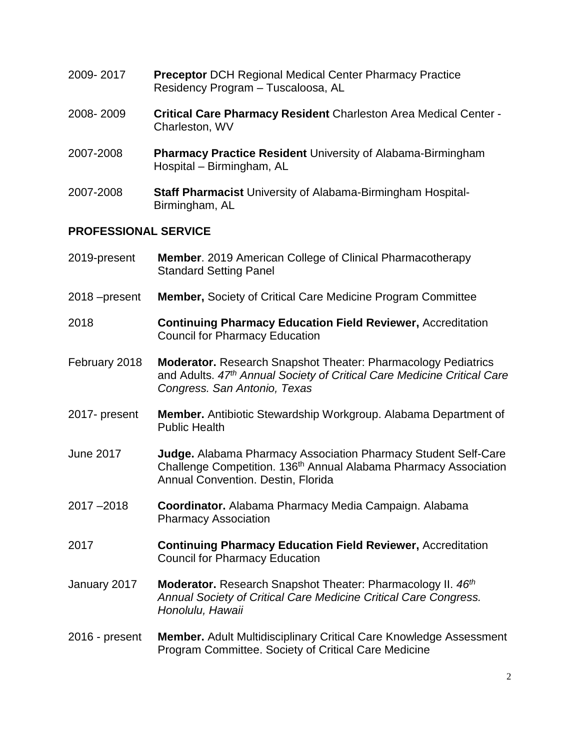2009- 2017 **Preceptor** DCH Regional Medical Center Pharmacy Practice Residency Program – Tuscaloosa, AL

2008- 2009 **Critical Care Pharmacy Resident** Charleston Area Medical Center - Charleston, WV

2007-2008 **Pharmacy Practice Resident** University of Alabama-Birmingham Hospital – Birmingham, AL

2007-2008 **Staff Pharmacist** University of Alabama-Birmingham Hospital-Birmingham, AL

## PROFESSIONAL SERVICE

2019-present **Member**. 2019 American College of Clinical Pharmacotherapy Standard Setting Panel

2018 –present **Member,** Society of Critical Care Medicine Program Committee

2018 **Continuing Pharmacy Education Field Reviewer,** Accreditation Council for Pharmacy Education

February 2018 **Moderator.** Research Snapshot Theater: Pharmacology Pediatrics and Adults. *47th Annual Society of Critical Care Medicine Critical Care Congress. San Antonio, Texas*

2017- present **Member.** Antibiotic Stewardship Workgroup. Alabama Department of Public Health

June 2017 **Judge.** Alabama Pharmacy Association Pharmacy Student Self-Care Challenge Competition. 136th Annual Alabama Pharmacy Association Annual Convention. Destin, Florida

2017 –2018 **Coordinator.** Alabama Pharmacy Media Campaign. Alabama Pharmacy Association

2017 **Continuing Pharmacy Education Field Reviewer,** Accreditation Council for Pharmacy Education

January 2017 **Moderator.** Research Snapshot Theater: Pharmacology II. *46th Annual Society of Critical Care Medicine Critical Care Congress. Honolulu, Hawaii*

2016 - present **Member.** Adult Multidisciplinary Critical Care Knowledge Assessment Program Committee. Society of Critical Care Medicine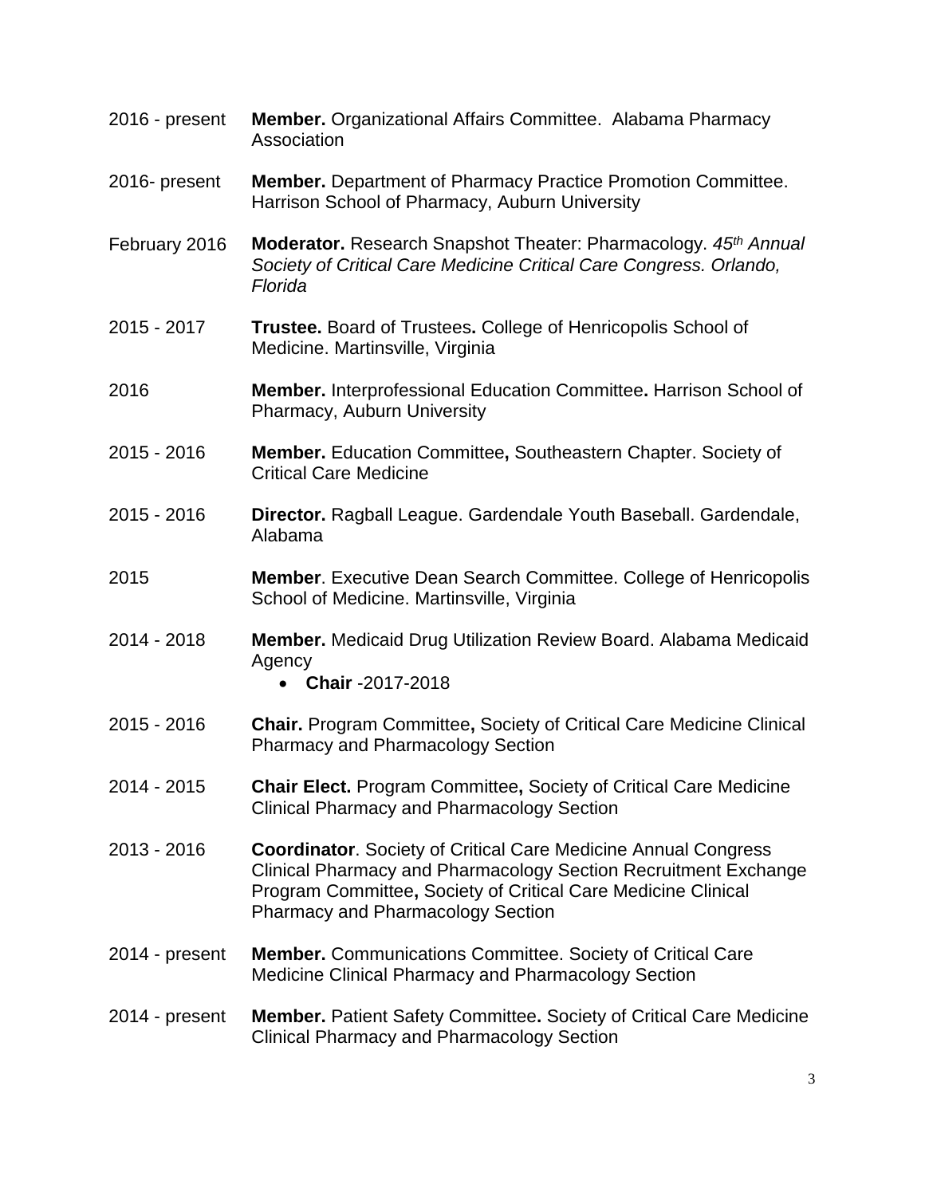2016 - present **Member.** Organizational Affairs Committee. Alabama Pharmacy Association

2016- present **Member.** Department of Pharmacy Practice Promotion Committee. Harrison School of Pharmacy, Auburn University

February 2016 **Moderator.** Research Snapshot Theater: Pharmacology. *45th Annual Society of Critical Care Medicine Critical Care Congress. Orlando, Florida*

2015 - 2017 **Trustee.** Board of Trustees**.** College of Henricopolis School of Medicine. Martinsville, Virginia

2016 **Member.** Interprofessional Education Committee**.** Harrison School of Pharmacy, Auburn University

2015 - 2016 **Member.** Education Committee**,** Southeastern Chapter. Society of Critical Care Medicine

2015 - 2016 **Director.** Ragball League. Gardendale Youth Baseball. Gardendale, Alabama

2015 **Member**. Executive Dean Search Committee. College of Henricopolis School of Medicine. Martinsville, Virginia

2014 - 2018 **Member.** Medicaid Drug Utilization Review Board. Alabama Medicaid Agency

- **Chair** -2017-2018

2015 - 2016 **Chair.** Program Committee**,** Society of Critical Care Medicine Clinical Pharmacy and Pharmacology Section

2014 - 2015 **Chair Elect.** Program Committee**,** Society of Critical Care Medicine Clinical Pharmacy and Pharmacology Section

2013 - 2016 **Coordinator**. Society of Critical Care Medicine Annual Congress Clinical Pharmacy and Pharmacology Section Recruitment Exchange Program Committee**,** Society of Critical Care Medicine Clinical Pharmacy and Pharmacology Section

2014 - present **Member.** Communications Committee. Society of Critical Care Medicine Clinical Pharmacy and Pharmacology Section

2014 - present **Member.** Patient Safety Committee**.** Society of Critical Care Medicine Clinical Pharmacy and Pharmacology Section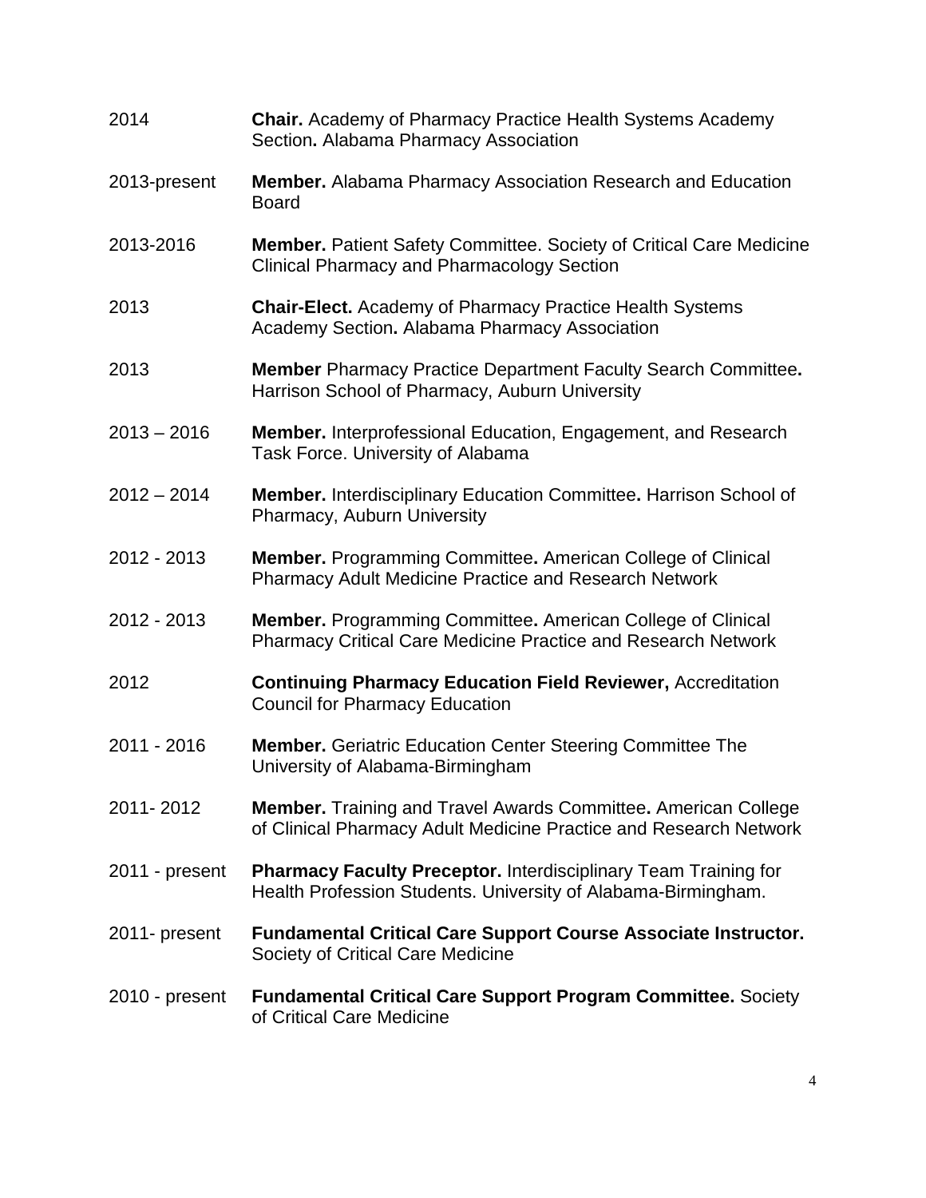| | |
|---|---|
| 2014 | **Chair.** Academy of Pharmacy Practice Health Systems Academy Section**.** Alabama Pharmacy Association |
| 2013-present | **Member.** Alabama Pharmacy Association Research and Education Board |
| 2013-2016 | **Member.** Patient Safety Committee. Society of Critical Care Medicine Clinical Pharmacy and Pharmacology Section |
| 2013 | **Chair-Elect.** Academy of Pharmacy Practice Health Systems Academy Section**.** Alabama Pharmacy Association |
| 2013 | **Member** Pharmacy Practice Department Faculty Search Committee**.** Harrison School of Pharmacy, Auburn University |
| 2013 – 2016 | **Member.** Interprofessional Education, Engagement, and Research Task Force. University of Alabama |
| 2012 – 2014 | **Member.** Interdisciplinary Education Committee**.** Harrison School of Pharmacy, Auburn University |
| 2012 - 2013 | **Member.** Programming Committee**.** American College of Clinical Pharmacy Adult Medicine Practice and Research Network |
| 2012 - 2013 | **Member.** Programming Committee**.** American College of Clinical Pharmacy Critical Care Medicine Practice and Research Network |
| 2012 | **Continuing Pharmacy Education Field Reviewer,** Accreditation Council for Pharmacy Education |
| 2011 - 2016 | **Member.** Geriatric Education Center Steering Committee The University of Alabama-Birmingham |
| 2011- 2012 | **Member.** Training and Travel Awards Committee**.** American College of Clinical Pharmacy Adult Medicine Practice and Research Network |
| 2011 - present | **Pharmacy Faculty Preceptor.** Interdisciplinary Team Training for Health Profession Students. University of Alabama-Birmingham. |
| 2011- present | **Fundamental Critical Care Support Course Associate Instructor.** Society of Critical Care Medicine |
| 2010 - present | **Fundamental Critical Care Support Program Committee.** Society of Critical Care Medicine |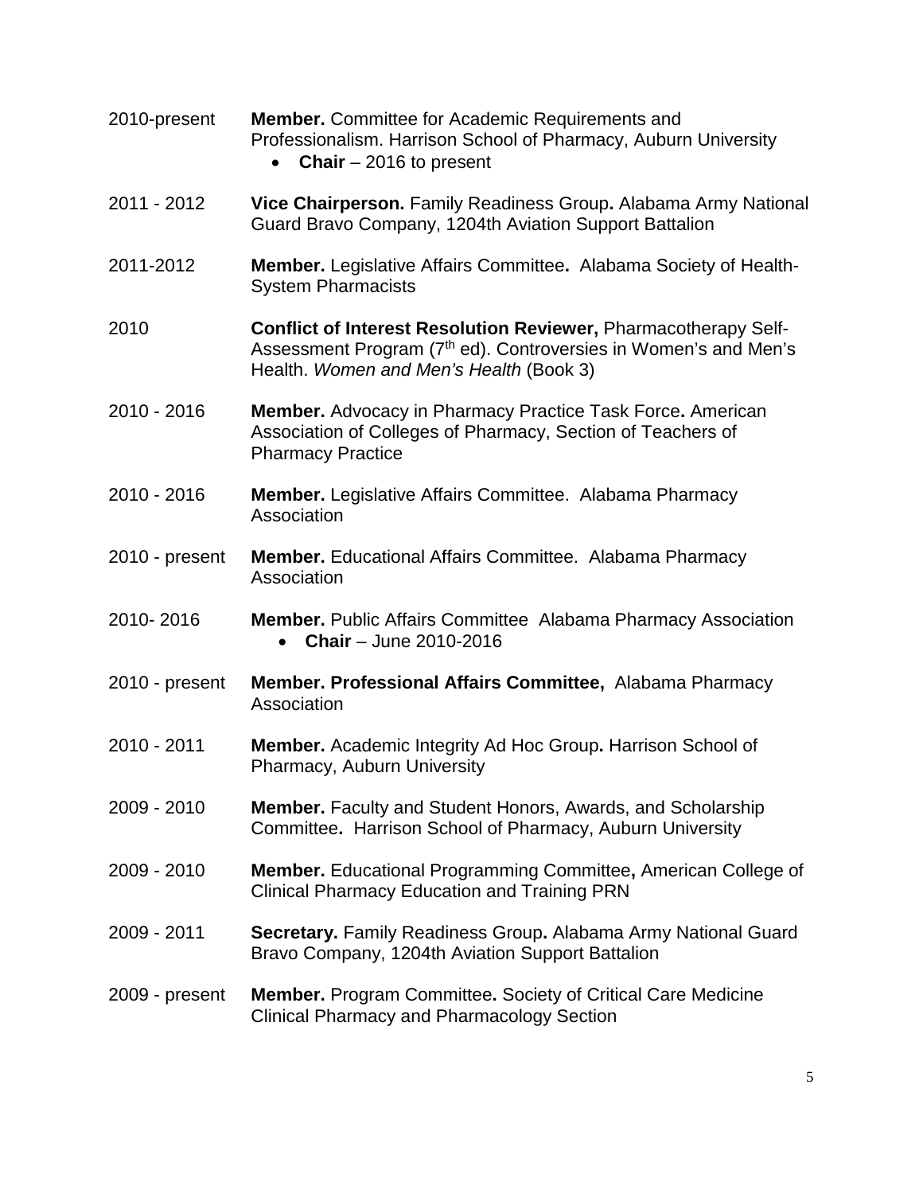2010-present **Member.** Committee for Academic Requirements and Professionalism. Harrison School of Pharmacy, Auburn University

- **Chair** – 2016 to present

2011 - 2012 **Vice Chairperson.** Family Readiness Group**.** Alabama Army National Guard Bravo Company, 1204th Aviation Support Battalion

2011-2012 **Member.** Legislative Affairs Committee**.** Alabama Society of Health-System Pharmacists

2010 **Conflict of Interest Resolution Reviewer,** Pharmacotherapy Self-Assessment Program (7th ed). Controversies in Women's and Men's Health. *Women and Men's Health* (Book 3)

2010 - 2016 **Member.** Advocacy in Pharmacy Practice Task Force**.** American Association of Colleges of Pharmacy, Section of Teachers of Pharmacy Practice

2010 - 2016 **Member.** Legislative Affairs Committee. Alabama Pharmacy Association

2010 - present **Member.** Educational Affairs Committee. Alabama Pharmacy Association

2010- 2016 **Member.** Public Affairs Committee Alabama Pharmacy Association

- **Chair** – June 2010-2016

2010 - present **Member. Professional Affairs Committee,** Alabama Pharmacy Association

2010 - 2011 **Member.** Academic Integrity Ad Hoc Group**.** Harrison School of Pharmacy, Auburn University

2009 - 2010 **Member.** Faculty and Student Honors, Awards, and Scholarship Committee**.** Harrison School of Pharmacy, Auburn University

2009 - 2010 **Member.** Educational Programming Committee**,** American College of Clinical Pharmacy Education and Training PRN

2009 - 2011 **Secretary.** Family Readiness Group**.** Alabama Army National Guard Bravo Company, 1204th Aviation Support Battalion

2009 - present **Member.** Program Committee**.** Society of Critical Care Medicine Clinical Pharmacy and Pharmacology Section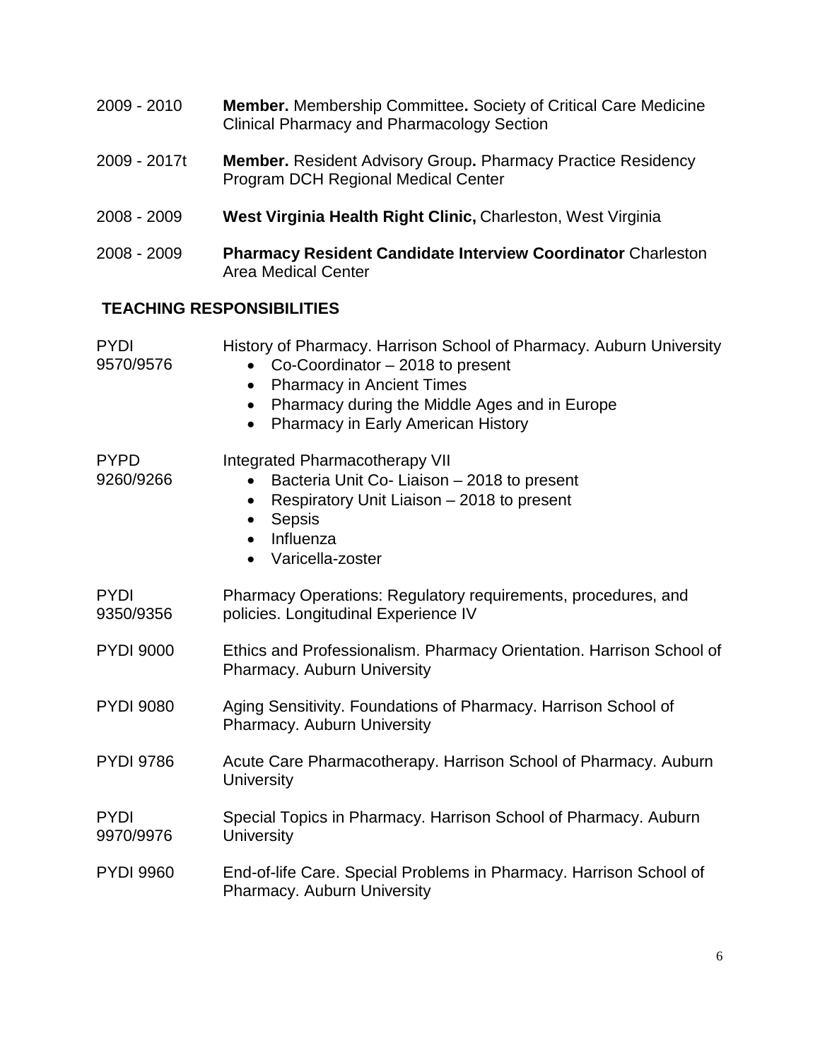2009 - 2010 **Member.** Membership Committee**.** Society of Critical Care Medicine Clinical Pharmacy and Pharmacology Section

2009 - 2017t **Member.** Resident Advisory Group**.** Pharmacy Practice Residency Program DCH Regional Medical Center

2008 - 2009 **West Virginia Health Right Clinic,** Charleston, West Virginia

2008 - 2009 **Pharmacy Resident Candidate Interview Coordinator** Charleston Area Medical Center

## TEACHING RESPONSIBILITIES

PYDI 9570/9576 History of Pharmacy. Harrison School of Pharmacy. Auburn University

- Co-Coordinator – 2018 to present
- Pharmacy in Ancient Times
- Pharmacy during the Middle Ages and in Europe
- Pharmacy in Early American History

PYPD 9260/9266 Integrated Pharmacotherapy VII

- Bacteria Unit Co- Liaison – 2018 to present
- Respiratory Unit Liaison – 2018 to present
- Sepsis
- Influenza
- Varicella-zoster

PYDI 9350/9356 Pharmacy Operations: Regulatory requirements, procedures, and policies. Longitudinal Experience IV

PYDI 9000 Ethics and Professionalism. Pharmacy Orientation. Harrison School of Pharmacy. Auburn University

PYDI 9080 Aging Sensitivity. Foundations of Pharmacy. Harrison School of Pharmacy. Auburn University

PYDI 9786 Acute Care Pharmacotherapy. Harrison School of Pharmacy. Auburn University

PYDI 9970/9976 Special Topics in Pharmacy. Harrison School of Pharmacy. Auburn University

PYDI 9960 End-of-life Care. Special Problems in Pharmacy. Harrison School of Pharmacy. Auburn University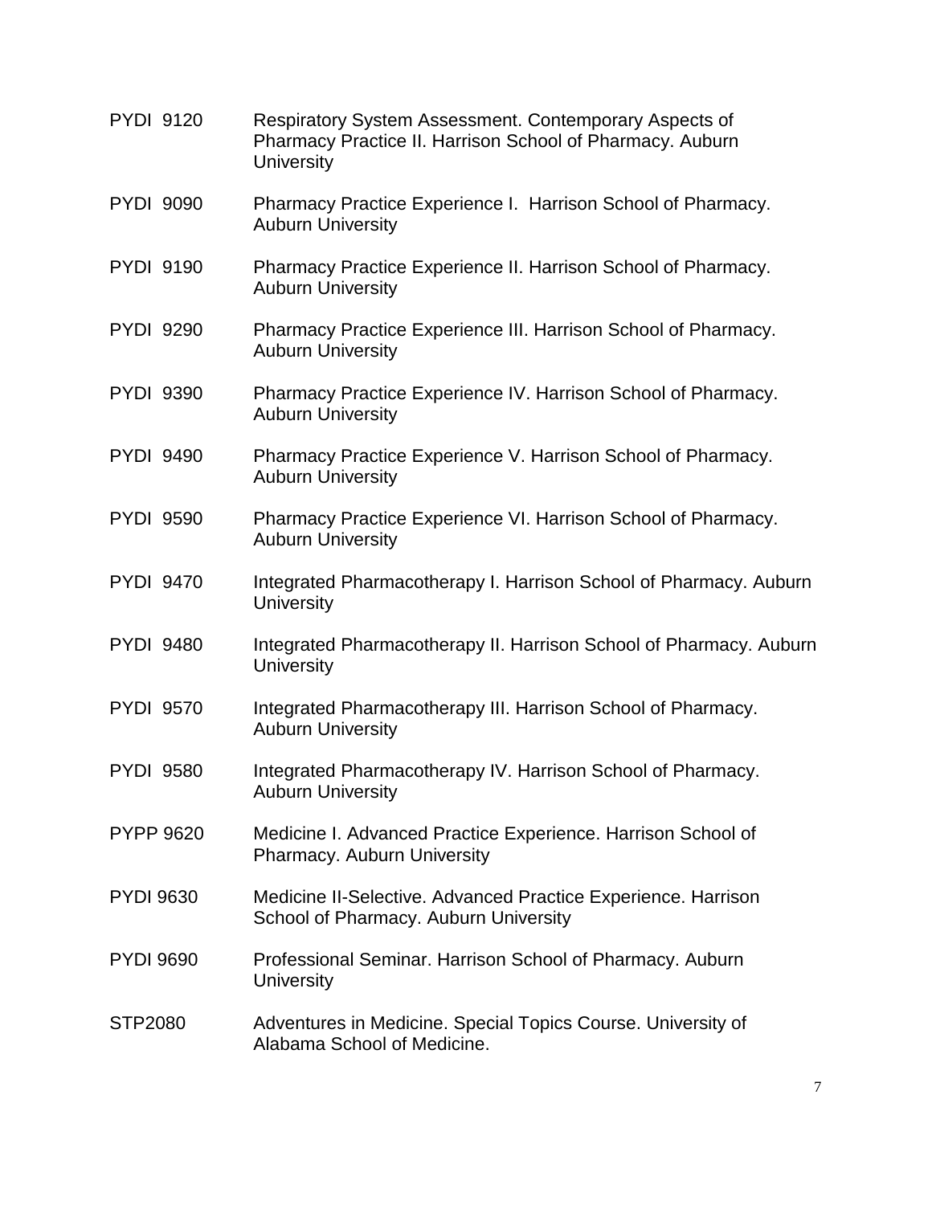| | |
|---|---|
| PYDI 9120 | Respiratory System Assessment. Contemporary Aspects of Pharmacy Practice II. Harrison School of Pharmacy. Auburn University |
| PYDI 9090 | Pharmacy Practice Experience I. Harrison School of Pharmacy. Auburn University |
| PYDI 9190 | Pharmacy Practice Experience II. Harrison School of Pharmacy. Auburn University |
| PYDI 9290 | Pharmacy Practice Experience III. Harrison School of Pharmacy. Auburn University |
| PYDI 9390 | Pharmacy Practice Experience IV. Harrison School of Pharmacy. Auburn University |
| PYDI 9490 | Pharmacy Practice Experience V. Harrison School of Pharmacy. Auburn University |
| PYDI 9590 | Pharmacy Practice Experience VI. Harrison School of Pharmacy. Auburn University |
| PYDI 9470 | Integrated Pharmacotherapy I. Harrison School of Pharmacy. Auburn University |
| PYDI 9480 | Integrated Pharmacotherapy II. Harrison School of Pharmacy. Auburn University |
| PYDI 9570 | Integrated Pharmacotherapy III. Harrison School of Pharmacy. Auburn University |
| PYDI 9580 | Integrated Pharmacotherapy IV. Harrison School of Pharmacy. Auburn University |
| PYPP 9620 | Medicine I. Advanced Practice Experience. Harrison School of Pharmacy. Auburn University |
| PYDI 9630 | Medicine II-Selective. Advanced Practice Experience. Harrison School of Pharmacy. Auburn University |
| PYDI 9690 | Professional Seminar. Harrison School of Pharmacy. Auburn University |
| STP2080 | Adventures in Medicine. Special Topics Course. University of Alabama School of Medicine. |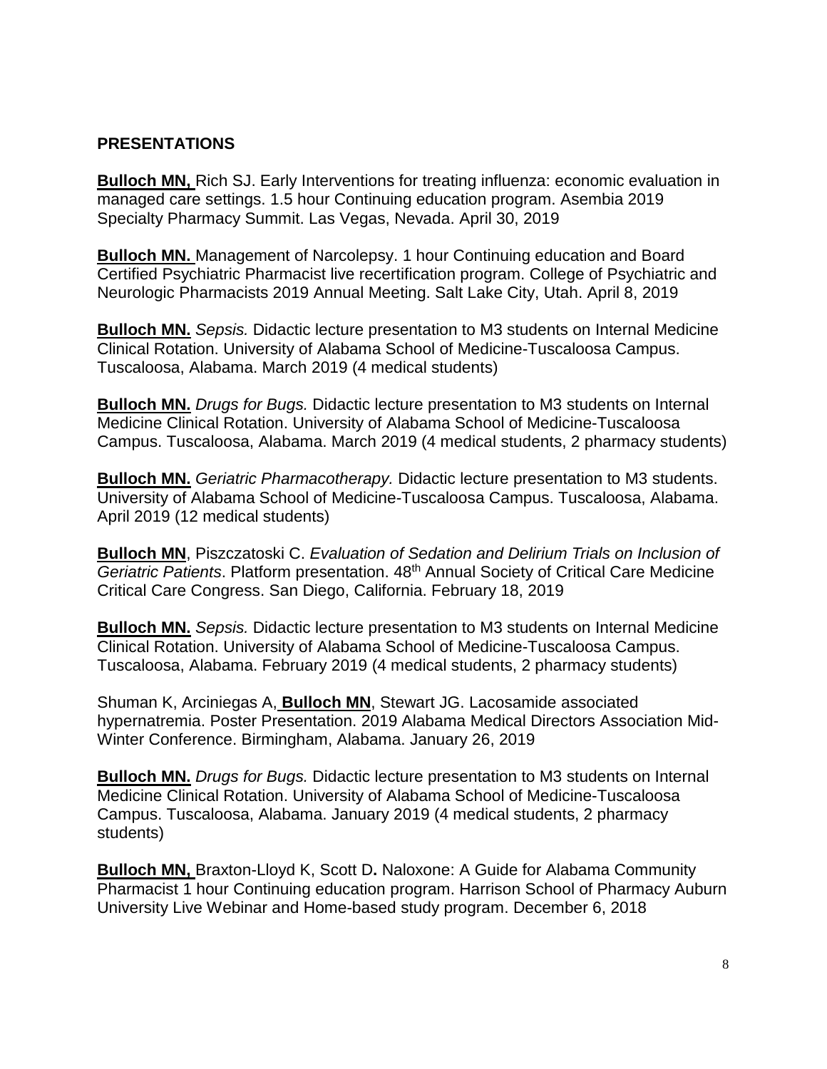## PRESENTATIONS

**Bulloch MN,** Rich SJ. Early Interventions for treating influenza: economic evaluation in managed care settings. 1.5 hour Continuing education program. Asembia 2019 Specialty Pharmacy Summit. Las Vegas, Nevada. April 30, 2019

**Bulloch MN.** Management of Narcolepsy. 1 hour Continuing education and Board Certified Psychiatric Pharmacist live recertification program. College of Psychiatric and Neurologic Pharmacists 2019 Annual Meeting. Salt Lake City, Utah. April 8, 2019

**Bulloch MN.** *Sepsis.* Didactic lecture presentation to M3 students on Internal Medicine Clinical Rotation. University of Alabama School of Medicine-Tuscaloosa Campus. Tuscaloosa, Alabama. March 2019 (4 medical students)

**Bulloch MN.** *Drugs for Bugs.* Didactic lecture presentation to M3 students on Internal Medicine Clinical Rotation. University of Alabama School of Medicine-Tuscaloosa Campus. Tuscaloosa, Alabama. March 2019 (4 medical students, 2 pharmacy students)

**Bulloch MN.** *Geriatric Pharmacotherapy.* Didactic lecture presentation to M3 students. University of Alabama School of Medicine-Tuscaloosa Campus. Tuscaloosa, Alabama. April 2019 (12 medical students)

**Bulloch MN**, Piszczatoski C. *Evaluation of Sedation and Delirium Trials on Inclusion of Geriatric Patients*. Platform presentation. 48th Annual Society of Critical Care Medicine Critical Care Congress. San Diego, California. February 18, 2019

**Bulloch MN.** *Sepsis.* Didactic lecture presentation to M3 students on Internal Medicine Clinical Rotation. University of Alabama School of Medicine-Tuscaloosa Campus. Tuscaloosa, Alabama. February 2019 (4 medical students, 2 pharmacy students)

Shuman K, Arciniegas A, **Bulloch MN**, Stewart JG. Lacosamide associated hypernatremia. Poster Presentation. 2019 Alabama Medical Directors Association Mid-Winter Conference. Birmingham, Alabama. January 26, 2019

**Bulloch MN.** *Drugs for Bugs.* Didactic lecture presentation to M3 students on Internal Medicine Clinical Rotation. University of Alabama School of Medicine-Tuscaloosa Campus. Tuscaloosa, Alabama. January 2019 (4 medical students, 2 pharmacy students)

**Bulloch MN,** Braxton-Lloyd K, Scott D**.** Naloxone: A Guide for Alabama Community Pharmacist 1 hour Continuing education program. Harrison School of Pharmacy Auburn University Live Webinar and Home-based study program. December 6, 2018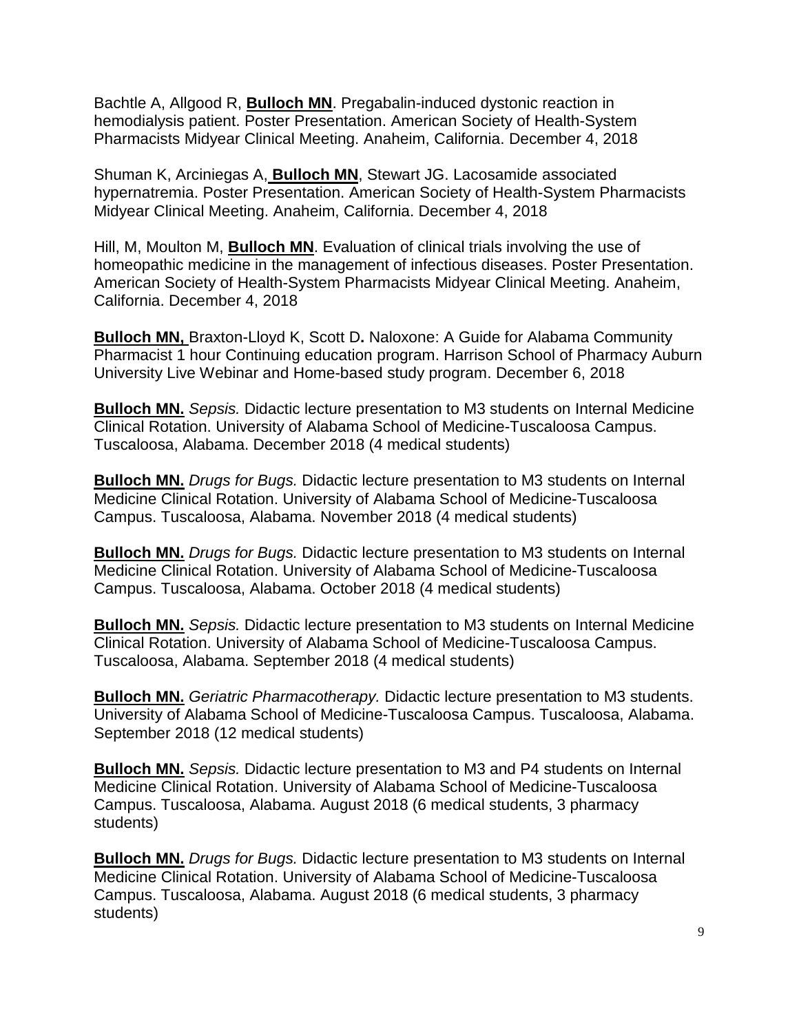Bachtle A, Allgood R, **Bulloch MN**. Pregabalin-induced dystonic reaction in hemodialysis patient. Poster Presentation. American Society of Health-System Pharmacists Midyear Clinical Meeting. Anaheim, California. December 4, 2018

Shuman K, Arciniegas A, **Bulloch MN**, Stewart JG. Lacosamide associated hypernatremia. Poster Presentation. American Society of Health-System Pharmacists Midyear Clinical Meeting. Anaheim, California. December 4, 2018

Hill, M, Moulton M, **Bulloch MN**. Evaluation of clinical trials involving the use of homeopathic medicine in the management of infectious diseases. Poster Presentation. American Society of Health-System Pharmacists Midyear Clinical Meeting. Anaheim, California. December 4, 2018

**Bulloch MN,** Braxton-Lloyd K, Scott D**.** Naloxone: A Guide for Alabama Community Pharmacist 1 hour Continuing education program. Harrison School of Pharmacy Auburn University Live Webinar and Home-based study program. December 6, 2018

**Bulloch MN.** *Sepsis.* Didactic lecture presentation to M3 students on Internal Medicine Clinical Rotation. University of Alabama School of Medicine-Tuscaloosa Campus. Tuscaloosa, Alabama. December 2018 (4 medical students)

**Bulloch MN.** *Drugs for Bugs.* Didactic lecture presentation to M3 students on Internal Medicine Clinical Rotation. University of Alabama School of Medicine-Tuscaloosa Campus. Tuscaloosa, Alabama. November 2018 (4 medical students)

**Bulloch MN.** *Drugs for Bugs.* Didactic lecture presentation to M3 students on Internal Medicine Clinical Rotation. University of Alabama School of Medicine-Tuscaloosa Campus. Tuscaloosa, Alabama. October 2018 (4 medical students)

**Bulloch MN.** *Sepsis.* Didactic lecture presentation to M3 students on Internal Medicine Clinical Rotation. University of Alabama School of Medicine-Tuscaloosa Campus. Tuscaloosa, Alabama. September 2018 (4 medical students)

**Bulloch MN.** *Geriatric Pharmacotherapy.* Didactic lecture presentation to M3 students. University of Alabama School of Medicine-Tuscaloosa Campus. Tuscaloosa, Alabama. September 2018 (12 medical students)

**Bulloch MN.** *Sepsis.* Didactic lecture presentation to M3 and P4 students on Internal Medicine Clinical Rotation. University of Alabama School of Medicine-Tuscaloosa Campus. Tuscaloosa, Alabama. August 2018 (6 medical students, 3 pharmacy students)

**Bulloch MN.** *Drugs for Bugs.* Didactic lecture presentation to M3 students on Internal Medicine Clinical Rotation. University of Alabama School of Medicine-Tuscaloosa Campus. Tuscaloosa, Alabama. August 2018 (6 medical students, 3 pharmacy students)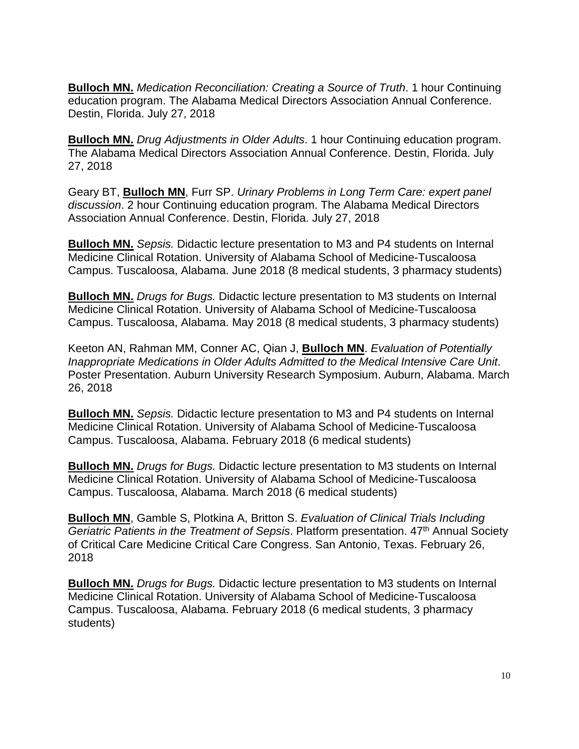**Bulloch MN.** *Medication Reconciliation: Creating a Source of Truth*. 1 hour Continuing education program. The Alabama Medical Directors Association Annual Conference. Destin, Florida. July 27, 2018

**Bulloch MN.** *Drug Adjustments in Older Adults*. 1 hour Continuing education program. The Alabama Medical Directors Association Annual Conference. Destin, Florida. July 27, 2018

Geary BT, **Bulloch MN**, Furr SP. *Urinary Problems in Long Term Care: expert panel discussion*. 2 hour Continuing education program. The Alabama Medical Directors Association Annual Conference. Destin, Florida. July 27, 2018

**Bulloch MN.** *Sepsis.* Didactic lecture presentation to M3 and P4 students on Internal Medicine Clinical Rotation. University of Alabama School of Medicine-Tuscaloosa Campus. Tuscaloosa, Alabama. June 2018 (8 medical students, 3 pharmacy students)

**Bulloch MN.** *Drugs for Bugs.* Didactic lecture presentation to M3 students on Internal Medicine Clinical Rotation. University of Alabama School of Medicine-Tuscaloosa Campus. Tuscaloosa, Alabama. May 2018 (8 medical students, 3 pharmacy students)

Keeton AN, Rahman MM, Conner AC, Qian J, **Bulloch MN**. *Evaluation of Potentially Inappropriate Medications in Older Adults Admitted to the Medical Intensive Care Unit*. Poster Presentation. Auburn University Research Symposium. Auburn, Alabama. March 26, 2018

**Bulloch MN.** *Sepsis.* Didactic lecture presentation to M3 and P4 students on Internal Medicine Clinical Rotation. University of Alabama School of Medicine-Tuscaloosa Campus. Tuscaloosa, Alabama. February 2018 (6 medical students)

**Bulloch MN.** *Drugs for Bugs.* Didactic lecture presentation to M3 students on Internal Medicine Clinical Rotation. University of Alabama School of Medicine-Tuscaloosa Campus. Tuscaloosa, Alabama. March 2018 (6 medical students)

**Bulloch MN**, Gamble S, Plotkina A, Britton S. *Evaluation of Clinical Trials Including Geriatric Patients in the Treatment of Sepsis*. Platform presentation. 47th Annual Society of Critical Care Medicine Critical Care Congress. San Antonio, Texas. February 26, 2018

**Bulloch MN.** *Drugs for Bugs.* Didactic lecture presentation to M3 students on Internal Medicine Clinical Rotation. University of Alabama School of Medicine-Tuscaloosa Campus. Tuscaloosa, Alabama. February 2018 (6 medical students, 3 pharmacy students)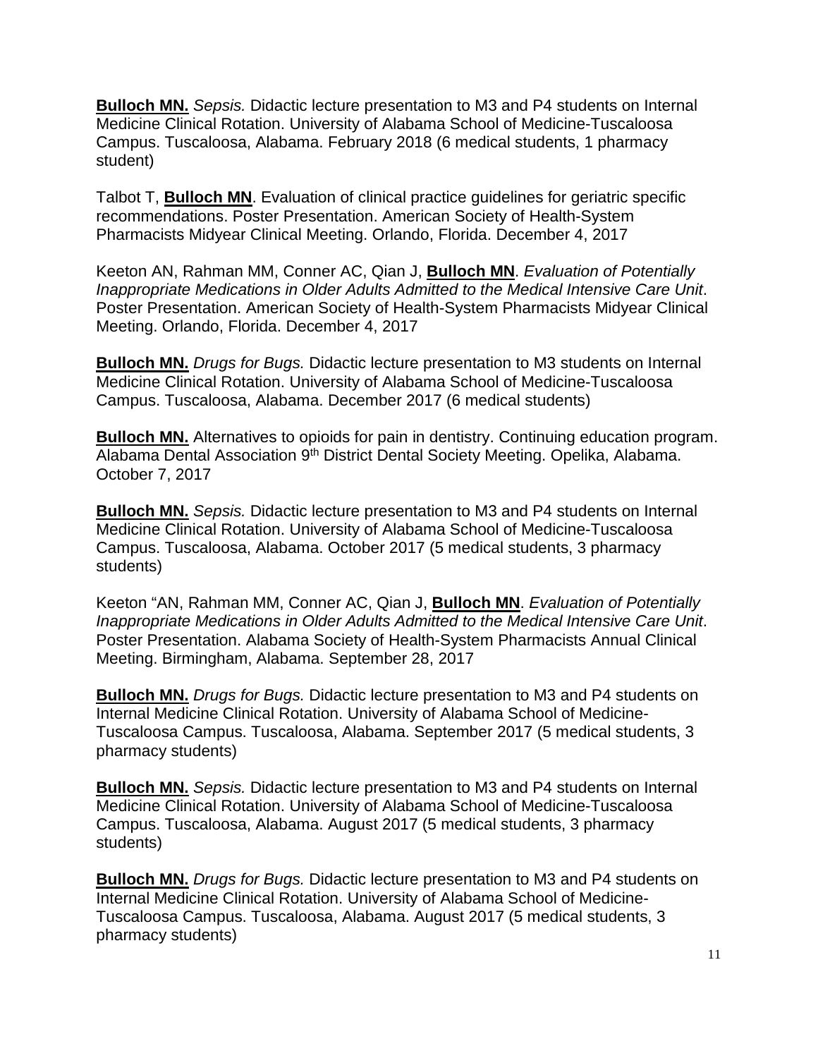**Bulloch MN.** *Sepsis.* Didactic lecture presentation to M3 and P4 students on Internal Medicine Clinical Rotation. University of Alabama School of Medicine-Tuscaloosa Campus. Tuscaloosa, Alabama. February 2018 (6 medical students, 1 pharmacy student)

Talbot T, **Bulloch MN**. Evaluation of clinical practice guidelines for geriatric specific recommendations. Poster Presentation. American Society of Health-System Pharmacists Midyear Clinical Meeting. Orlando, Florida. December 4, 2017

Keeton AN, Rahman MM, Conner AC, Qian J, **Bulloch MN**. *Evaluation of Potentially Inappropriate Medications in Older Adults Admitted to the Medical Intensive Care Unit*. Poster Presentation. American Society of Health-System Pharmacists Midyear Clinical Meeting. Orlando, Florida. December 4, 2017

**Bulloch MN.** *Drugs for Bugs.* Didactic lecture presentation to M3 students on Internal Medicine Clinical Rotation. University of Alabama School of Medicine-Tuscaloosa Campus. Tuscaloosa, Alabama. December 2017 (6 medical students)

**Bulloch MN.** Alternatives to opioids for pain in dentistry. Continuing education program. Alabama Dental Association 9th District Dental Society Meeting. Opelika, Alabama. October 7, 2017

**Bulloch MN.** *Sepsis.* Didactic lecture presentation to M3 and P4 students on Internal Medicine Clinical Rotation. University of Alabama School of Medicine-Tuscaloosa Campus. Tuscaloosa, Alabama. October 2017 (5 medical students, 3 pharmacy students)

Keeton "AN, Rahman MM, Conner AC, Qian J, **Bulloch MN**. *Evaluation of Potentially Inappropriate Medications in Older Adults Admitted to the Medical Intensive Care Unit*. Poster Presentation. Alabama Society of Health-System Pharmacists Annual Clinical Meeting. Birmingham, Alabama. September 28, 2017

**Bulloch MN.** *Drugs for Bugs.* Didactic lecture presentation to M3 and P4 students on Internal Medicine Clinical Rotation. University of Alabama School of Medicine-Tuscaloosa Campus. Tuscaloosa, Alabama. September 2017 (5 medical students, 3 pharmacy students)

**Bulloch MN.** *Sepsis.* Didactic lecture presentation to M3 and P4 students on Internal Medicine Clinical Rotation. University of Alabama School of Medicine-Tuscaloosa Campus. Tuscaloosa, Alabama. August 2017 (5 medical students, 3 pharmacy students)

**Bulloch MN.** *Drugs for Bugs.* Didactic lecture presentation to M3 and P4 students on Internal Medicine Clinical Rotation. University of Alabama School of Medicine-Tuscaloosa Campus. Tuscaloosa, Alabama. August 2017 (5 medical students, 3 pharmacy students)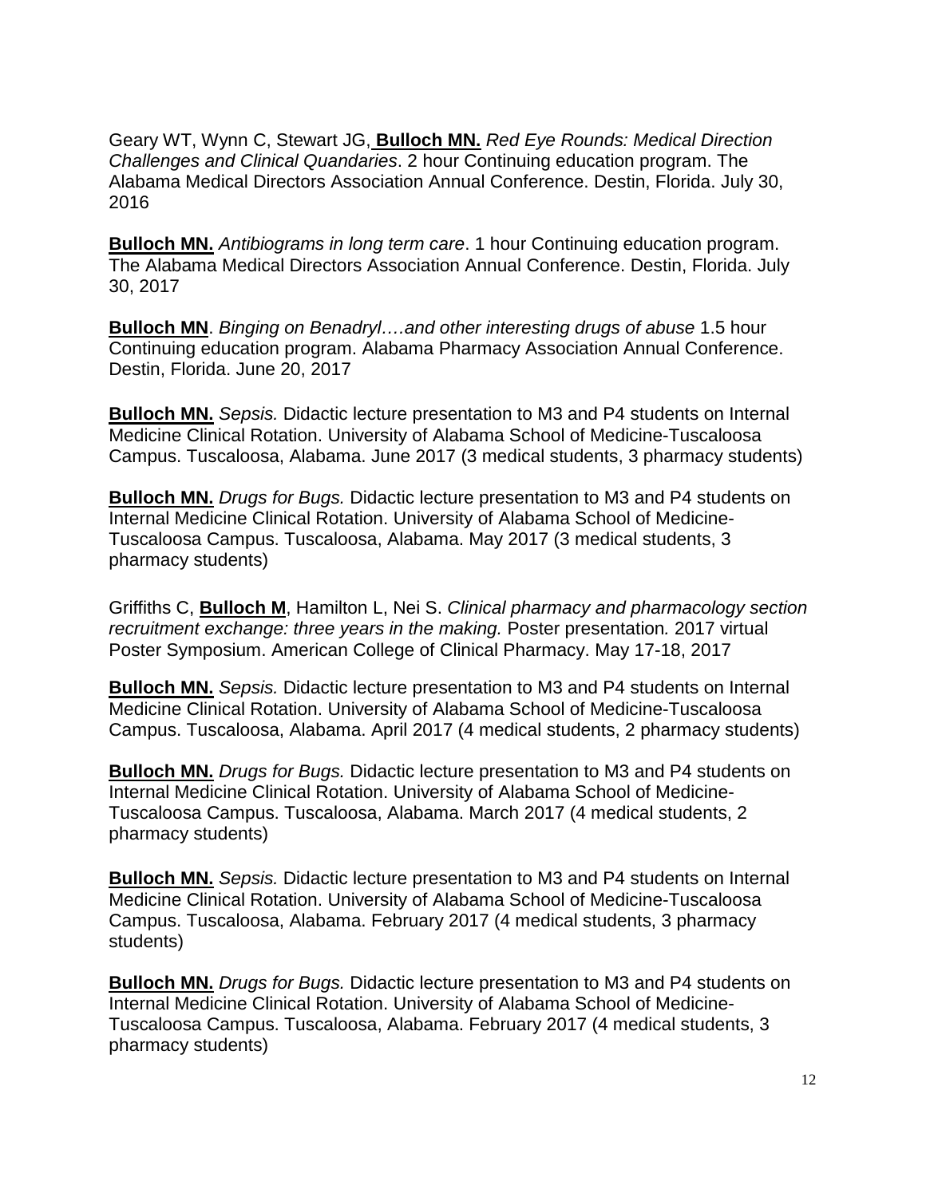Geary WT, Wynn C, Stewart JG, **Bulloch MN.** *Red Eye Rounds: Medical Direction Challenges and Clinical Quandaries*. 2 hour Continuing education program. The Alabama Medical Directors Association Annual Conference. Destin, Florida. July 30, 2016

**Bulloch MN.** *Antibiograms in long term care*. 1 hour Continuing education program. The Alabama Medical Directors Association Annual Conference. Destin, Florida. July 30, 2017

**Bulloch MN**. *Binging on Benadryl….and other interesting drugs of abuse* 1.5 hour Continuing education program. Alabama Pharmacy Association Annual Conference. Destin, Florida. June 20, 2017

**Bulloch MN.** *Sepsis.* Didactic lecture presentation to M3 and P4 students on Internal Medicine Clinical Rotation. University of Alabama School of Medicine-Tuscaloosa Campus. Tuscaloosa, Alabama. June 2017 (3 medical students, 3 pharmacy students)

**Bulloch MN.** *Drugs for Bugs.* Didactic lecture presentation to M3 and P4 students on Internal Medicine Clinical Rotation. University of Alabama School of Medicine-Tuscaloosa Campus. Tuscaloosa, Alabama. May 2017 (3 medical students, 3 pharmacy students)

Griffiths C, **Bulloch M**, Hamilton L, Nei S. *Clinical pharmacy and pharmacology section recruitment exchange: three years in the making.* Poster presentation*.* 2017 virtual Poster Symposium. American College of Clinical Pharmacy. May 17-18, 2017

**Bulloch MN.** *Sepsis.* Didactic lecture presentation to M3 and P4 students on Internal Medicine Clinical Rotation. University of Alabama School of Medicine-Tuscaloosa Campus. Tuscaloosa, Alabama. April 2017 (4 medical students, 2 pharmacy students)

**Bulloch MN.** *Drugs for Bugs.* Didactic lecture presentation to M3 and P4 students on Internal Medicine Clinical Rotation. University of Alabama School of Medicine-Tuscaloosa Campus. Tuscaloosa, Alabama. March 2017 (4 medical students, 2 pharmacy students)

**Bulloch MN.** *Sepsis.* Didactic lecture presentation to M3 and P4 students on Internal Medicine Clinical Rotation. University of Alabama School of Medicine-Tuscaloosa Campus. Tuscaloosa, Alabama. February 2017 (4 medical students, 3 pharmacy students)

**Bulloch MN.** *Drugs for Bugs.* Didactic lecture presentation to M3 and P4 students on Internal Medicine Clinical Rotation. University of Alabama School of Medicine-Tuscaloosa Campus. Tuscaloosa, Alabama. February 2017 (4 medical students, 3 pharmacy students)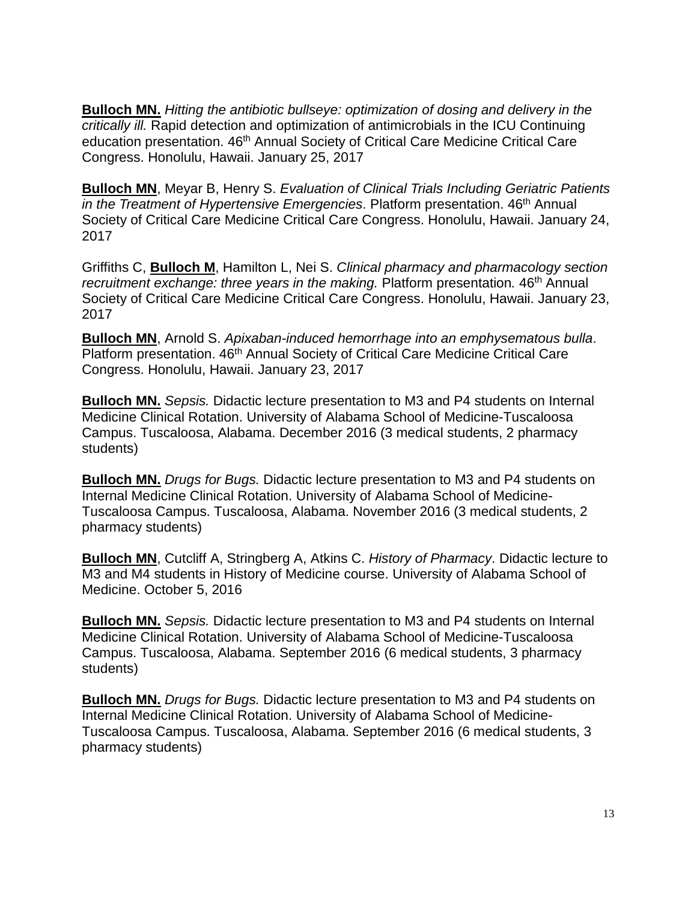**Bulloch MN.** *Hitting the antibiotic bullseye: optimization of dosing and delivery in the critically ill.* Rapid detection and optimization of antimicrobials in the ICU Continuing education presentation. 46th Annual Society of Critical Care Medicine Critical Care Congress. Honolulu, Hawaii. January 25, 2017

**Bulloch MN**, Meyar B, Henry S. *Evaluation of Clinical Trials Including Geriatric Patients in the Treatment of Hypertensive Emergencies*. Platform presentation. 46th Annual Society of Critical Care Medicine Critical Care Congress. Honolulu, Hawaii. January 24, 2017

Griffiths C, **Bulloch M**, Hamilton L, Nei S. *Clinical pharmacy and pharmacology section recruitment exchange: three years in the making.* Platform presentation*.* 46th Annual Society of Critical Care Medicine Critical Care Congress. Honolulu, Hawaii. January 23, 2017

**Bulloch MN**, Arnold S. *Apixaban-induced hemorrhage into an emphysematous bulla*. Platform presentation. 46th Annual Society of Critical Care Medicine Critical Care Congress. Honolulu, Hawaii. January 23, 2017

**Bulloch MN.** *Sepsis.* Didactic lecture presentation to M3 and P4 students on Internal Medicine Clinical Rotation. University of Alabama School of Medicine-Tuscaloosa Campus. Tuscaloosa, Alabama. December 2016 (3 medical students, 2 pharmacy students)

**Bulloch MN.** *Drugs for Bugs.* Didactic lecture presentation to M3 and P4 students on Internal Medicine Clinical Rotation. University of Alabama School of Medicine-Tuscaloosa Campus. Tuscaloosa, Alabama. November 2016 (3 medical students, 2 pharmacy students)

**Bulloch MN**, Cutcliff A, Stringberg A, Atkins C. *History of Pharmacy*. Didactic lecture to M3 and M4 students in History of Medicine course. University of Alabama School of Medicine. October 5, 2016

**Bulloch MN.** *Sepsis.* Didactic lecture presentation to M3 and P4 students on Internal Medicine Clinical Rotation. University of Alabama School of Medicine-Tuscaloosa Campus. Tuscaloosa, Alabama. September 2016 (6 medical students, 3 pharmacy students)

**Bulloch MN.** *Drugs for Bugs.* Didactic lecture presentation to M3 and P4 students on Internal Medicine Clinical Rotation. University of Alabama School of Medicine-Tuscaloosa Campus. Tuscaloosa, Alabama. September 2016 (6 medical students, 3 pharmacy students)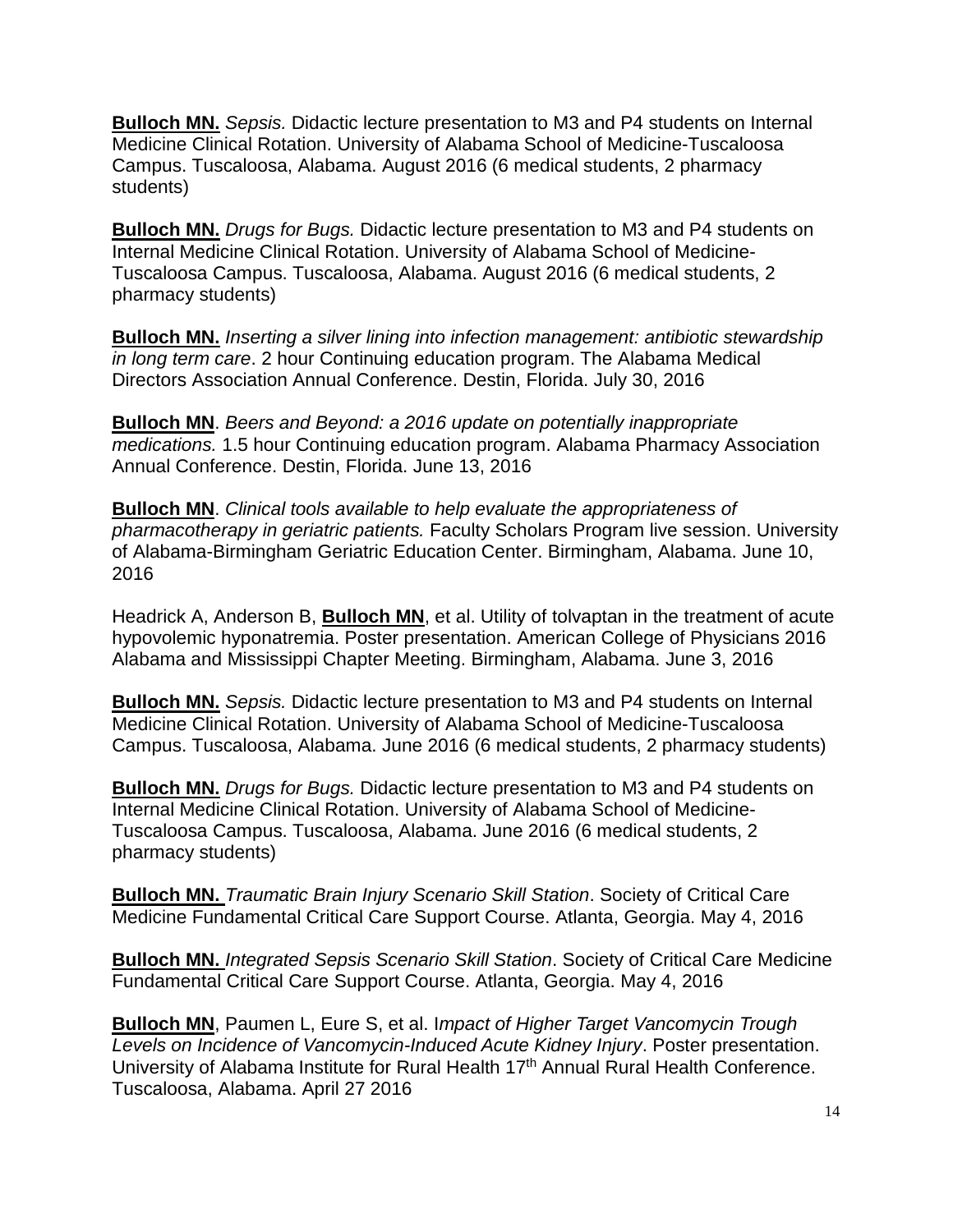**Bulloch MN.** *Sepsis.* Didactic lecture presentation to M3 and P4 students on Internal Medicine Clinical Rotation. University of Alabama School of Medicine-Tuscaloosa Campus. Tuscaloosa, Alabama. August 2016 (6 medical students, 2 pharmacy students)

**Bulloch MN.** *Drugs for Bugs.* Didactic lecture presentation to M3 and P4 students on Internal Medicine Clinical Rotation. University of Alabama School of Medicine-Tuscaloosa Campus. Tuscaloosa, Alabama. August 2016 (6 medical students, 2 pharmacy students)

**Bulloch MN.** *Inserting a silver lining into infection management: antibiotic stewardship in long term care*. 2 hour Continuing education program. The Alabama Medical Directors Association Annual Conference. Destin, Florida. July 30, 2016

**Bulloch MN**. *Beers and Beyond: a 2016 update on potentially inappropriate medications.* 1.5 hour Continuing education program. Alabama Pharmacy Association Annual Conference. Destin, Florida. June 13, 2016

**Bulloch MN**. *Clinical tools available to help evaluate the appropriateness of pharmacotherapy in geriatric patients.* Faculty Scholars Program live session. University of Alabama-Birmingham Geriatric Education Center. Birmingham, Alabama. June 10, 2016

Headrick A, Anderson B, **Bulloch MN**, et al. Utility of tolvaptan in the treatment of acute hypovolemic hyponatremia. Poster presentation. American College of Physicians 2016 Alabama and Mississippi Chapter Meeting. Birmingham, Alabama. June 3, 2016

**Bulloch MN.** *Sepsis.* Didactic lecture presentation to M3 and P4 students on Internal Medicine Clinical Rotation. University of Alabama School of Medicine-Tuscaloosa Campus. Tuscaloosa, Alabama. June 2016 (6 medical students, 2 pharmacy students)

**Bulloch MN.** *Drugs for Bugs.* Didactic lecture presentation to M3 and P4 students on Internal Medicine Clinical Rotation. University of Alabama School of Medicine-Tuscaloosa Campus. Tuscaloosa, Alabama. June 2016 (6 medical students, 2 pharmacy students)

**Bulloch MN.** *Traumatic Brain Injury Scenario Skill Station*. Society of Critical Care Medicine Fundamental Critical Care Support Course. Atlanta, Georgia. May 4, 2016

**Bulloch MN.** *Integrated Sepsis Scenario Skill Station*. Society of Critical Care Medicine Fundamental Critical Care Support Course. Atlanta, Georgia. May 4, 2016

**Bulloch MN**, Paumen L, Eure S, et al. I*mpact of Higher Target Vancomycin Trough Levels on Incidence of Vancomycin-Induced Acute Kidney Injury*. Poster presentation. University of Alabama Institute for Rural Health 17th Annual Rural Health Conference. Tuscaloosa, Alabama. April 27 2016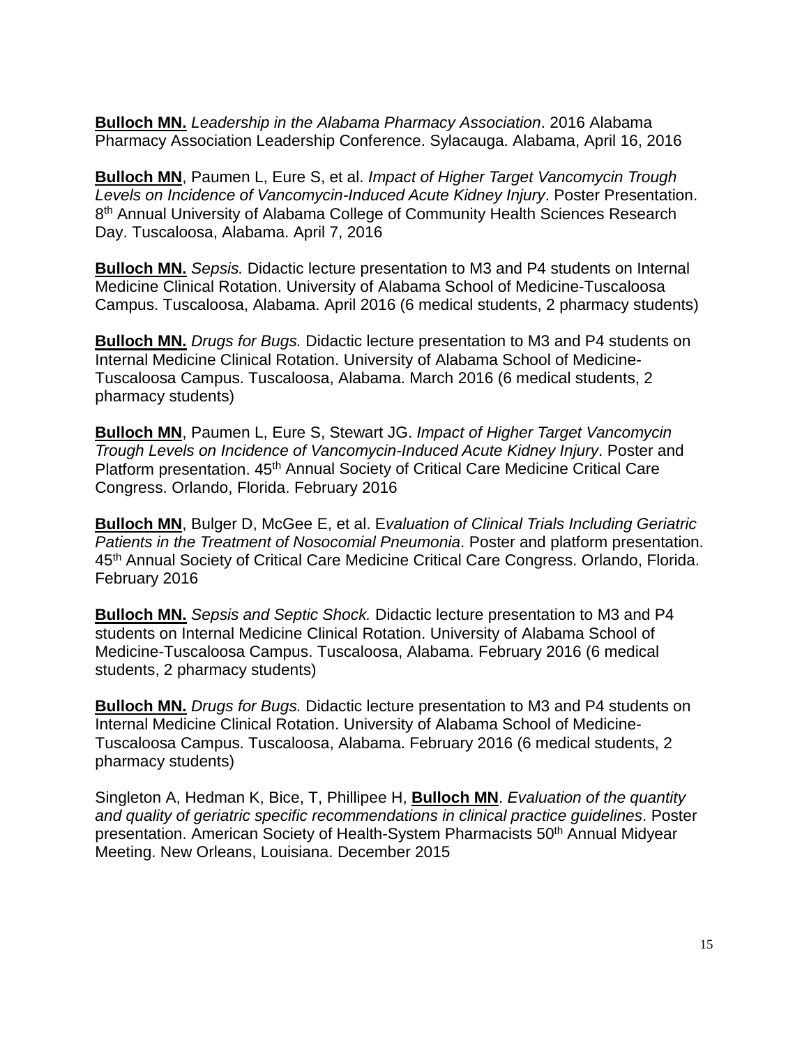**Bulloch MN.** *Leadership in the Alabama Pharmacy Association*. 2016 Alabama Pharmacy Association Leadership Conference. Sylacauga. Alabama, April 16, 2016

**Bulloch MN**, Paumen L, Eure S, et al. *Impact of Higher Target Vancomycin Trough Levels on Incidence of Vancomycin-Induced Acute Kidney Injury*. Poster Presentation. 8th Annual University of Alabama College of Community Health Sciences Research Day. Tuscaloosa, Alabama. April 7, 2016

**Bulloch MN.** *Sepsis.* Didactic lecture presentation to M3 and P4 students on Internal Medicine Clinical Rotation. University of Alabama School of Medicine-Tuscaloosa Campus. Tuscaloosa, Alabama. April 2016 (6 medical students, 2 pharmacy students)

**Bulloch MN.** *Drugs for Bugs.* Didactic lecture presentation to M3 and P4 students on Internal Medicine Clinical Rotation. University of Alabama School of Medicine-Tuscaloosa Campus. Tuscaloosa, Alabama. March 2016 (6 medical students, 2 pharmacy students)

**Bulloch MN**, Paumen L, Eure S, Stewart JG. *Impact of Higher Target Vancomycin Trough Levels on Incidence of Vancomycin-Induced Acute Kidney Injury*. Poster and Platform presentation. 45th Annual Society of Critical Care Medicine Critical Care Congress. Orlando, Florida. February 2016

**Bulloch MN**, Bulger D, McGee E, et al. E*valuation of Clinical Trials Including Geriatric Patients in the Treatment of Nosocomial Pneumonia*. Poster and platform presentation. 45th Annual Society of Critical Care Medicine Critical Care Congress. Orlando, Florida. February 2016

**Bulloch MN.** *Sepsis and Septic Shock.* Didactic lecture presentation to M3 and P4 students on Internal Medicine Clinical Rotation. University of Alabama School of Medicine-Tuscaloosa Campus. Tuscaloosa, Alabama. February 2016 (6 medical students, 2 pharmacy students)

**Bulloch MN.** *Drugs for Bugs.* Didactic lecture presentation to M3 and P4 students on Internal Medicine Clinical Rotation. University of Alabama School of Medicine-Tuscaloosa Campus. Tuscaloosa, Alabama. February 2016 (6 medical students, 2 pharmacy students)

Singleton A, Hedman K, Bice, T, Phillipee H, **Bulloch MN**. *Evaluation of the quantity and quality of geriatric specific recommendations in clinical practice guidelines*. Poster presentation. American Society of Health-System Pharmacists 50th Annual Midyear Meeting. New Orleans, Louisiana. December 2015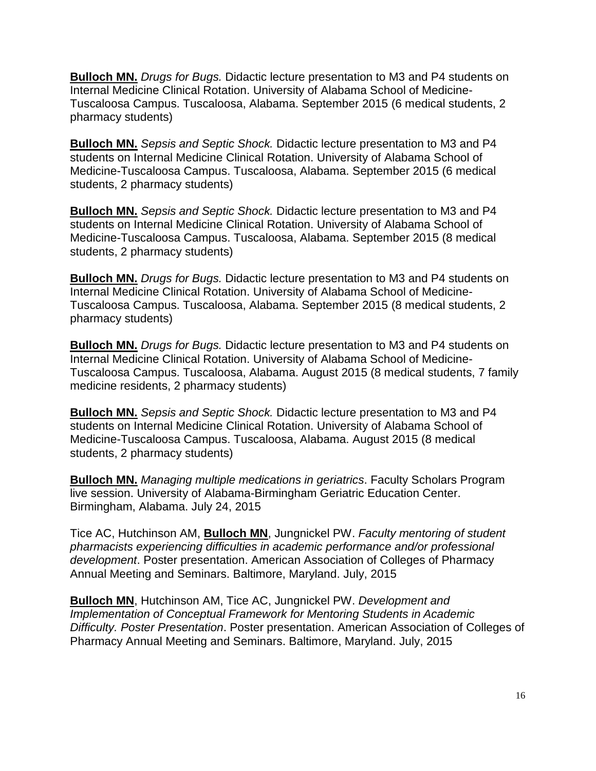**Bulloch MN.** *Drugs for Bugs.* Didactic lecture presentation to M3 and P4 students on Internal Medicine Clinical Rotation. University of Alabama School of Medicine-Tuscaloosa Campus. Tuscaloosa, Alabama. September 2015 (6 medical students, 2 pharmacy students)

**Bulloch MN.** *Sepsis and Septic Shock.* Didactic lecture presentation to M3 and P4 students on Internal Medicine Clinical Rotation. University of Alabama School of Medicine-Tuscaloosa Campus. Tuscaloosa, Alabama. September 2015 (6 medical students, 2 pharmacy students)

**Bulloch MN.** *Sepsis and Septic Shock.* Didactic lecture presentation to M3 and P4 students on Internal Medicine Clinical Rotation. University of Alabama School of Medicine-Tuscaloosa Campus. Tuscaloosa, Alabama. September 2015 (8 medical students, 2 pharmacy students)

**Bulloch MN.** *Drugs for Bugs.* Didactic lecture presentation to M3 and P4 students on Internal Medicine Clinical Rotation. University of Alabama School of Medicine-Tuscaloosa Campus. Tuscaloosa, Alabama. September 2015 (8 medical students, 2 pharmacy students)

**Bulloch MN.** *Drugs for Bugs.* Didactic lecture presentation to M3 and P4 students on Internal Medicine Clinical Rotation. University of Alabama School of Medicine-Tuscaloosa Campus. Tuscaloosa, Alabama. August 2015 (8 medical students, 7 family medicine residents, 2 pharmacy students)

**Bulloch MN.** *Sepsis and Septic Shock.* Didactic lecture presentation to M3 and P4 students on Internal Medicine Clinical Rotation. University of Alabama School of Medicine-Tuscaloosa Campus. Tuscaloosa, Alabama. August 2015 (8 medical students, 2 pharmacy students)

**Bulloch MN.** *Managing multiple medications in geriatrics*. Faculty Scholars Program live session. University of Alabama-Birmingham Geriatric Education Center. Birmingham, Alabama. July 24, 2015

Tice AC, Hutchinson AM, **Bulloch MN**, Jungnickel PW. *Faculty mentoring of student pharmacists experiencing difficulties in academic performance and/or professional development*. Poster presentation. American Association of Colleges of Pharmacy Annual Meeting and Seminars. Baltimore, Maryland. July, 2015

**Bulloch MN**, Hutchinson AM, Tice AC, Jungnickel PW. *Development and Implementation of Conceptual Framework for Mentoring Students in Academic Difficulty. Poster Presentation*. Poster presentation. American Association of Colleges of Pharmacy Annual Meeting and Seminars. Baltimore, Maryland. July, 2015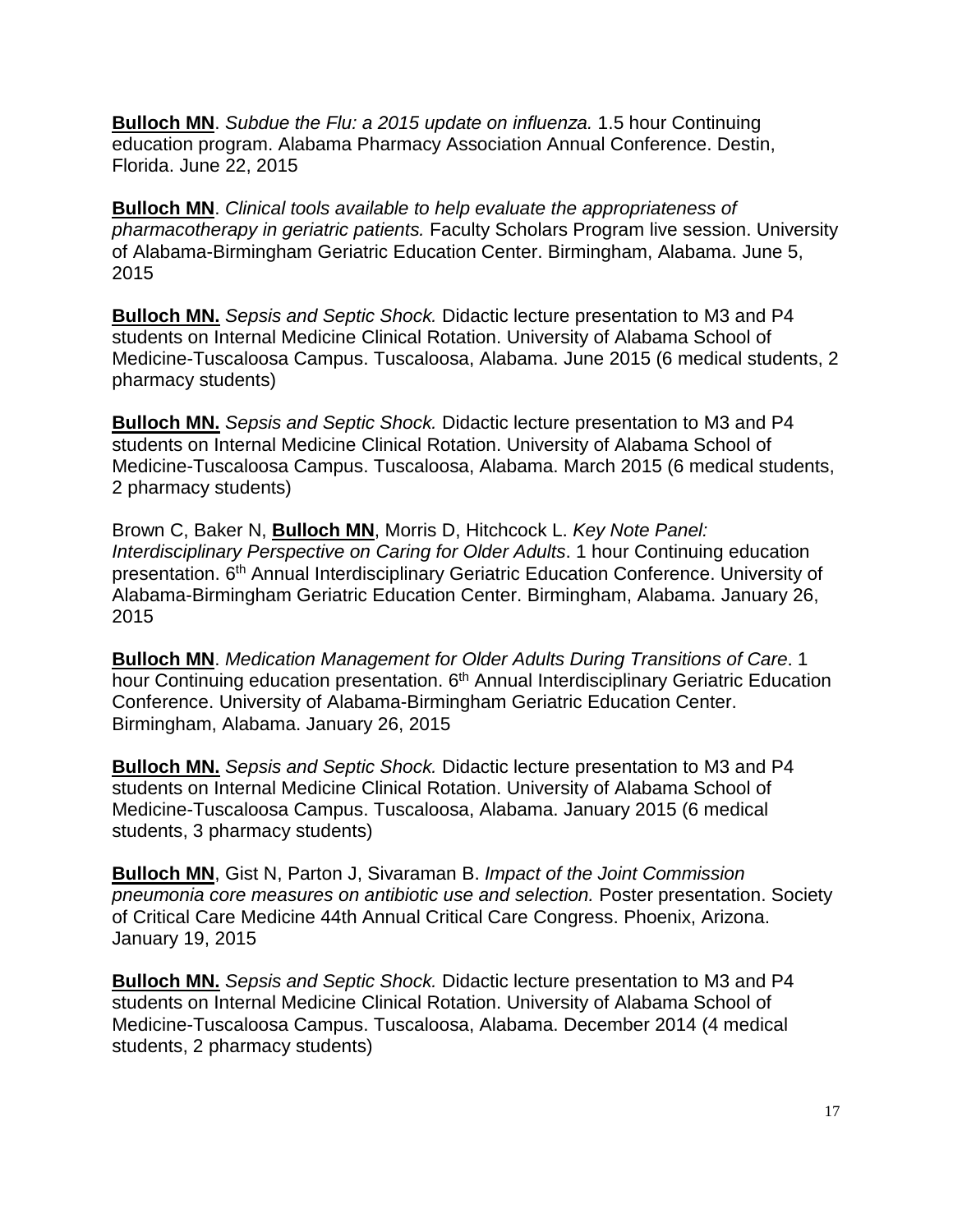**Bulloch MN**. *Subdue the Flu: a 2015 update on influenza.* 1.5 hour Continuing education program. Alabama Pharmacy Association Annual Conference. Destin, Florida. June 22, 2015

**Bulloch MN**. *Clinical tools available to help evaluate the appropriateness of pharmacotherapy in geriatric patients.* Faculty Scholars Program live session. University of Alabama-Birmingham Geriatric Education Center. Birmingham, Alabama. June 5, 2015

**Bulloch MN.** *Sepsis and Septic Shock.* Didactic lecture presentation to M3 and P4 students on Internal Medicine Clinical Rotation. University of Alabama School of Medicine-Tuscaloosa Campus. Tuscaloosa, Alabama. June 2015 (6 medical students, 2 pharmacy students)

**Bulloch MN.** *Sepsis and Septic Shock.* Didactic lecture presentation to M3 and P4 students on Internal Medicine Clinical Rotation. University of Alabama School of Medicine-Tuscaloosa Campus. Tuscaloosa, Alabama. March 2015 (6 medical students, 2 pharmacy students)

Brown C, Baker N, **Bulloch MN**, Morris D, Hitchcock L. *Key Note Panel: Interdisciplinary Perspective on Caring for Older Adults*. 1 hour Continuing education presentation. 6th Annual Interdisciplinary Geriatric Education Conference. University of Alabama-Birmingham Geriatric Education Center. Birmingham, Alabama. January 26, 2015

**Bulloch MN**. *Medication Management for Older Adults During Transitions of Care*. 1 hour Continuing education presentation. 6th Annual Interdisciplinary Geriatric Education Conference. University of Alabama-Birmingham Geriatric Education Center. Birmingham, Alabama. January 26, 2015

**Bulloch MN.** *Sepsis and Septic Shock.* Didactic lecture presentation to M3 and P4 students on Internal Medicine Clinical Rotation. University of Alabama School of Medicine-Tuscaloosa Campus. Tuscaloosa, Alabama. January 2015 (6 medical students, 3 pharmacy students)

**Bulloch MN**, Gist N, Parton J, Sivaraman B. *Impact of the Joint Commission pneumonia core measures on antibiotic use and selection.* Poster presentation. Society of Critical Care Medicine 44th Annual Critical Care Congress. Phoenix, Arizona. January 19, 2015

**Bulloch MN.** *Sepsis and Septic Shock.* Didactic lecture presentation to M3 and P4 students on Internal Medicine Clinical Rotation. University of Alabama School of Medicine-Tuscaloosa Campus. Tuscaloosa, Alabama. December 2014 (4 medical students, 2 pharmacy students)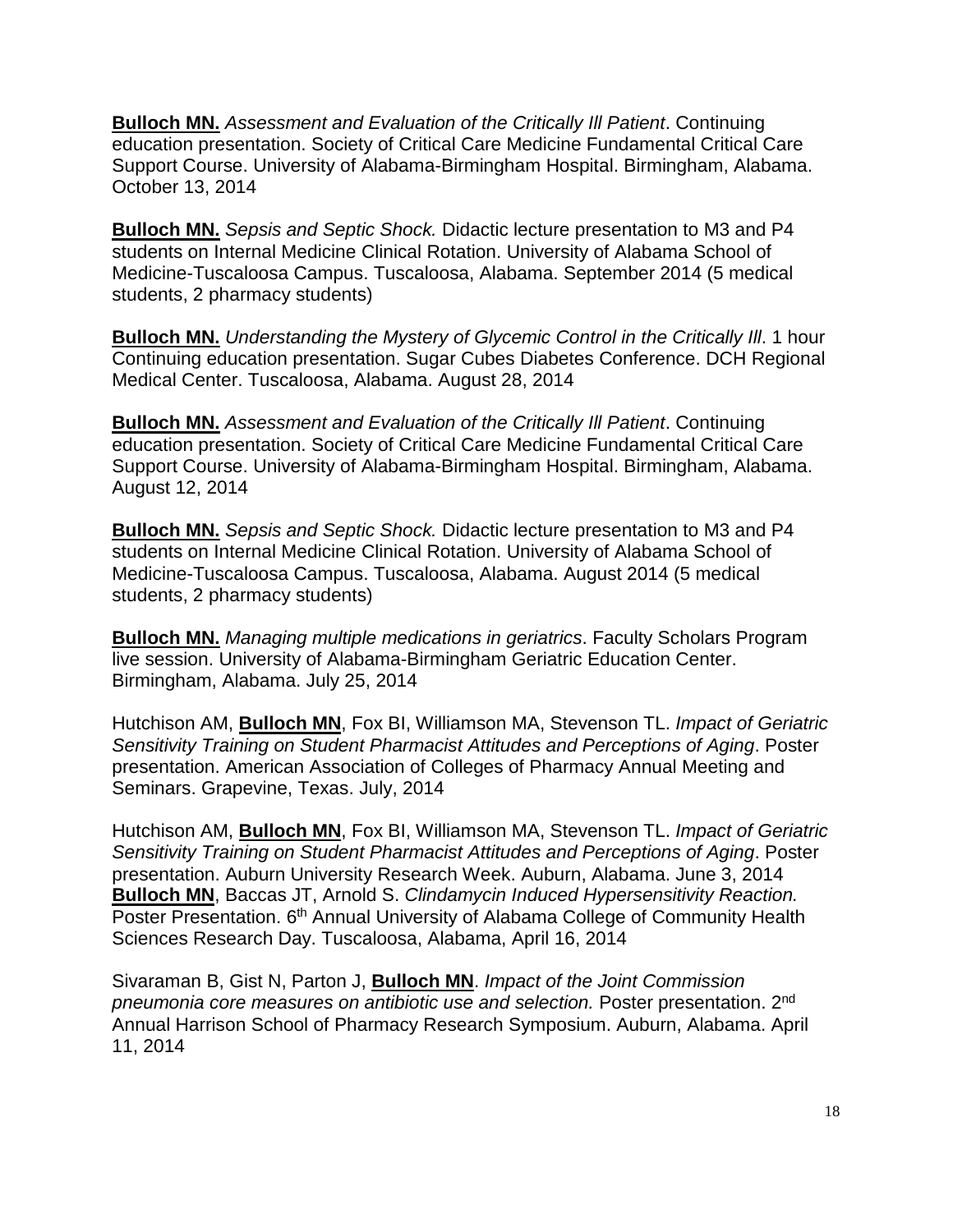**Bulloch MN.** *Assessment and Evaluation of the Critically Ill Patient*. Continuing education presentation. Society of Critical Care Medicine Fundamental Critical Care Support Course. University of Alabama-Birmingham Hospital. Birmingham, Alabama. October 13, 2014

**Bulloch MN.** *Sepsis and Septic Shock.* Didactic lecture presentation to M3 and P4 students on Internal Medicine Clinical Rotation. University of Alabama School of Medicine-Tuscaloosa Campus. Tuscaloosa, Alabama. September 2014 (5 medical students, 2 pharmacy students)

**Bulloch MN.** *Understanding the Mystery of Glycemic Control in the Critically Ill*. 1 hour Continuing education presentation. Sugar Cubes Diabetes Conference. DCH Regional Medical Center. Tuscaloosa, Alabama. August 28, 2014

**Bulloch MN.** *Assessment and Evaluation of the Critically Ill Patient*. Continuing education presentation. Society of Critical Care Medicine Fundamental Critical Care Support Course. University of Alabama-Birmingham Hospital. Birmingham, Alabama. August 12, 2014

**Bulloch MN.** *Sepsis and Septic Shock.* Didactic lecture presentation to M3 and P4 students on Internal Medicine Clinical Rotation. University of Alabama School of Medicine-Tuscaloosa Campus. Tuscaloosa, Alabama. August 2014 (5 medical students, 2 pharmacy students)

**Bulloch MN.** *Managing multiple medications in geriatrics*. Faculty Scholars Program live session. University of Alabama-Birmingham Geriatric Education Center. Birmingham, Alabama. July 25, 2014

Hutchison AM, **Bulloch MN**, Fox BI, Williamson MA, Stevenson TL. *Impact of Geriatric Sensitivity Training on Student Pharmacist Attitudes and Perceptions of Aging*. Poster presentation. American Association of Colleges of Pharmacy Annual Meeting and Seminars. Grapevine, Texas. July, 2014

Hutchison AM, **Bulloch MN**, Fox BI, Williamson MA, Stevenson TL. *Impact of Geriatric Sensitivity Training on Student Pharmacist Attitudes and Perceptions of Aging*. Poster presentation. Auburn University Research Week. Auburn, Alabama. June 3, 2014

**Bulloch MN**, Baccas JT, Arnold S. *Clindamycin Induced Hypersensitivity Reaction.* Poster Presentation. 6th Annual University of Alabama College of Community Health Sciences Research Day. Tuscaloosa, Alabama, April 16, 2014

Sivaraman B, Gist N, Parton J, **Bulloch MN**. *Impact of the Joint Commission pneumonia core measures on antibiotic use and selection.* Poster presentation. 2nd Annual Harrison School of Pharmacy Research Symposium. Auburn, Alabama. April 11, 2014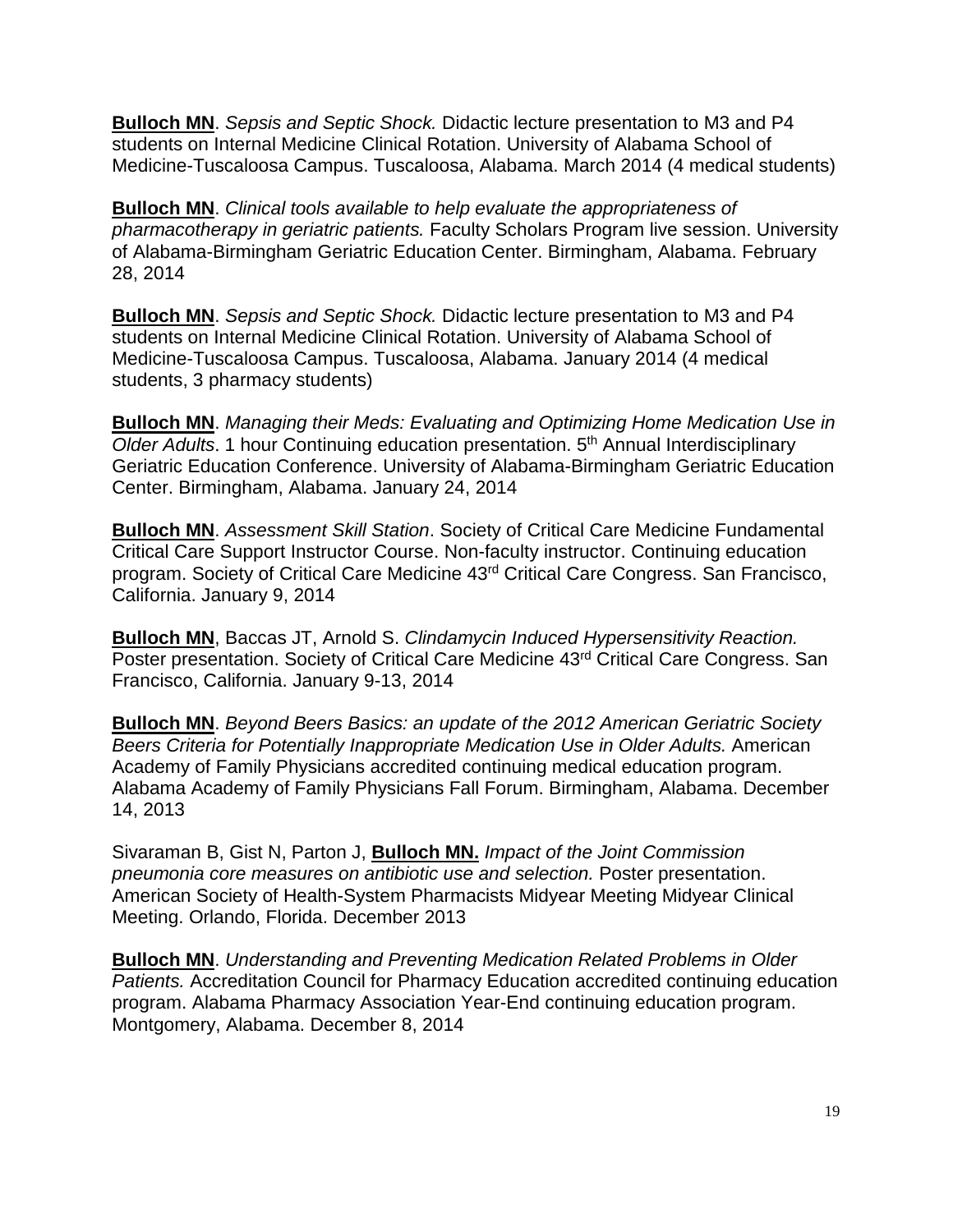**Bulloch MN**. *Sepsis and Septic Shock.* Didactic lecture presentation to M3 and P4 students on Internal Medicine Clinical Rotation. University of Alabama School of Medicine-Tuscaloosa Campus. Tuscaloosa, Alabama. March 2014 (4 medical students)

**Bulloch MN**. *Clinical tools available to help evaluate the appropriateness of pharmacotherapy in geriatric patients.* Faculty Scholars Program live session. University of Alabama-Birmingham Geriatric Education Center. Birmingham, Alabama. February 28, 2014

**Bulloch MN**. *Sepsis and Septic Shock.* Didactic lecture presentation to M3 and P4 students on Internal Medicine Clinical Rotation. University of Alabama School of Medicine-Tuscaloosa Campus. Tuscaloosa, Alabama. January 2014 (4 medical students, 3 pharmacy students)

**Bulloch MN**. *Managing their Meds: Evaluating and Optimizing Home Medication Use in Older Adults*. 1 hour Continuing education presentation. 5th Annual Interdisciplinary Geriatric Education Conference. University of Alabama-Birmingham Geriatric Education Center. Birmingham, Alabama. January 24, 2014

**Bulloch MN**. *Assessment Skill Station*. Society of Critical Care Medicine Fundamental Critical Care Support Instructor Course. Non-faculty instructor. Continuing education program. Society of Critical Care Medicine 43rd Critical Care Congress. San Francisco, California. January 9, 2014

**Bulloch MN**, Baccas JT, Arnold S. *Clindamycin Induced Hypersensitivity Reaction.* Poster presentation. Society of Critical Care Medicine 43rd Critical Care Congress. San Francisco, California. January 9-13, 2014

**Bulloch MN**. *Beyond Beers Basics: an update of the 2012 American Geriatric Society Beers Criteria for Potentially Inappropriate Medication Use in Older Adults.* American Academy of Family Physicians accredited continuing medical education program. Alabama Academy of Family Physicians Fall Forum. Birmingham, Alabama. December 14, 2013

Sivaraman B, Gist N, Parton J, **Bulloch MN.** *Impact of the Joint Commission pneumonia core measures on antibiotic use and selection.* Poster presentation. American Society of Health-System Pharmacists Midyear Meeting Midyear Clinical Meeting. Orlando, Florida. December 2013

**Bulloch MN**. *Understanding and Preventing Medication Related Problems in Older Patients.* Accreditation Council for Pharmacy Education accredited continuing education program. Alabama Pharmacy Association Year-End continuing education program. Montgomery, Alabama. December 8, 2014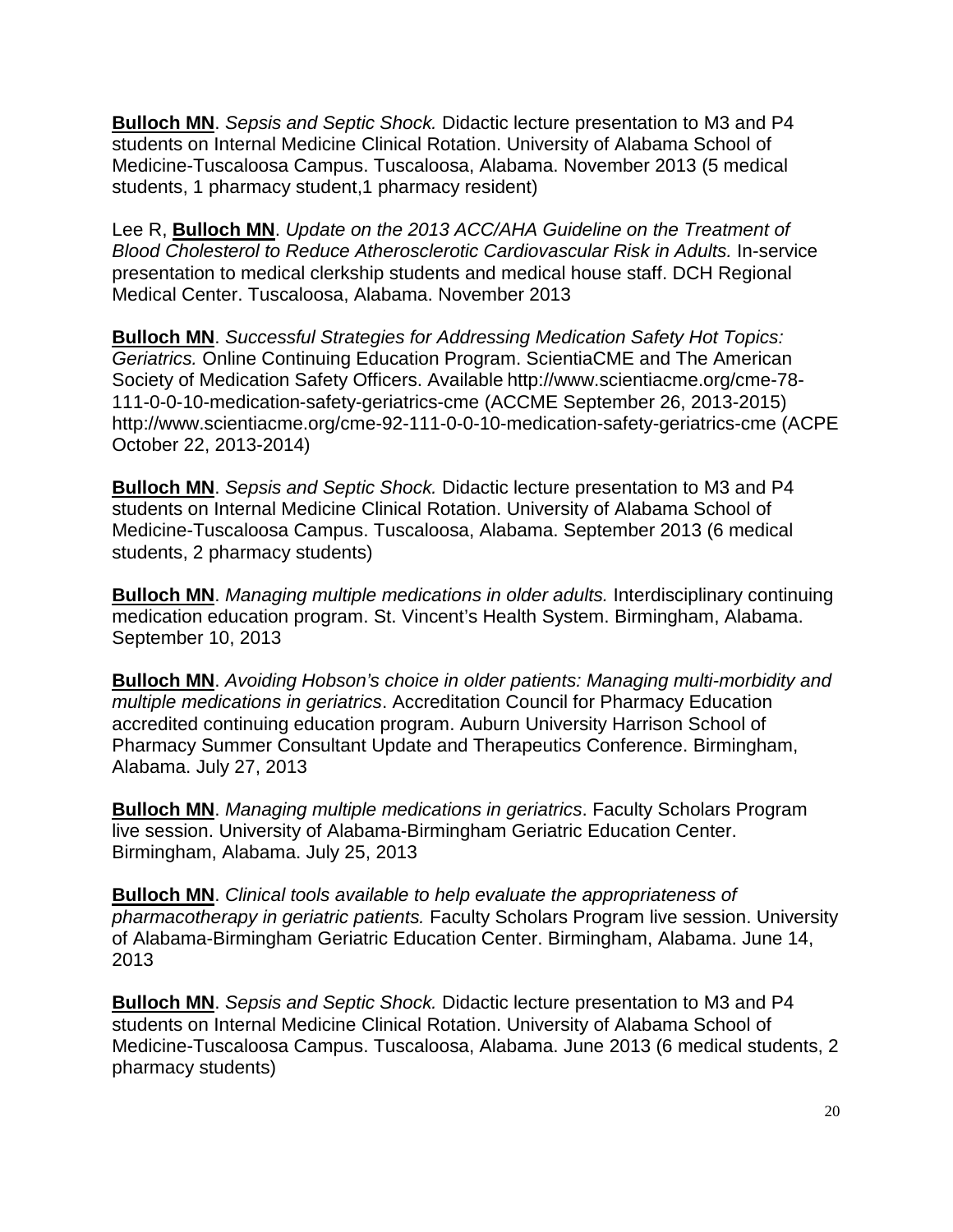**Bulloch MN**. *Sepsis and Septic Shock.* Didactic lecture presentation to M3 and P4 students on Internal Medicine Clinical Rotation. University of Alabama School of Medicine-Tuscaloosa Campus. Tuscaloosa, Alabama. November 2013 (5 medical students, 1 pharmacy student,1 pharmacy resident)

Lee R, **Bulloch MN**. *Update on the 2013 ACC/AHA Guideline on the Treatment of Blood Cholesterol to Reduce Atherosclerotic Cardiovascular Risk in Adults.* In-service presentation to medical clerkship students and medical house staff. DCH Regional Medical Center. Tuscaloosa, Alabama. November 2013

**Bulloch MN**. *Successful Strategies for Addressing Medication Safety Hot Topics: Geriatrics.* Online Continuing Education Program. ScientiaCME and The American Society of Medication Safety Officers. Available http://www.scientiacme.org/cme-78-111-0-0-10-medication-safety-geriatrics-cme (ACCME September 26, 2013-2015) http://www.scientiacme.org/cme-92-111-0-0-10-medication-safety-geriatrics-cme (ACPE October 22, 2013-2014)

**Bulloch MN**. *Sepsis and Septic Shock.* Didactic lecture presentation to M3 and P4 students on Internal Medicine Clinical Rotation. University of Alabama School of Medicine-Tuscaloosa Campus. Tuscaloosa, Alabama. September 2013 (6 medical students, 2 pharmacy students)

**Bulloch MN**. *Managing multiple medications in older adults.* Interdisciplinary continuing medication education program. St. Vincent's Health System. Birmingham, Alabama. September 10, 2013

**Bulloch MN**. *Avoiding Hobson's choice in older patients: Managing multi-morbidity and multiple medications in geriatrics*. Accreditation Council for Pharmacy Education accredited continuing education program. Auburn University Harrison School of Pharmacy Summer Consultant Update and Therapeutics Conference. Birmingham, Alabama. July 27, 2013

**Bulloch MN**. *Managing multiple medications in geriatrics*. Faculty Scholars Program live session. University of Alabama-Birmingham Geriatric Education Center. Birmingham, Alabama. July 25, 2013

**Bulloch MN**. *Clinical tools available to help evaluate the appropriateness of pharmacotherapy in geriatric patients.* Faculty Scholars Program live session. University of Alabama-Birmingham Geriatric Education Center. Birmingham, Alabama. June 14, 2013

**Bulloch MN**. *Sepsis and Septic Shock.* Didactic lecture presentation to M3 and P4 students on Internal Medicine Clinical Rotation. University of Alabama School of Medicine-Tuscaloosa Campus. Tuscaloosa, Alabama. June 2013 (6 medical students, 2 pharmacy students)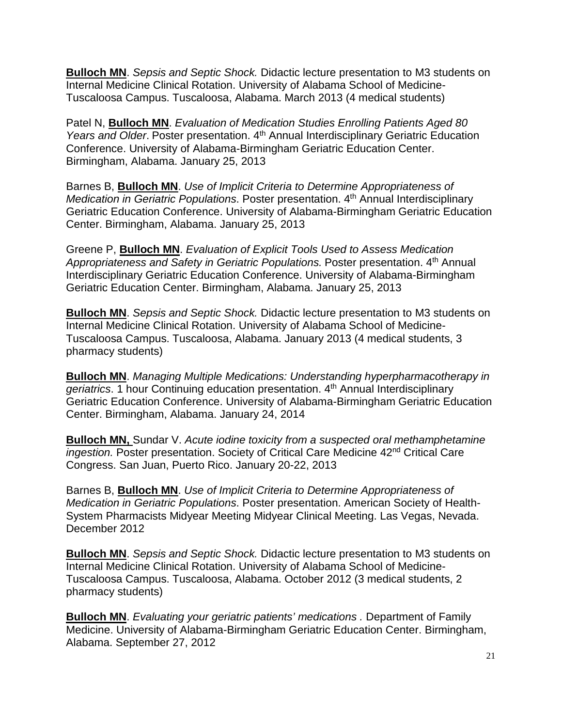**Bulloch MN**. *Sepsis and Septic Shock.* Didactic lecture presentation to M3 students on Internal Medicine Clinical Rotation. University of Alabama School of Medicine-Tuscaloosa Campus. Tuscaloosa, Alabama. March 2013 (4 medical students)

Patel N, **Bulloch MN**. *Evaluation of Medication Studies Enrolling Patients Aged 80 Years and Older*. Poster presentation. 4th Annual Interdisciplinary Geriatric Education Conference. University of Alabama-Birmingham Geriatric Education Center. Birmingham, Alabama. January 25, 2013

Barnes B, **Bulloch MN**. *Use of Implicit Criteria to Determine Appropriateness of Medication in Geriatric Populations*. Poster presentation. 4th Annual Interdisciplinary Geriatric Education Conference. University of Alabama-Birmingham Geriatric Education Center. Birmingham, Alabama. January 25, 2013

Greene P, **Bulloch MN**. *Evaluation of Explicit Tools Used to Assess Medication Appropriateness and Safety in Geriatric Populations.* Poster presentation. 4th Annual Interdisciplinary Geriatric Education Conference. University of Alabama-Birmingham Geriatric Education Center. Birmingham, Alabama. January 25, 2013

**Bulloch MN**. *Sepsis and Septic Shock.* Didactic lecture presentation to M3 students on Internal Medicine Clinical Rotation. University of Alabama School of Medicine-Tuscaloosa Campus. Tuscaloosa, Alabama. January 2013 (4 medical students, 3 pharmacy students)

**Bulloch MN**. *Managing Multiple Medications: Understanding hyperpharmacotherapy in geriatrics*. 1 hour Continuing education presentation. 4th Annual Interdisciplinary Geriatric Education Conference. University of Alabama-Birmingham Geriatric Education Center. Birmingham, Alabama. January 24, 2014

**Bulloch MN,** Sundar V. *Acute iodine toxicity from a suspected oral methamphetamine ingestion.* Poster presentation. Society of Critical Care Medicine 42nd Critical Care Congress. San Juan, Puerto Rico. January 20-22, 2013

Barnes B, **Bulloch MN**. *Use of Implicit Criteria to Determine Appropriateness of Medication in Geriatric Populations*. Poster presentation. American Society of Health-System Pharmacists Midyear Meeting Midyear Clinical Meeting. Las Vegas, Nevada. December 2012

**Bulloch MN**. *Sepsis and Septic Shock.* Didactic lecture presentation to M3 students on Internal Medicine Clinical Rotation. University of Alabama School of Medicine-Tuscaloosa Campus. Tuscaloosa, Alabama. October 2012 (3 medical students, 2 pharmacy students)

**Bulloch MN**. *Evaluating your geriatric patients' medications .* Department of Family Medicine. University of Alabama-Birmingham Geriatric Education Center. Birmingham, Alabama. September 27, 2012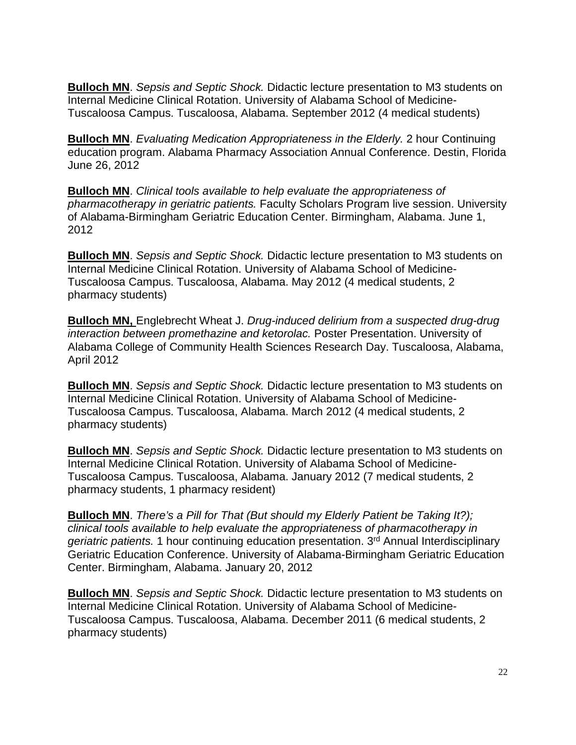**Bulloch MN**. *Sepsis and Septic Shock.* Didactic lecture presentation to M3 students on Internal Medicine Clinical Rotation. University of Alabama School of Medicine-Tuscaloosa Campus. Tuscaloosa, Alabama. September 2012 (4 medical students)

**Bulloch MN**. *Evaluating Medication Appropriateness in the Elderly.* 2 hour Continuing education program. Alabama Pharmacy Association Annual Conference. Destin, Florida June 26, 2012

**Bulloch MN**. *Clinical tools available to help evaluate the appropriateness of pharmacotherapy in geriatric patients.* Faculty Scholars Program live session. University of Alabama-Birmingham Geriatric Education Center. Birmingham, Alabama. June 1, 2012

**Bulloch MN**. *Sepsis and Septic Shock.* Didactic lecture presentation to M3 students on Internal Medicine Clinical Rotation. University of Alabama School of Medicine-Tuscaloosa Campus. Tuscaloosa, Alabama. May 2012 (4 medical students, 2 pharmacy students)

**Bulloch MN,** Englebrecht Wheat J. *Drug-induced delirium from a suspected drug-drug interaction between promethazine and ketorolac.* Poster Presentation. University of Alabama College of Community Health Sciences Research Day. Tuscaloosa, Alabama, April 2012

**Bulloch MN**. *Sepsis and Septic Shock.* Didactic lecture presentation to M3 students on Internal Medicine Clinical Rotation. University of Alabama School of Medicine-Tuscaloosa Campus. Tuscaloosa, Alabama. March 2012 (4 medical students, 2 pharmacy students)

**Bulloch MN**. *Sepsis and Septic Shock.* Didactic lecture presentation to M3 students on Internal Medicine Clinical Rotation. University of Alabama School of Medicine-Tuscaloosa Campus. Tuscaloosa, Alabama. January 2012 (7 medical students, 2 pharmacy students, 1 pharmacy resident)

**Bulloch MN**. *There's a Pill for That (But should my Elderly Patient be Taking It?); clinical tools available to help evaluate the appropriateness of pharmacotherapy in geriatric patients.* 1 hour continuing education presentation. 3rd Annual Interdisciplinary Geriatric Education Conference. University of Alabama-Birmingham Geriatric Education Center. Birmingham, Alabama. January 20, 2012

**Bulloch MN**. *Sepsis and Septic Shock.* Didactic lecture presentation to M3 students on Internal Medicine Clinical Rotation. University of Alabama School of Medicine-Tuscaloosa Campus. Tuscaloosa, Alabama. December 2011 (6 medical students, 2 pharmacy students)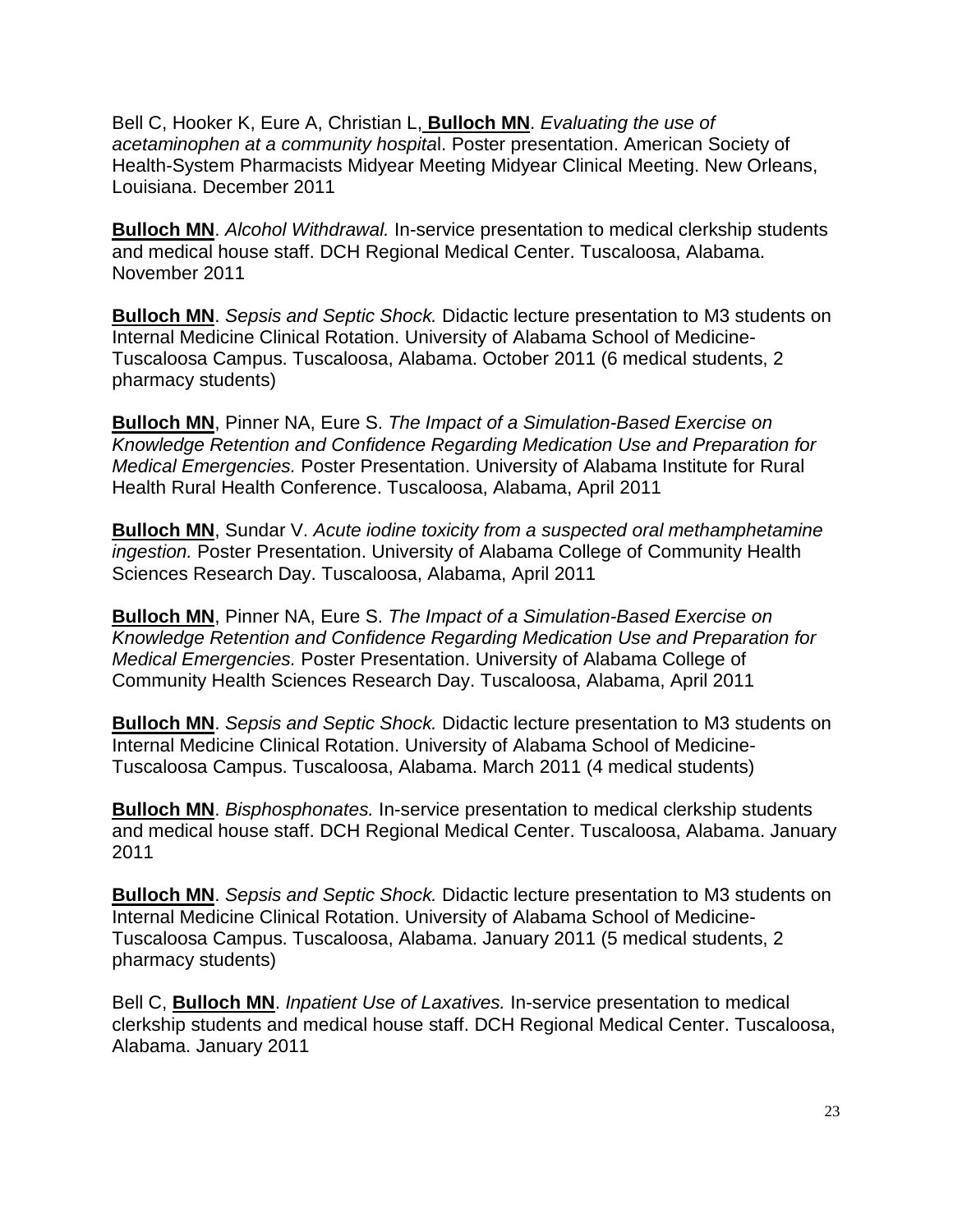Bell C, Hooker K, Eure A, Christian L, **Bulloch MN**. *Evaluating the use of acetaminophen at a community hospital*. Poster presentation. American Society of Health-System Pharmacists Midyear Meeting Midyear Clinical Meeting. New Orleans, Louisiana. December 2011

**Bulloch MN**. *Alcohol Withdrawal.* In-service presentation to medical clerkship students and medical house staff. DCH Regional Medical Center. Tuscaloosa, Alabama. November 2011

**Bulloch MN**. *Sepsis and Septic Shock.* Didactic lecture presentation to M3 students on Internal Medicine Clinical Rotation. University of Alabama School of Medicine-Tuscaloosa Campus. Tuscaloosa, Alabama. October 2011 (6 medical students, 2 pharmacy students)

**Bulloch MN**, Pinner NA, Eure S. *The Impact of a Simulation-Based Exercise on Knowledge Retention and Confidence Regarding Medication Use and Preparation for Medical Emergencies.* Poster Presentation. University of Alabama Institute for Rural Health Rural Health Conference. Tuscaloosa, Alabama, April 2011

**Bulloch MN**, Sundar V. *Acute iodine toxicity from a suspected oral methamphetamine ingestion.* Poster Presentation. University of Alabama College of Community Health Sciences Research Day. Tuscaloosa, Alabama, April 2011

**Bulloch MN**, Pinner NA, Eure S. *The Impact of a Simulation-Based Exercise on Knowledge Retention and Confidence Regarding Medication Use and Preparation for Medical Emergencies.* Poster Presentation. University of Alabama College of Community Health Sciences Research Day. Tuscaloosa, Alabama, April 2011

**Bulloch MN**. *Sepsis and Septic Shock.* Didactic lecture presentation to M3 students on Internal Medicine Clinical Rotation. University of Alabama School of Medicine-Tuscaloosa Campus. Tuscaloosa, Alabama. March 2011 (4 medical students)

**Bulloch MN**. *Bisphosphonates.* In-service presentation to medical clerkship students and medical house staff. DCH Regional Medical Center. Tuscaloosa, Alabama. January 2011

**Bulloch MN**. *Sepsis and Septic Shock.* Didactic lecture presentation to M3 students on Internal Medicine Clinical Rotation. University of Alabama School of Medicine-Tuscaloosa Campus. Tuscaloosa, Alabama. January 2011 (5 medical students, 2 pharmacy students)

Bell C, **Bulloch MN**. *Inpatient Use of Laxatives.* In-service presentation to medical clerkship students and medical house staff. DCH Regional Medical Center. Tuscaloosa, Alabama. January 2011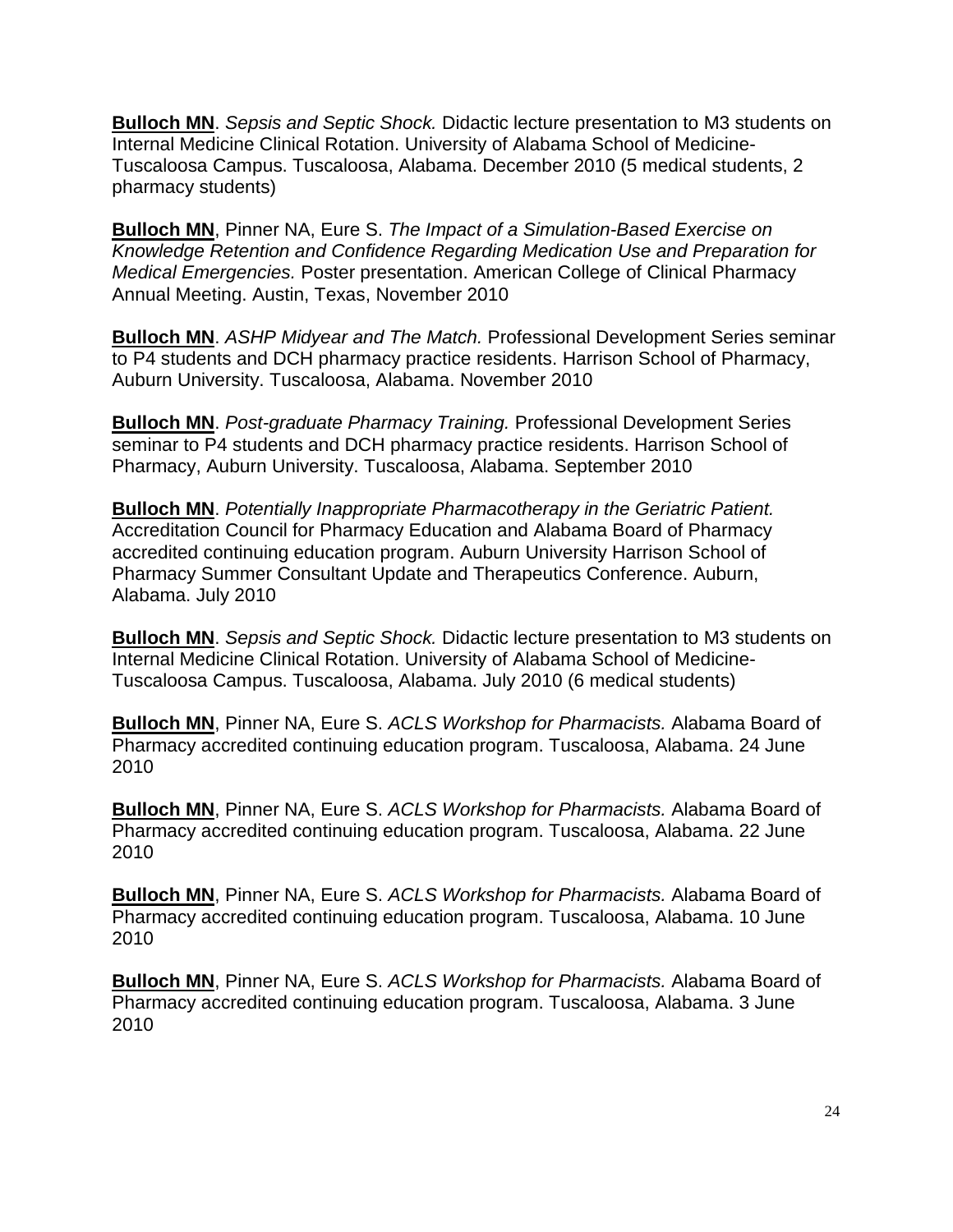**Bulloch MN**. *Sepsis and Septic Shock.* Didactic lecture presentation to M3 students on Internal Medicine Clinical Rotation. University of Alabama School of Medicine-Tuscaloosa Campus. Tuscaloosa, Alabama. December 2010 (5 medical students, 2 pharmacy students)

**Bulloch MN**, Pinner NA, Eure S. *The Impact of a Simulation-Based Exercise on Knowledge Retention and Confidence Regarding Medication Use and Preparation for Medical Emergencies.* Poster presentation. American College of Clinical Pharmacy Annual Meeting. Austin, Texas, November 2010

**Bulloch MN**. *ASHP Midyear and The Match.* Professional Development Series seminar to P4 students and DCH pharmacy practice residents. Harrison School of Pharmacy, Auburn University. Tuscaloosa, Alabama. November 2010

**Bulloch MN**. *Post-graduate Pharmacy Training.* Professional Development Series seminar to P4 students and DCH pharmacy practice residents. Harrison School of Pharmacy, Auburn University. Tuscaloosa, Alabama. September 2010

**Bulloch MN**. *Potentially Inappropriate Pharmacotherapy in the Geriatric Patient.* Accreditation Council for Pharmacy Education and Alabama Board of Pharmacy accredited continuing education program. Auburn University Harrison School of Pharmacy Summer Consultant Update and Therapeutics Conference. Auburn, Alabama. July 2010

**Bulloch MN**. *Sepsis and Septic Shock.* Didactic lecture presentation to M3 students on Internal Medicine Clinical Rotation. University of Alabama School of Medicine-Tuscaloosa Campus. Tuscaloosa, Alabama. July 2010 (6 medical students)

**Bulloch MN**, Pinner NA, Eure S. *ACLS Workshop for Pharmacists.* Alabama Board of Pharmacy accredited continuing education program. Tuscaloosa, Alabama. 24 June 2010

**Bulloch MN**, Pinner NA, Eure S. *ACLS Workshop for Pharmacists.* Alabama Board of Pharmacy accredited continuing education program. Tuscaloosa, Alabama. 22 June 2010

**Bulloch MN**, Pinner NA, Eure S. *ACLS Workshop for Pharmacists.* Alabama Board of Pharmacy accredited continuing education program. Tuscaloosa, Alabama. 10 June 2010

**Bulloch MN**, Pinner NA, Eure S. *ACLS Workshop for Pharmacists.* Alabama Board of Pharmacy accredited continuing education program. Tuscaloosa, Alabama. 3 June 2010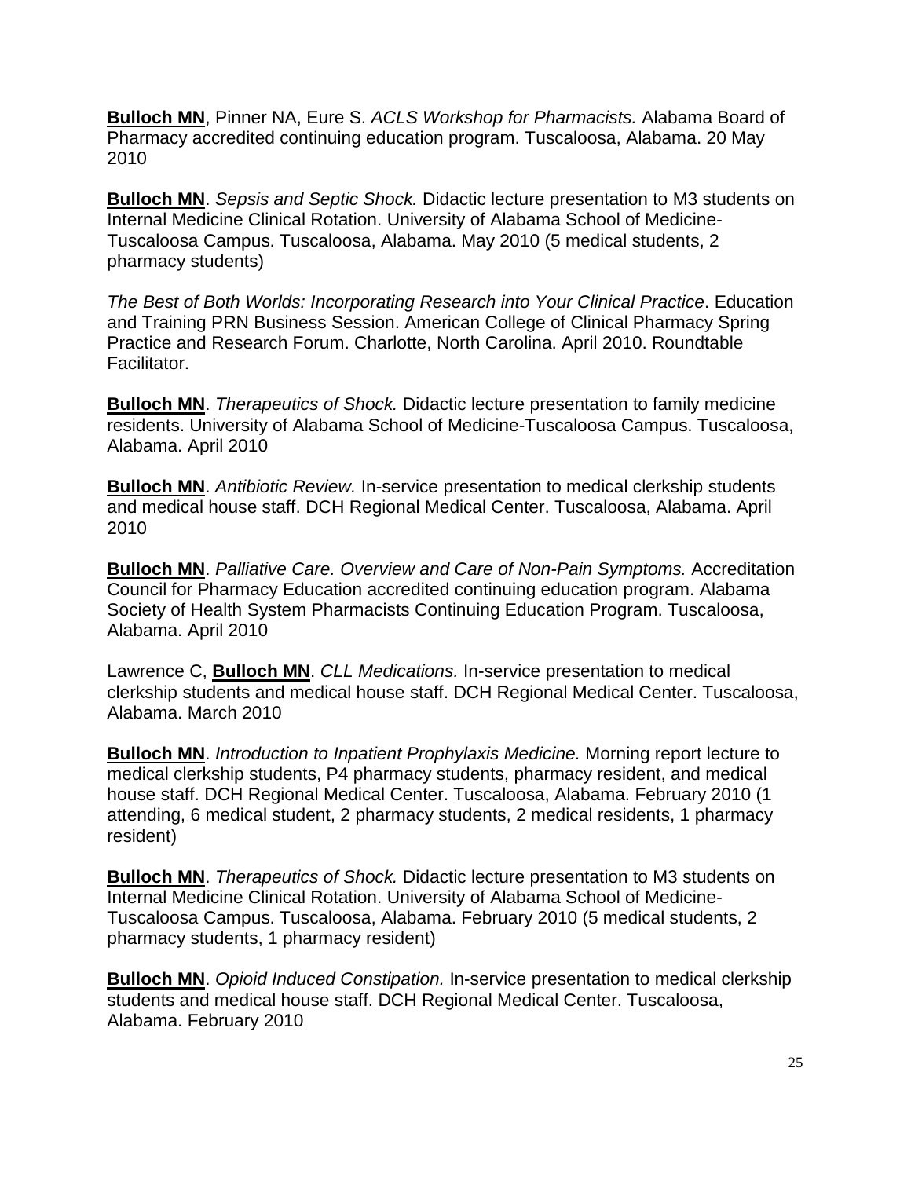**Bulloch MN**, Pinner NA, Eure S. *ACLS Workshop for Pharmacists.* Alabama Board of Pharmacy accredited continuing education program. Tuscaloosa, Alabama. 20 May 2010

**Bulloch MN**. *Sepsis and Septic Shock.* Didactic lecture presentation to M3 students on Internal Medicine Clinical Rotation. University of Alabama School of Medicine-Tuscaloosa Campus. Tuscaloosa, Alabama. May 2010 (5 medical students, 2 pharmacy students)

*The Best of Both Worlds: Incorporating Research into Your Clinical Practice*. Education and Training PRN Business Session. American College of Clinical Pharmacy Spring Practice and Research Forum. Charlotte, North Carolina. April 2010. Roundtable Facilitator.

**Bulloch MN**. *Therapeutics of Shock.* Didactic lecture presentation to family medicine residents. University of Alabama School of Medicine-Tuscaloosa Campus. Tuscaloosa, Alabama. April 2010

**Bulloch MN**. *Antibiotic Review.* In-service presentation to medical clerkship students and medical house staff. DCH Regional Medical Center. Tuscaloosa, Alabama. April 2010

**Bulloch MN**. *Palliative Care. Overview and Care of Non-Pain Symptoms.* Accreditation Council for Pharmacy Education accredited continuing education program. Alabama Society of Health System Pharmacists Continuing Education Program. Tuscaloosa, Alabama. April 2010

Lawrence C, **Bulloch MN**. *CLL Medications.* In-service presentation to medical clerkship students and medical house staff. DCH Regional Medical Center. Tuscaloosa, Alabama. March 2010

**Bulloch MN**. *Introduction to Inpatient Prophylaxis Medicine.* Morning report lecture to medical clerkship students, P4 pharmacy students, pharmacy resident, and medical house staff. DCH Regional Medical Center. Tuscaloosa, Alabama. February 2010 (1 attending, 6 medical student, 2 pharmacy students, 2 medical residents, 1 pharmacy resident)

**Bulloch MN**. *Therapeutics of Shock.* Didactic lecture presentation to M3 students on Internal Medicine Clinical Rotation. University of Alabama School of Medicine-Tuscaloosa Campus. Tuscaloosa, Alabama. February 2010 (5 medical students, 2 pharmacy students, 1 pharmacy resident)

**Bulloch MN**. *Opioid Induced Constipation.* In-service presentation to medical clerkship students and medical house staff. DCH Regional Medical Center. Tuscaloosa, Alabama. February 2010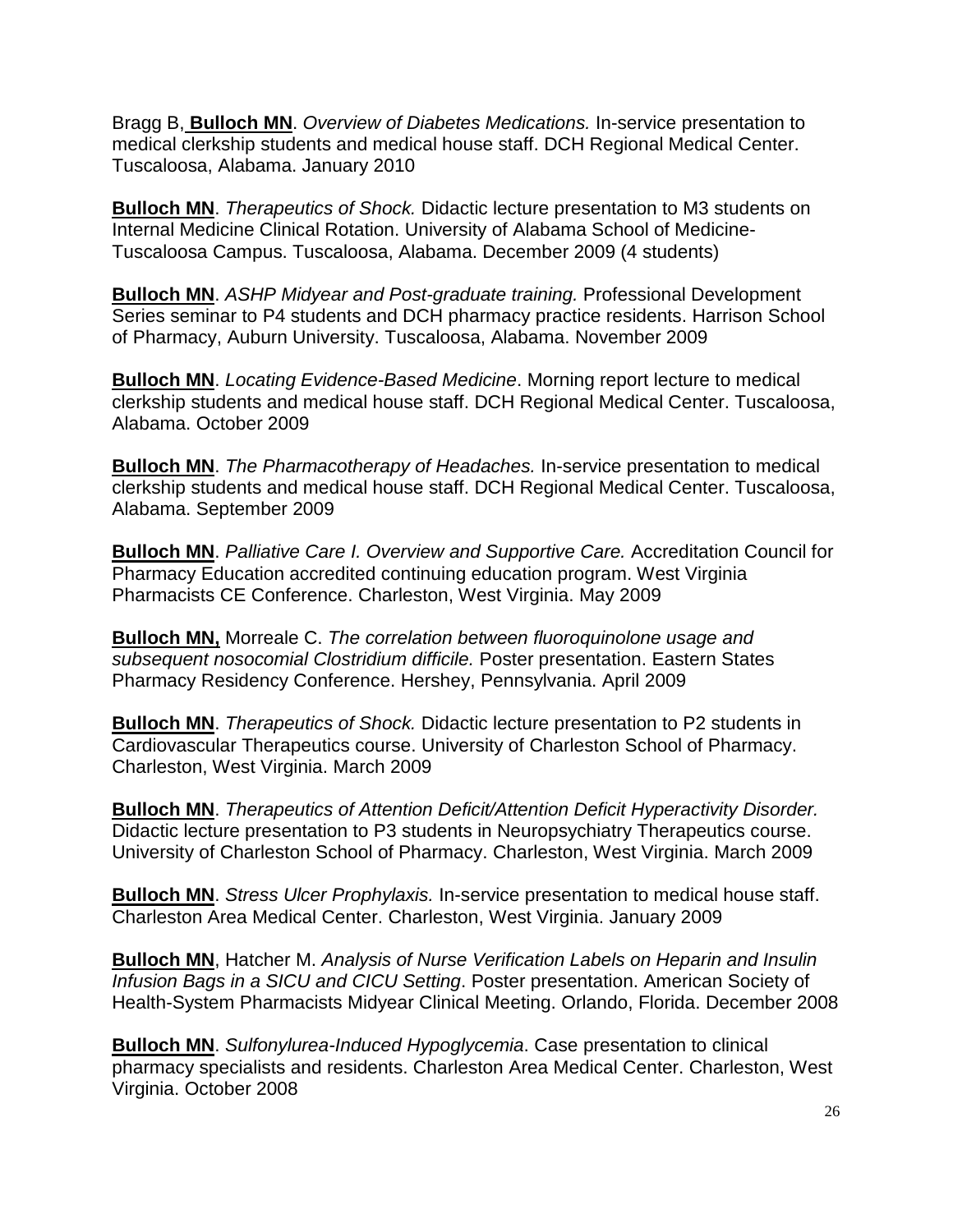Bragg B, **Bulloch MN**. *Overview of Diabetes Medications.* In-service presentation to medical clerkship students and medical house staff. DCH Regional Medical Center. Tuscaloosa, Alabama. January 2010

**Bulloch MN**. *Therapeutics of Shock.* Didactic lecture presentation to M3 students on Internal Medicine Clinical Rotation. University of Alabama School of Medicine-Tuscaloosa Campus. Tuscaloosa, Alabama. December 2009 (4 students)

**Bulloch MN**. *ASHP Midyear and Post-graduate training.* Professional Development Series seminar to P4 students and DCH pharmacy practice residents. Harrison School of Pharmacy, Auburn University. Tuscaloosa, Alabama. November 2009

**Bulloch MN**. *Locating Evidence-Based Medicine*. Morning report lecture to medical clerkship students and medical house staff. DCH Regional Medical Center. Tuscaloosa, Alabama. October 2009

**Bulloch MN**. *The Pharmacotherapy of Headaches.* In-service presentation to medical clerkship students and medical house staff. DCH Regional Medical Center. Tuscaloosa, Alabama. September 2009

**Bulloch MN**. *Palliative Care I. Overview and Supportive Care.* Accreditation Council for Pharmacy Education accredited continuing education program. West Virginia Pharmacists CE Conference. Charleston, West Virginia. May 2009

**Bulloch MN,** Morreale C. *The correlation between fluoroquinolone usage and subsequent nosocomial Clostridium difficile.* Poster presentation. Eastern States Pharmacy Residency Conference. Hershey, Pennsylvania. April 2009

**Bulloch MN**. *Therapeutics of Shock.* Didactic lecture presentation to P2 students in Cardiovascular Therapeutics course. University of Charleston School of Pharmacy. Charleston, West Virginia. March 2009

**Bulloch MN**. *Therapeutics of Attention Deficit/Attention Deficit Hyperactivity Disorder.* Didactic lecture presentation to P3 students in Neuropsychiatry Therapeutics course. University of Charleston School of Pharmacy. Charleston, West Virginia. March 2009

**Bulloch MN**. *Stress Ulcer Prophylaxis.* In-service presentation to medical house staff. Charleston Area Medical Center. Charleston, West Virginia. January 2009

**Bulloch MN**, Hatcher M. *Analysis of Nurse Verification Labels on Heparin and Insulin Infusion Bags in a SICU and CICU Setting*. Poster presentation. American Society of Health-System Pharmacists Midyear Clinical Meeting. Orlando, Florida. December 2008

**Bulloch MN**. *Sulfonylurea-Induced Hypoglycemia*. Case presentation to clinical pharmacy specialists and residents. Charleston Area Medical Center. Charleston, West Virginia. October 2008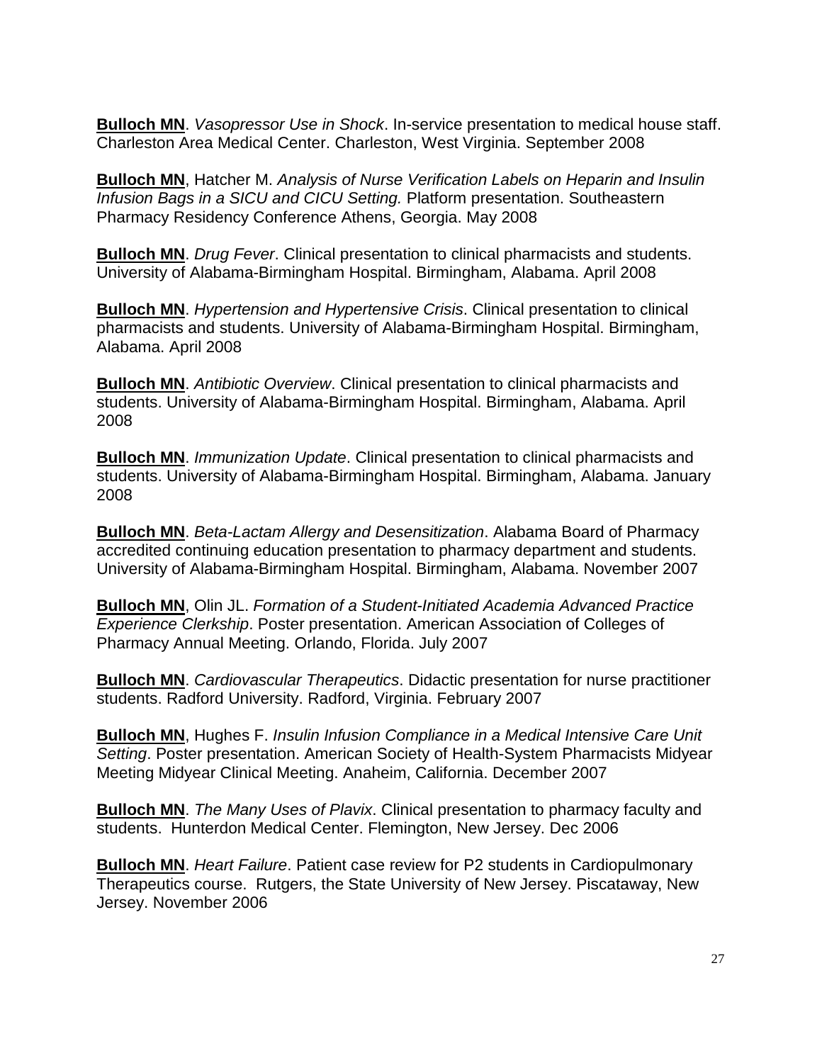**<u>Bulloch MN</u>**. *Vasopressor Use in Shock*. In-service presentation to medical house staff. Charleston Area Medical Center. Charleston, West Virginia. September 2008

**<u>Bulloch MN</u>**, Hatcher M. *Analysis of Nurse Verification Labels on Heparin and Insulin Infusion Bags in a SICU and CICU Setting.* Platform presentation. Southeastern Pharmacy Residency Conference Athens, Georgia. May 2008

**<u>Bulloch MN</u>**. *Drug Fever*. Clinical presentation to clinical pharmacists and students. University of Alabama-Birmingham Hospital. Birmingham, Alabama. April 2008

**<u>Bulloch MN</u>**. *Hypertension and Hypertensive Crisis*. Clinical presentation to clinical pharmacists and students. University of Alabama-Birmingham Hospital. Birmingham, Alabama. April 2008

**<u>Bulloch MN</u>**. *Antibiotic Overview*. Clinical presentation to clinical pharmacists and students. University of Alabama-Birmingham Hospital. Birmingham, Alabama. April 2008

**<u>Bulloch MN</u>**. *Immunization Update*. Clinical presentation to clinical pharmacists and students. University of Alabama-Birmingham Hospital. Birmingham, Alabama. January 2008

**<u>Bulloch MN</u>**. *Beta-Lactam Allergy and Desensitization*. Alabama Board of Pharmacy accredited continuing education presentation to pharmacy department and students. University of Alabama-Birmingham Hospital. Birmingham, Alabama. November 2007

**<u>Bulloch MN</u>**, Olin JL. *Formation of a Student-Initiated Academia Advanced Practice Experience Clerkship*. Poster presentation. American Association of Colleges of Pharmacy Annual Meeting. Orlando, Florida. July 2007

**<u>Bulloch MN</u>**. *Cardiovascular Therapeutics*. Didactic presentation for nurse practitioner students. Radford University. Radford, Virginia. February 2007

**<u>Bulloch MN</u>**, Hughes F. *Insulin Infusion Compliance in a Medical Intensive Care Unit Setting*. Poster presentation. American Society of Health-System Pharmacists Midyear Meeting Midyear Clinical Meeting. Anaheim, California. December 2007

**<u>Bulloch MN</u>**. *The Many Uses of Plavix*. Clinical presentation to pharmacy faculty and students. Hunterdon Medical Center. Flemington, New Jersey. Dec 2006

**<u>Bulloch MN</u>**. *Heart Failure*. Patient case review for P2 students in Cardiopulmonary Therapeutics course. Rutgers, the State University of New Jersey. Piscataway, New Jersey. November 2006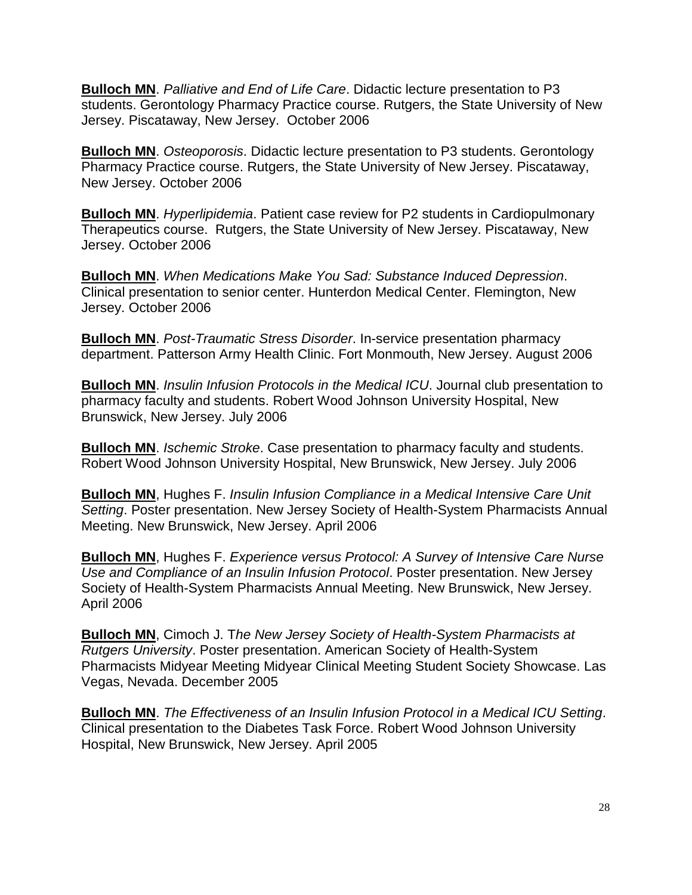**Bulloch MN**. *Palliative and End of Life Care*. Didactic lecture presentation to P3 students. Gerontology Pharmacy Practice course. Rutgers, the State University of New Jersey. Piscataway, New Jersey. October 2006

**Bulloch MN**. *Osteoporosis*. Didactic lecture presentation to P3 students. Gerontology Pharmacy Practice course. Rutgers, the State University of New Jersey. Piscataway, New Jersey. October 2006

**Bulloch MN**. *Hyperlipidemia*. Patient case review for P2 students in Cardiopulmonary Therapeutics course. Rutgers, the State University of New Jersey. Piscataway, New Jersey. October 2006

**Bulloch MN**. *When Medications Make You Sad: Substance Induced Depression*. Clinical presentation to senior center. Hunterdon Medical Center. Flemington, New Jersey. October 2006

**Bulloch MN**. *Post-Traumatic Stress Disorder*. In-service presentation pharmacy department. Patterson Army Health Clinic. Fort Monmouth, New Jersey. August 2006

**Bulloch MN**. *Insulin Infusion Protocols in the Medical ICU*. Journal club presentation to pharmacy faculty and students. Robert Wood Johnson University Hospital, New Brunswick, New Jersey. July 2006

**Bulloch MN**. *Ischemic Stroke*. Case presentation to pharmacy faculty and students. Robert Wood Johnson University Hospital, New Brunswick, New Jersey. July 2006

**Bulloch MN**, Hughes F. *Insulin Infusion Compliance in a Medical Intensive Care Unit Setting*. Poster presentation. New Jersey Society of Health-System Pharmacists Annual Meeting. New Brunswick, New Jersey. April 2006

**Bulloch MN**, Hughes F. *Experience versus Protocol: A Survey of Intensive Care Nurse Use and Compliance of an Insulin Infusion Protocol*. Poster presentation. New Jersey Society of Health-System Pharmacists Annual Meeting. New Brunswick, New Jersey. April 2006

**Bulloch MN**, Cimoch J. T*he New Jersey Society of Health-System Pharmacists at Rutgers University*. Poster presentation. American Society of Health-System Pharmacists Midyear Meeting Midyear Clinical Meeting Student Society Showcase. Las Vegas, Nevada. December 2005

**Bulloch MN**. *The Effectiveness of an Insulin Infusion Protocol in a Medical ICU Setting*. Clinical presentation to the Diabetes Task Force. Robert Wood Johnson University Hospital, New Brunswick, New Jersey. April 2005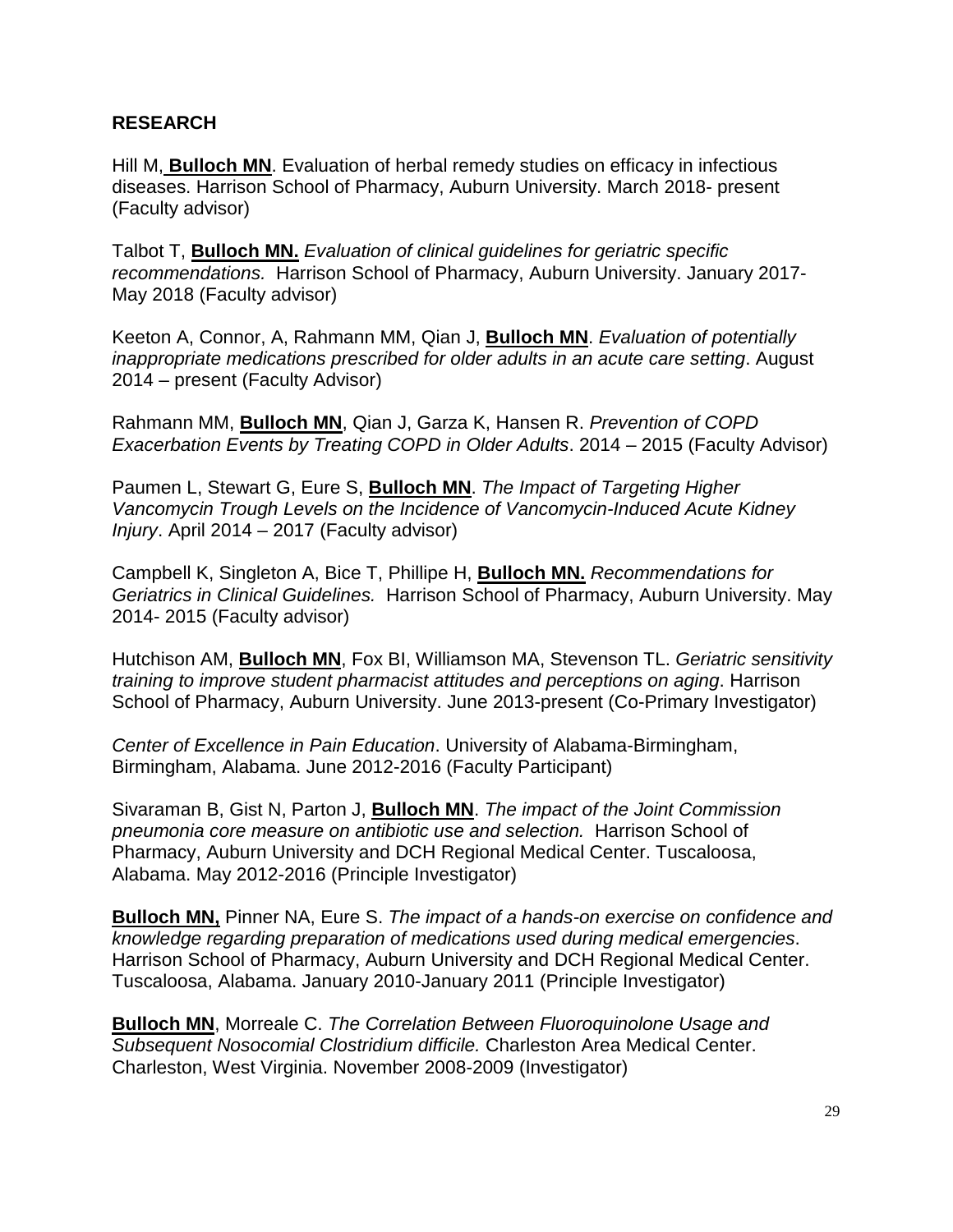## RESEARCH

Hill M, **Bulloch MN**. Evaluation of herbal remedy studies on efficacy in infectious diseases. Harrison School of Pharmacy, Auburn University. March 2018- present (Faculty advisor)

Talbot T, **Bulloch MN.** *Evaluation of clinical guidelines for geriatric specific recommendations.* Harrison School of Pharmacy, Auburn University. January 2017-May 2018 (Faculty advisor)

Keeton A, Connor, A, Rahmann MM, Qian J, **Bulloch MN**. *Evaluation of potentially inappropriate medications prescribed for older adults in an acute care setting*. August 2014 – present (Faculty Advisor)

Rahmann MM, **Bulloch MN**, Qian J, Garza K, Hansen R. *Prevention of COPD Exacerbation Events by Treating COPD in Older Adults*. 2014 – 2015 (Faculty Advisor)

Paumen L, Stewart G, Eure S, **Bulloch MN**. *The Impact of Targeting Higher Vancomycin Trough Levels on the Incidence of Vancomycin-Induced Acute Kidney Injury*. April 2014 – 2017 (Faculty advisor)

Campbell K, Singleton A, Bice T, Phillipe H, **Bulloch MN.** *Recommendations for Geriatrics in Clinical Guidelines.* Harrison School of Pharmacy, Auburn University. May 2014- 2015 (Faculty advisor)

Hutchison AM, **Bulloch MN**, Fox BI, Williamson MA, Stevenson TL. *Geriatric sensitivity training to improve student pharmacist attitudes and perceptions on aging*. Harrison School of Pharmacy, Auburn University. June 2013-present (Co-Primary Investigator)

*Center of Excellence in Pain Education*. University of Alabama-Birmingham, Birmingham, Alabama. June 2012-2016 (Faculty Participant)

Sivaraman B, Gist N, Parton J, **Bulloch MN**. *The impact of the Joint Commission pneumonia core measure on antibiotic use and selection.* Harrison School of Pharmacy, Auburn University and DCH Regional Medical Center. Tuscaloosa, Alabama. May 2012-2016 (Principle Investigator)

**Bulloch MN,** Pinner NA, Eure S. *The impact of a hands-on exercise on confidence and knowledge regarding preparation of medications used during medical emergencies*. Harrison School of Pharmacy, Auburn University and DCH Regional Medical Center. Tuscaloosa, Alabama. January 2010-January 2011 (Principle Investigator)

**Bulloch MN**, Morreale C. *The Correlation Between Fluoroquinolone Usage and Subsequent Nosocomial Clostridium difficile.* Charleston Area Medical Center. Charleston, West Virginia. November 2008-2009 (Investigator)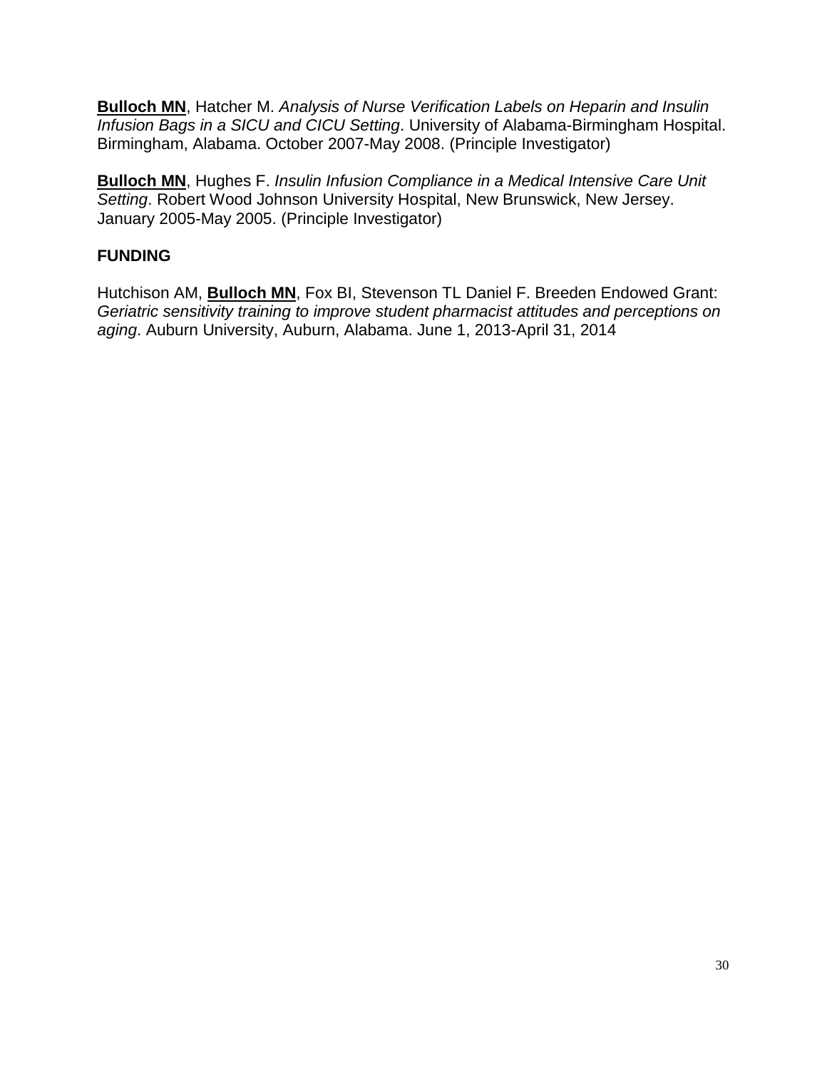**Bulloch MN**, Hatcher M. *Analysis of Nurse Verification Labels on Heparin and Insulin Infusion Bags in a SICU and CICU Setting*. University of Alabama-Birmingham Hospital. Birmingham, Alabama. October 2007-May 2008. (Principle Investigator)

**Bulloch MN**, Hughes F. *Insulin Infusion Compliance in a Medical Intensive Care Unit Setting*. Robert Wood Johnson University Hospital, New Brunswick, New Jersey. January 2005-May 2005. (Principle Investigator)

## FUNDING

Hutchison AM, **Bulloch MN**, Fox BI, Stevenson TL Daniel F. Breeden Endowed Grant: *Geriatric sensitivity training to improve student pharmacist attitudes and perceptions on aging*. Auburn University, Auburn, Alabama. June 1, 2013-April 31, 2014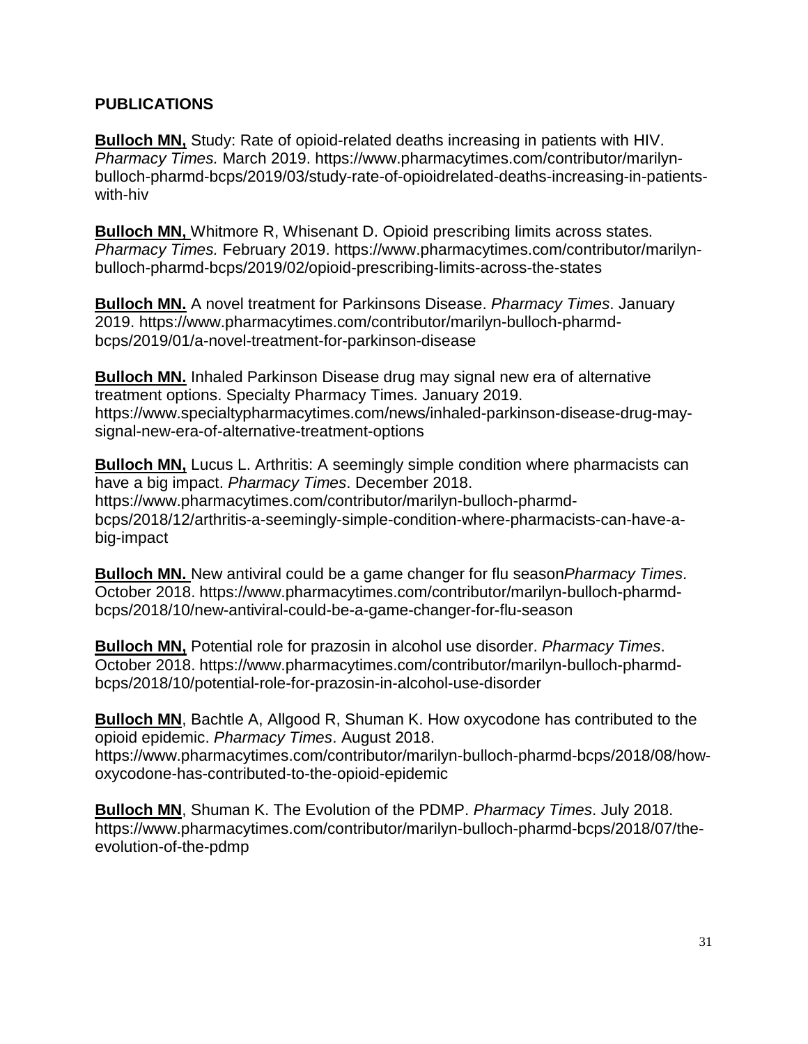**PUBLICATIONS**

**Bulloch MN,** Study: Rate of opioid-related deaths increasing in patients with HIV. *Pharmacy Times.* March 2019. https://www.pharmacytimes.com/contributor/marilyn-bulloch-pharmd-bcps/2019/03/study-rate-of-opioidrelated-deaths-increasing-in-patients-with-hiv

**Bulloch MN,** Whitmore R, Whisenant D. Opioid prescribing limits across states. *Pharmacy Times.* February 2019. https://www.pharmacytimes.com/contributor/marilyn-bulloch-pharmd-bcps/2019/02/opioid-prescribing-limits-across-the-states

**Bulloch MN.** A novel treatment for Parkinsons Disease. *Pharmacy Times*. January 2019. https://www.pharmacytimes.com/contributor/marilyn-bulloch-pharmd-bcps/2019/01/a-novel-treatment-for-parkinson-disease

**Bulloch MN.** Inhaled Parkinson Disease drug may signal new era of alternative treatment options. Specialty Pharmacy Times. January 2019. https://www.specialtypharmacytimes.com/news/inhaled-parkinson-disease-drug-may-signal-new-era-of-alternative-treatment-options

**Bulloch MN,** Lucus L. Arthritis: A seemingly simple condition where pharmacists can have a big impact. *Pharmacy Times*. December 2018. https://www.pharmacytimes.com/contributor/marilyn-bulloch-pharmd-bcps/2018/12/arthritis-a-seemingly-simple-condition-where-pharmacists-can-have-a-big-impact

**Bulloch MN.** New antiviral could be a game changer for flu season*Pharmacy Times*. October 2018. https://www.pharmacytimes.com/contributor/marilyn-bulloch-pharmd-bcps/2018/10/new-antiviral-could-be-a-game-changer-for-flu-season

**Bulloch MN,** Potential role for prazosin in alcohol use disorder. *Pharmacy Times*. October 2018. https://www.pharmacytimes.com/contributor/marilyn-bulloch-pharmd-bcps/2018/10/potential-role-for-prazosin-in-alcohol-use-disorder

**Bulloch MN**, Bachtle A, Allgood R, Shuman K. How oxycodone has contributed to the opioid epidemic. *Pharmacy Times*. August 2018. https://www.pharmacytimes.com/contributor/marilyn-bulloch-pharmd-bcps/2018/08/how-oxycodone-has-contributed-to-the-opioid-epidemic

**Bulloch MN**, Shuman K. The Evolution of the PDMP. *Pharmacy Times*. July 2018. https://www.pharmacytimes.com/contributor/marilyn-bulloch-pharmd-bcps/2018/07/the-evolution-of-the-pdmp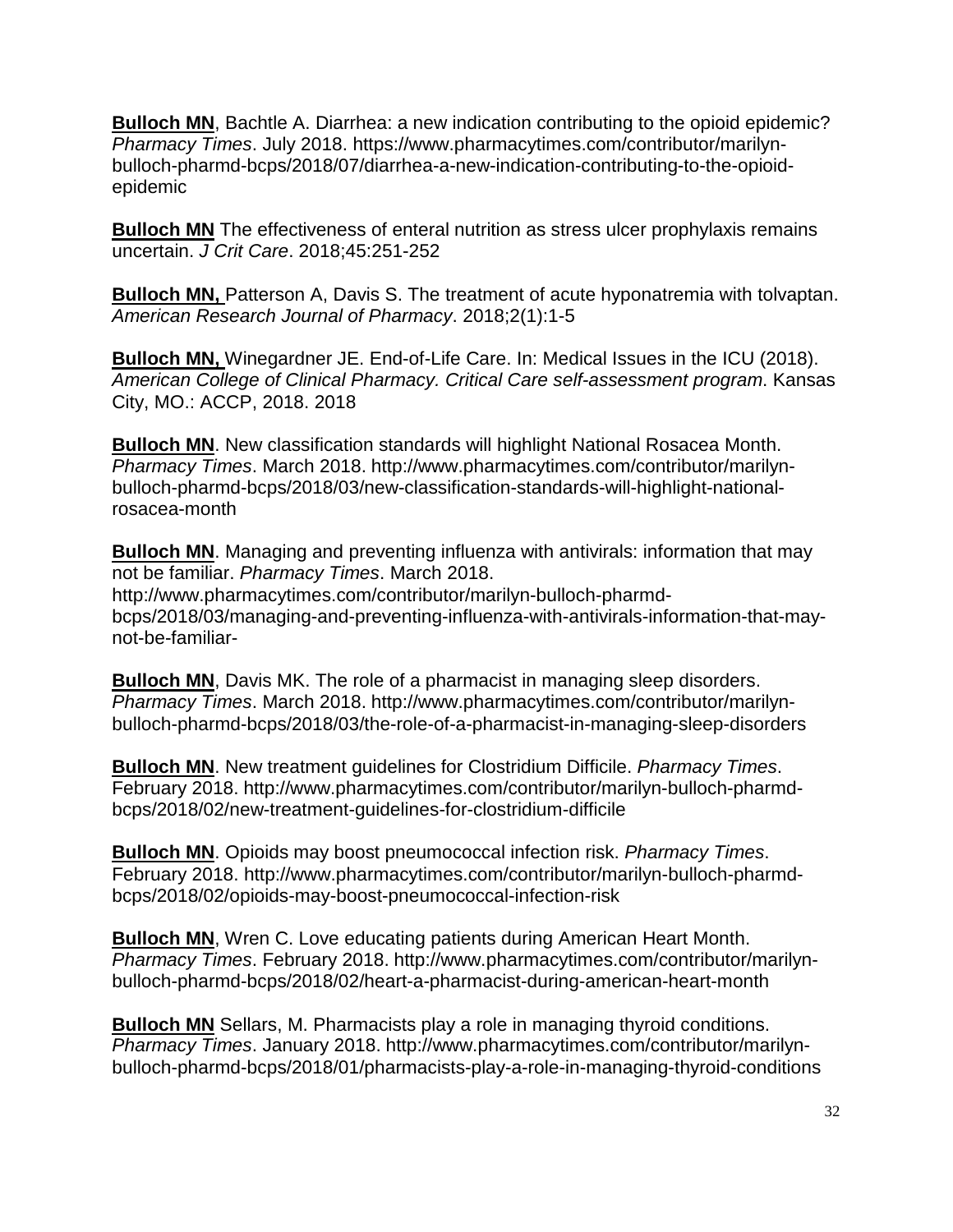**<u>Bulloch MN</u>**, Bachtle A. Diarrhea: a new indication contributing to the opioid epidemic? *Pharmacy Times*. July 2018. https://www.pharmacytimes.com/contributor/marilyn-bulloch-pharmd-bcps/2018/07/diarrhea-a-new-indication-contributing-to-the-opioid-epidemic

**<u>Bulloch MN</u>** The effectiveness of enteral nutrition as stress ulcer prophylaxis remains uncertain. *J Crit Care*. 2018;45:251-252

**<u>Bulloch MN,</u>** Patterson A, Davis S. The treatment of acute hyponatremia with tolvaptan. *American Research Journal of Pharmacy*. 2018;2(1):1-5

**<u>Bulloch MN,</u>** Winegardner JE. End-of-Life Care. In: Medical Issues in the ICU (2018). *American College of Clinical Pharmacy. Critical Care self-assessment program*. Kansas City, MO.: ACCP, 2018. 2018

**<u>Bulloch MN</u>**. New classification standards will highlight National Rosacea Month. *Pharmacy Times*. March 2018. http://www.pharmacytimes.com/contributor/marilyn-bulloch-pharmd-bcps/2018/03/new-classification-standards-will-highlight-national-rosacea-month

**<u>Bulloch MN</u>**. Managing and preventing influenza with antivirals: information that may not be familiar. *Pharmacy Times*. March 2018. http://www.pharmacytimes.com/contributor/marilyn-bulloch-pharmd-bcps/2018/03/managing-and-preventing-influenza-with-antivirals-information-that-may-not-be-familiar-

**<u>Bulloch MN</u>**, Davis MK. The role of a pharmacist in managing sleep disorders. *Pharmacy Times*. March 2018. http://www.pharmacytimes.com/contributor/marilyn-bulloch-pharmd-bcps/2018/03/the-role-of-a-pharmacist-in-managing-sleep-disorders

**<u>Bulloch MN</u>**. New treatment guidelines for Clostridium Difficile. *Pharmacy Times*. February 2018. http://www.pharmacytimes.com/contributor/marilyn-bulloch-pharmd-bcps/2018/02/new-treatment-guidelines-for-clostridium-difficile

**<u>Bulloch MN</u>**. Opioids may boost pneumococcal infection risk. *Pharmacy Times*. February 2018. http://www.pharmacytimes.com/contributor/marilyn-bulloch-pharmd-bcps/2018/02/opioids-may-boost-pneumococcal-infection-risk

**<u>Bulloch MN</u>**, Wren C. Love educating patients during American Heart Month. *Pharmacy Times*. February 2018. http://www.pharmacytimes.com/contributor/marilyn-bulloch-pharmd-bcps/2018/02/heart-a-pharmacist-during-american-heart-month

**<u>Bulloch MN</u>** Sellars, M. Pharmacists play a role in managing thyroid conditions. *Pharmacy Times*. January 2018. http://www.pharmacytimes.com/contributor/marilyn-bulloch-pharmd-bcps/2018/01/pharmacists-play-a-role-in-managing-thyroid-conditions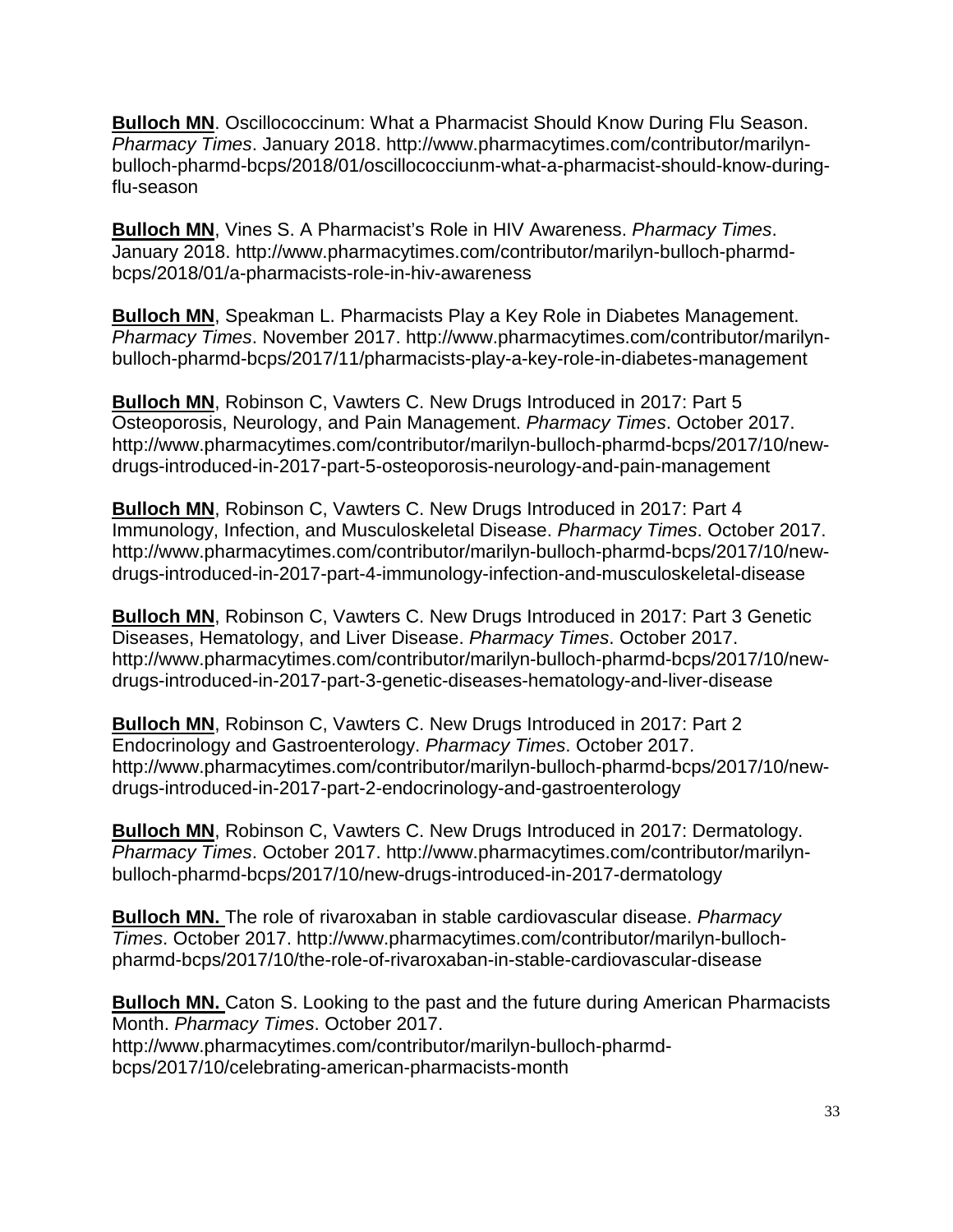**Bulloch MN**. Oscillococcinum: What a Pharmacist Should Know During Flu Season. *Pharmacy Times*. January 2018. http://www.pharmacytimes.com/contributor/marilyn-bulloch-pharmd-bcps/2018/01/oscillococciunm-what-a-pharmacist-should-know-during-flu-season

**Bulloch MN**, Vines S. A Pharmacist's Role in HIV Awareness. *Pharmacy Times*. January 2018. http://www.pharmacytimes.com/contributor/marilyn-bulloch-pharmd-bcps/2018/01/a-pharmacists-role-in-hiv-awareness

**Bulloch MN**, Speakman L. Pharmacists Play a Key Role in Diabetes Management. *Pharmacy Times*. November 2017. http://www.pharmacytimes.com/contributor/marilyn-bulloch-pharmd-bcps/2017/11/pharmacists-play-a-key-role-in-diabetes-management

**Bulloch MN**, Robinson C, Vawters C. New Drugs Introduced in 2017: Part 5 Osteoporosis, Neurology, and Pain Management. *Pharmacy Times*. October 2017. http://www.pharmacytimes.com/contributor/marilyn-bulloch-pharmd-bcps/2017/10/new-drugs-introduced-in-2017-part-5-osteoporosis-neurology-and-pain-management

**Bulloch MN**, Robinson C, Vawters C. New Drugs Introduced in 2017: Part 4 Immunology, Infection, and Musculoskeletal Disease. *Pharmacy Times*. October 2017. http://www.pharmacytimes.com/contributor/marilyn-bulloch-pharmd-bcps/2017/10/new-drugs-introduced-in-2017-part-4-immunology-infection-and-musculoskeletal-disease

**Bulloch MN**, Robinson C, Vawters C. New Drugs Introduced in 2017: Part 3 Genetic Diseases, Hematology, and Liver Disease. *Pharmacy Times*. October 2017. http://www.pharmacytimes.com/contributor/marilyn-bulloch-pharmd-bcps/2017/10/new-drugs-introduced-in-2017-part-3-genetic-diseases-hematology-and-liver-disease

**Bulloch MN**, Robinson C, Vawters C. New Drugs Introduced in 2017: Part 2 Endocrinology and Gastroenterology. *Pharmacy Times*. October 2017. http://www.pharmacytimes.com/contributor/marilyn-bulloch-pharmd-bcps/2017/10/new-drugs-introduced-in-2017-part-2-endocrinology-and-gastroenterology

**Bulloch MN**, Robinson C, Vawters C. New Drugs Introduced in 2017: Dermatology. *Pharmacy Times*. October 2017. http://www.pharmacytimes.com/contributor/marilyn-bulloch-pharmd-bcps/2017/10/new-drugs-introduced-in-2017-dermatology

**Bulloch MN.** The role of rivaroxaban in stable cardiovascular disease. *Pharmacy Times*. October 2017. http://www.pharmacytimes.com/contributor/marilyn-bulloch-pharmd-bcps/2017/10/the-role-of-rivaroxaban-in-stable-cardiovascular-disease

**Bulloch MN.** Caton S. Looking to the past and the future during American Pharmacists Month. *Pharmacy Times*. October 2017. http://www.pharmacytimes.com/contributor/marilyn-bulloch-pharmd-bcps/2017/10/celebrating-american-pharmacists-month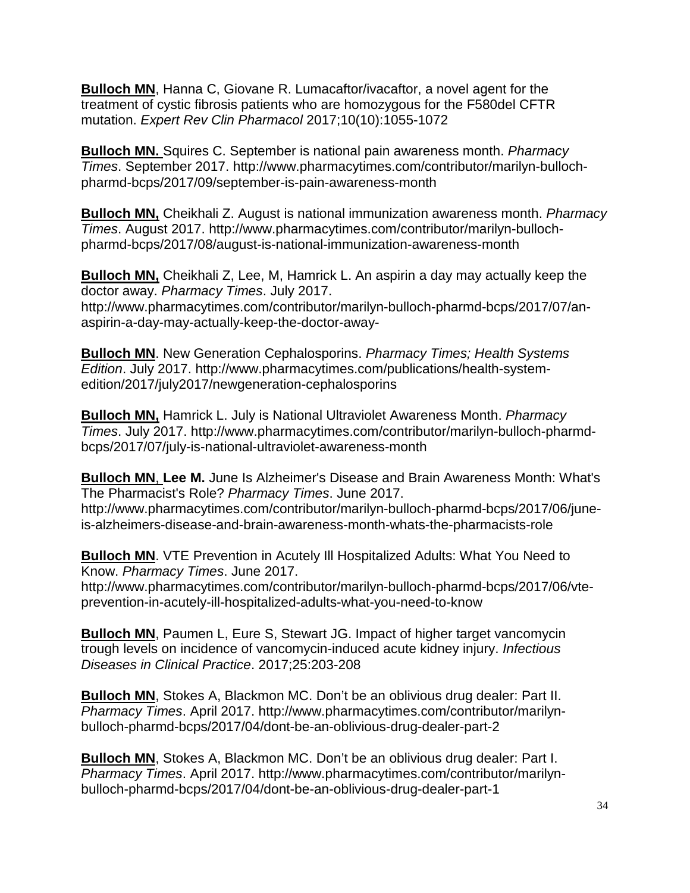**Bulloch MN**, Hanna C, Giovane R. Lumacaftor/ivacaftor, a novel agent for the treatment of cystic fibrosis patients who are homozygous for the F580del CFTR mutation. *Expert Rev Clin Pharmacol* 2017;10(10):1055-1072

**Bulloch MN.** Squires C. September is national pain awareness month. *Pharmacy Times*. September 2017. http://www.pharmacytimes.com/contributor/marilyn-bulloch-pharmd-bcps/2017/09/september-is-pain-awareness-month

**Bulloch MN,** Cheikhali Z. August is national immunization awareness month. *Pharmacy Times*. August 2017. http://www.pharmacytimes.com/contributor/marilyn-bulloch-pharmd-bcps/2017/08/august-is-national-immunization-awareness-month

**Bulloch MN,** Cheikhali Z, Lee, M, Hamrick L. An aspirin a day may actually keep the doctor away. *Pharmacy Times*. July 2017. http://www.pharmacytimes.com/contributor/marilyn-bulloch-pharmd-bcps/2017/07/an-aspirin-a-day-may-actually-keep-the-doctor-away-

**Bulloch MN**. New Generation Cephalosporins. *Pharmacy Times; Health Systems Edition*. July 2017. http://www.pharmacytimes.com/publications/health-system-edition/2017/july2017/newgeneration-cephalosporins

**Bulloch MN,** Hamrick L. July is National Ultraviolet Awareness Month. *Pharmacy Times*. July 2017. http://www.pharmacytimes.com/contributor/marilyn-bulloch-pharmd-bcps/2017/07/july-is-national-ultraviolet-awareness-month

**Bulloch MN**, **Lee M.** June Is Alzheimer's Disease and Brain Awareness Month: What's The Pharmacist's Role? *Pharmacy Times*. June 2017. http://www.pharmacytimes.com/contributor/marilyn-bulloch-pharmd-bcps/2017/06/june-is-alzheimers-disease-and-brain-awareness-month-whats-the-pharmacists-role

**Bulloch MN**. VTE Prevention in Acutely Ill Hospitalized Adults: What You Need to Know. *Pharmacy Times*. June 2017. http://www.pharmacytimes.com/contributor/marilyn-bulloch-pharmd-bcps/2017/06/vte-prevention-in-acutely-ill-hospitalized-adults-what-you-need-to-know

**Bulloch MN**, Paumen L, Eure S, Stewart JG. Impact of higher target vancomycin trough levels on incidence of vancomycin-induced acute kidney injury. *Infectious Diseases in Clinical Practice*. 2017;25:203-208

**Bulloch MN**, Stokes A, Blackmon MC. Don't be an oblivious drug dealer: Part II. *Pharmacy Times*. April 2017. http://www.pharmacytimes.com/contributor/marilyn-bulloch-pharmd-bcps/2017/04/dont-be-an-oblivious-drug-dealer-part-2

**Bulloch MN**, Stokes A, Blackmon MC. Don't be an oblivious drug dealer: Part I. *Pharmacy Times*. April 2017. http://www.pharmacytimes.com/contributor/marilyn-bulloch-pharmd-bcps/2017/04/dont-be-an-oblivious-drug-dealer-part-1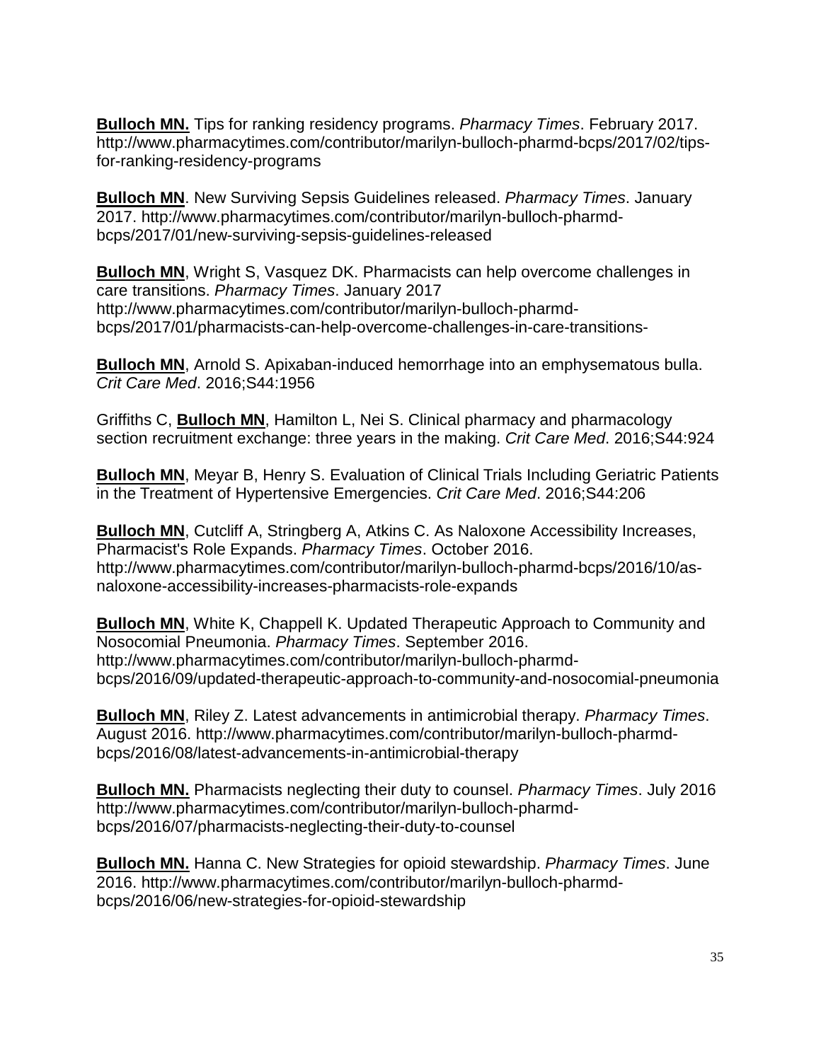**Bulloch MN.** Tips for ranking residency programs. *Pharmacy Times*. February 2017. http://www.pharmacytimes.com/contributor/marilyn-bulloch-pharmd-bcps/2017/02/tips-for-ranking-residency-programs

**Bulloch MN**. New Surviving Sepsis Guidelines released. *Pharmacy Times*. January 2017. http://www.pharmacytimes.com/contributor/marilyn-bulloch-pharmd-bcps/2017/01/new-surviving-sepsis-guidelines-released

**Bulloch MN**, Wright S, Vasquez DK. Pharmacists can help overcome challenges in care transitions. *Pharmacy Times*. January 2017 http://www.pharmacytimes.com/contributor/marilyn-bulloch-pharmd-bcps/2017/01/pharmacists-can-help-overcome-challenges-in-care-transitions-

**Bulloch MN**, Arnold S. Apixaban-induced hemorrhage into an emphysematous bulla. *Crit Care Med*. 2016;S44:1956

Griffiths C, **Bulloch MN**, Hamilton L, Nei S. Clinical pharmacy and pharmacology section recruitment exchange: three years in the making. *Crit Care Med*. 2016;S44:924

**Bulloch MN**, Meyar B, Henry S. Evaluation of Clinical Trials Including Geriatric Patients in the Treatment of Hypertensive Emergencies. *Crit Care Med*. 2016;S44:206

**Bulloch MN**, Cutcliff A, Stringberg A, Atkins C. As Naloxone Accessibility Increases, Pharmacist's Role Expands. *Pharmacy Times*. October 2016. http://www.pharmacytimes.com/contributor/marilyn-bulloch-pharmd-bcps/2016/10/as-naloxone-accessibility-increases-pharmacists-role-expands

**Bulloch MN**, White K, Chappell K. Updated Therapeutic Approach to Community and Nosocomial Pneumonia. *Pharmacy Times*. September 2016. http://www.pharmacytimes.com/contributor/marilyn-bulloch-pharmd-bcps/2016/09/updated-therapeutic-approach-to-community-and-nosocomial-pneumonia

**Bulloch MN**, Riley Z. Latest advancements in antimicrobial therapy. *Pharmacy Times*. August 2016. http://www.pharmacytimes.com/contributor/marilyn-bulloch-pharmd-bcps/2016/08/latest-advancements-in-antimicrobial-therapy

**Bulloch MN.** Pharmacists neglecting their duty to counsel. *Pharmacy Times*. July 2016 http://www.pharmacytimes.com/contributor/marilyn-bulloch-pharmd-bcps/2016/07/pharmacists-neglecting-their-duty-to-counsel

**Bulloch MN.** Hanna C. New Strategies for opioid stewardship. *Pharmacy Times*. June 2016. http://www.pharmacytimes.com/contributor/marilyn-bulloch-pharmd-bcps/2016/06/new-strategies-for-opioid-stewardship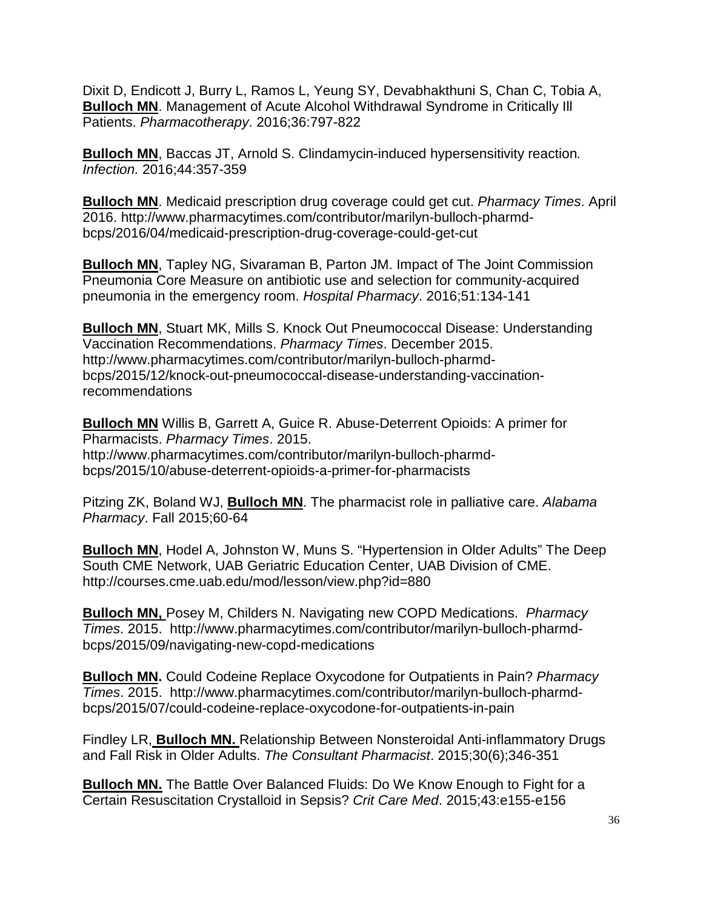Dixit D, Endicott J, Burry L, Ramos L, Yeung SY, Devabhakthuni S, Chan C, Tobia A, **Bulloch MN**. Management of Acute Alcohol Withdrawal Syndrome in Critically Ill Patients. *Pharmacotherapy*. 2016;36:797-822

**Bulloch MN**, Baccas JT, Arnold S. Clindamycin-induced hypersensitivity reaction*. Infection.* 2016;44:357-359

**Bulloch MN**. Medicaid prescription drug coverage could get cut. *Pharmacy Times*. April 2016. http://www.pharmacytimes.com/contributor/marilyn-bulloch-pharmd-bcps/2016/04/medicaid-prescription-drug-coverage-could-get-cut

**Bulloch MN**, Tapley NG, Sivaraman B, Parton JM. Impact of The Joint Commission Pneumonia Core Measure on antibiotic use and selection for community-acquired pneumonia in the emergency room. *Hospital Pharmacy*. 2016;51:134-141

**Bulloch MN**, Stuart MK, Mills S. Knock Out Pneumococcal Disease: Understanding Vaccination Recommendations. *Pharmacy Times*. December 2015. http://www.pharmacytimes.com/contributor/marilyn-bulloch-pharmd-bcps/2015/12/knock-out-pneumococcal-disease-understanding-vaccination-recommendations

**Bulloch MN** Willis B, Garrett A, Guice R. Abuse-Deterrent Opioids: A primer for Pharmacists. *Pharmacy Times*. 2015. http://www.pharmacytimes.com/contributor/marilyn-bulloch-pharmd-bcps/2015/10/abuse-deterrent-opioids-a-primer-for-pharmacists

Pitzing ZK, Boland WJ, **Bulloch MN**. The pharmacist role in palliative care. *Alabama Pharmacy*. Fall 2015;60-64

**Bulloch MN**, Hodel A, Johnston W, Muns S. "Hypertension in Older Adults" The Deep South CME Network, UAB Geriatric Education Center, UAB Division of CME. http://courses.cme.uab.edu/mod/lesson/view.php?id=880

**Bulloch MN,** Posey M, Childers N. Navigating new COPD Medications. *Pharmacy Times*. 2015. http://www.pharmacytimes.com/contributor/marilyn-bulloch-pharmd-bcps/2015/09/navigating-new-copd-medications

**Bulloch MN.** Could Codeine Replace Oxycodone for Outpatients in Pain? *Pharmacy Times*. 2015. http://www.pharmacytimes.com/contributor/marilyn-bulloch-pharmd-bcps/2015/07/could-codeine-replace-oxycodone-for-outpatients-in-pain

Findley LR, **Bulloch MN.** Relationship Between Nonsteroidal Anti-inflammatory Drugs and Fall Risk in Older Adults. *The Consultant Pharmacist*. 2015;30(6);346-351

**Bulloch MN.** The Battle Over Balanced Fluids: Do We Know Enough to Fight for a Certain Resuscitation Crystalloid in Sepsis? *Crit Care Med*. 2015;43:e155-e156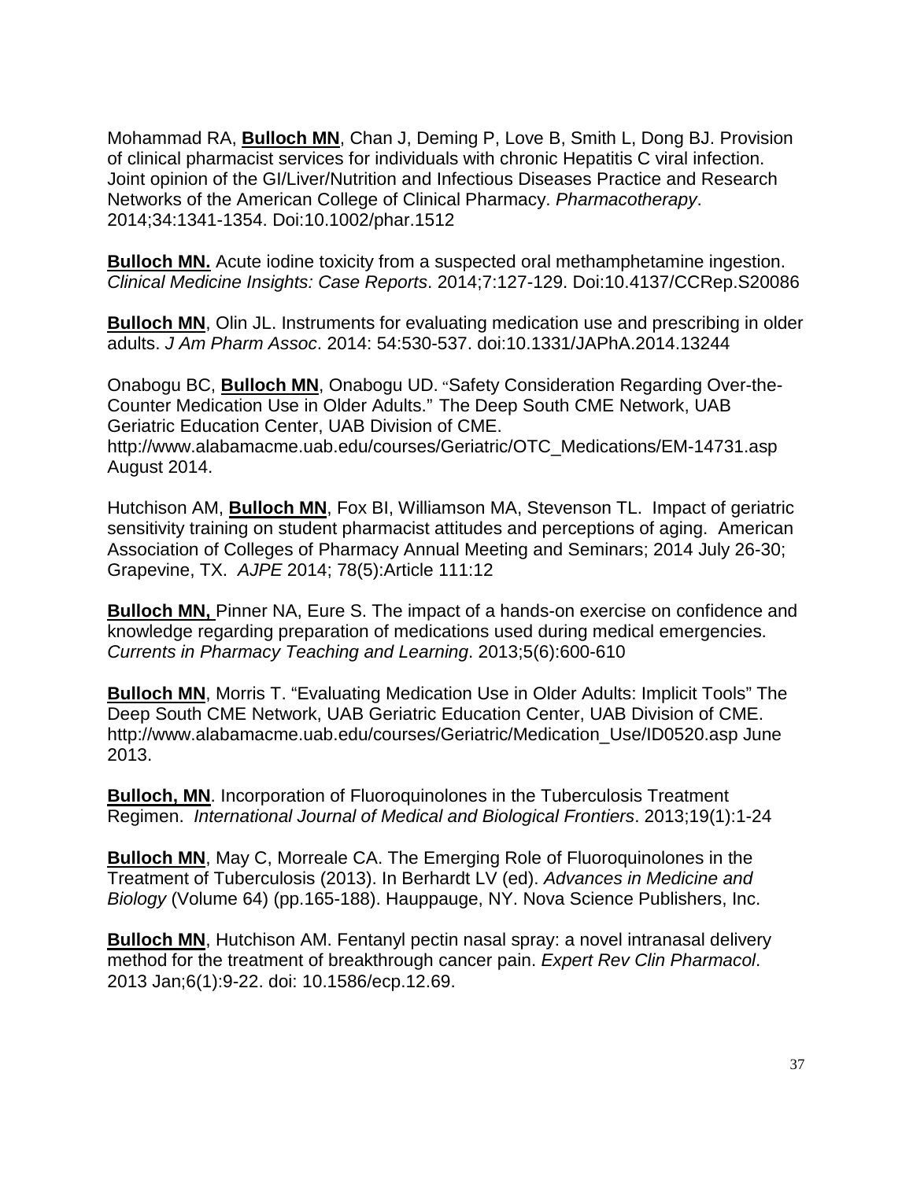Mohammad RA, **Bulloch MN**, Chan J, Deming P, Love B, Smith L, Dong BJ. Provision of clinical pharmacist services for individuals with chronic Hepatitis C viral infection. Joint opinion of the GI/Liver/Nutrition and Infectious Diseases Practice and Research Networks of the American College of Clinical Pharmacy. *Pharmacotherapy*. 2014;34:1341-1354. Doi:10.1002/phar.1512

**Bulloch MN.** Acute iodine toxicity from a suspected oral methamphetamine ingestion. *Clinical Medicine Insights: Case Reports*. 2014;7:127-129. Doi:10.4137/CCRep.S20086

**Bulloch MN**, Olin JL. Instruments for evaluating medication use and prescribing in older adults. *J Am Pharm Assoc*. 2014: 54:530-537. doi:10.1331/JAPhA.2014.13244

Onabogu BC, **Bulloch MN**, Onabogu UD. "Safety Consideration Regarding Over-the-Counter Medication Use in Older Adults." The Deep South CME Network, UAB Geriatric Education Center, UAB Division of CME. http://www.alabamacme.uab.edu/courses/Geriatric/OTC_Medications/EM-14731.asp August 2014.

Hutchison AM, **Bulloch MN**, Fox BI, Williamson MA, Stevenson TL. Impact of geriatric sensitivity training on student pharmacist attitudes and perceptions of aging. American Association of Colleges of Pharmacy Annual Meeting and Seminars; 2014 July 26-30; Grapevine, TX. *AJPE* 2014; 78(5):Article 111:12

**Bulloch MN,** Pinner NA, Eure S. The impact of a hands-on exercise on confidence and knowledge regarding preparation of medications used during medical emergencies. *Currents in Pharmacy Teaching and Learning*. 2013;5(6):600-610

**Bulloch MN**, Morris T. "Evaluating Medication Use in Older Adults: Implicit Tools" The Deep South CME Network, UAB Geriatric Education Center, UAB Division of CME. http://www.alabamacme.uab.edu/courses/Geriatric/Medication_Use/ID0520.asp June 2013.

**Bulloch, MN**. Incorporation of Fluoroquinolones in the Tuberculosis Treatment Regimen. *International Journal of Medical and Biological Frontiers*. 2013;19(1):1-24

**Bulloch MN**, May C, Morreale CA. The Emerging Role of Fluoroquinolones in the Treatment of Tuberculosis (2013). In Berhardt LV (ed). *Advances in Medicine and Biology* (Volume 64) (pp.165-188). Hauppauge, NY. Nova Science Publishers, Inc.

**Bulloch MN**, Hutchison AM. Fentanyl pectin nasal spray: a novel intranasal delivery method for the treatment of breakthrough cancer pain. *Expert Rev Clin Pharmacol*. 2013 Jan;6(1):9-22. doi: 10.1586/ecp.12.69.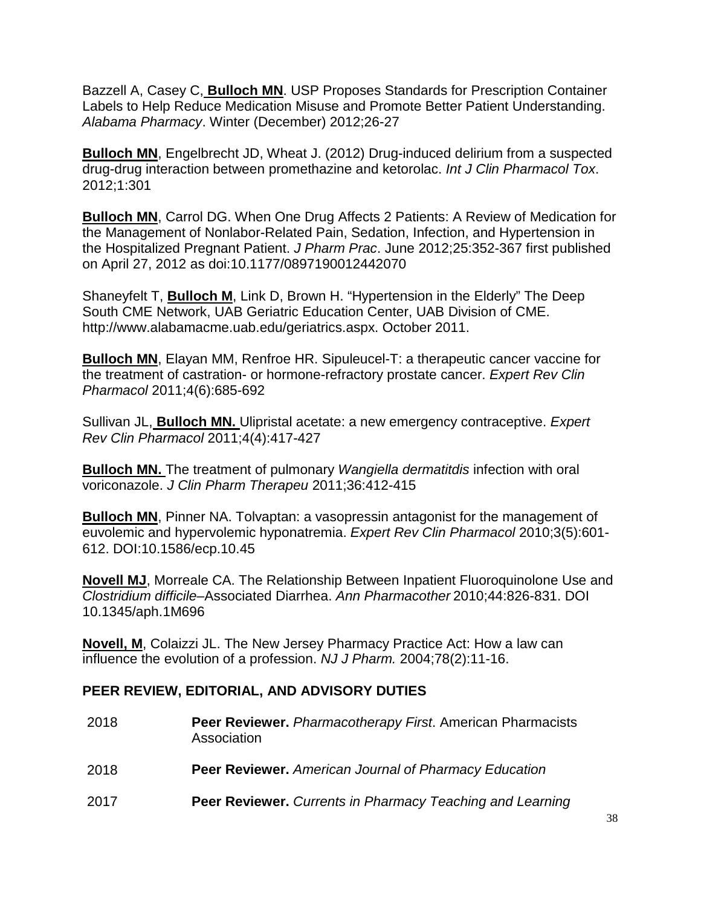Bazzell A, Casey C, **Bulloch MN**. USP Proposes Standards for Prescription Container Labels to Help Reduce Medication Misuse and Promote Better Patient Understanding. *Alabama Pharmacy*. Winter (December) 2012;26-27

**Bulloch MN**, Engelbrecht JD, Wheat J. (2012) Drug-induced delirium from a suspected drug-drug interaction between promethazine and ketorolac. *Int J Clin Pharmacol Tox*. 2012;1:301

**Bulloch MN**, Carrol DG. When One Drug Affects 2 Patients: A Review of Medication for the Management of Nonlabor-Related Pain, Sedation, Infection, and Hypertension in the Hospitalized Pregnant Patient. *J Pharm Prac*. June 2012;25:352-367 first published on April 27, 2012 as doi:10.1177/0897190012442070

Shaneyfelt T, **Bulloch M**, Link D, Brown H. "Hypertension in the Elderly" The Deep South CME Network, UAB Geriatric Education Center, UAB Division of CME. http://www.alabamacme.uab.edu/geriatrics.aspx. October 2011.

**Bulloch MN**, Elayan MM, Renfroe HR. Sipuleucel-T: a therapeutic cancer vaccine for the treatment of castration- or hormone-refractory prostate cancer. *Expert Rev Clin Pharmacol* 2011;4(6):685-692

Sullivan JL, **Bulloch MN.** Ulipristal acetate: a new emergency contraceptive. *Expert Rev Clin Pharmacol* 2011;4(4):417-427

**Bulloch MN.** The treatment of pulmonary *Wangiella dermatitdis* infection with oral voriconazole. *J Clin Pharm Therapeu* 2011;36:412-415

**Bulloch MN**, Pinner NA. Tolvaptan: a vasopressin antagonist for the management of euvolemic and hypervolemic hyponatremia. *Expert Rev Clin Pharmacol* 2010;3(5):601-612. DOI:10.1586/ecp.10.45

**Novell MJ**, Morreale CA. The Relationship Between Inpatient Fluoroquinolone Use and *Clostridium difficile*–Associated Diarrhea. *Ann Pharmacother* 2010;44:826-831. DOI 10.1345/aph.1M696

**Novell, M**, Colaizzi JL. The New Jersey Pharmacy Practice Act: How a law can influence the evolution of a profession. *NJ J Pharm.* 2004;78(2):11-16.

## PEER REVIEW, EDITORIAL, AND ADVISORY DUTIES

| | |
|---|---|
| 2018 | **Peer Reviewer.** *Pharmacotherapy First*. American Pharmacists Association |
| 2018 | **Peer Reviewer.** *American Journal of Pharmacy Education* |
| 2017 | **Peer Reviewer.** *Currents in Pharmacy Teaching and Learning* |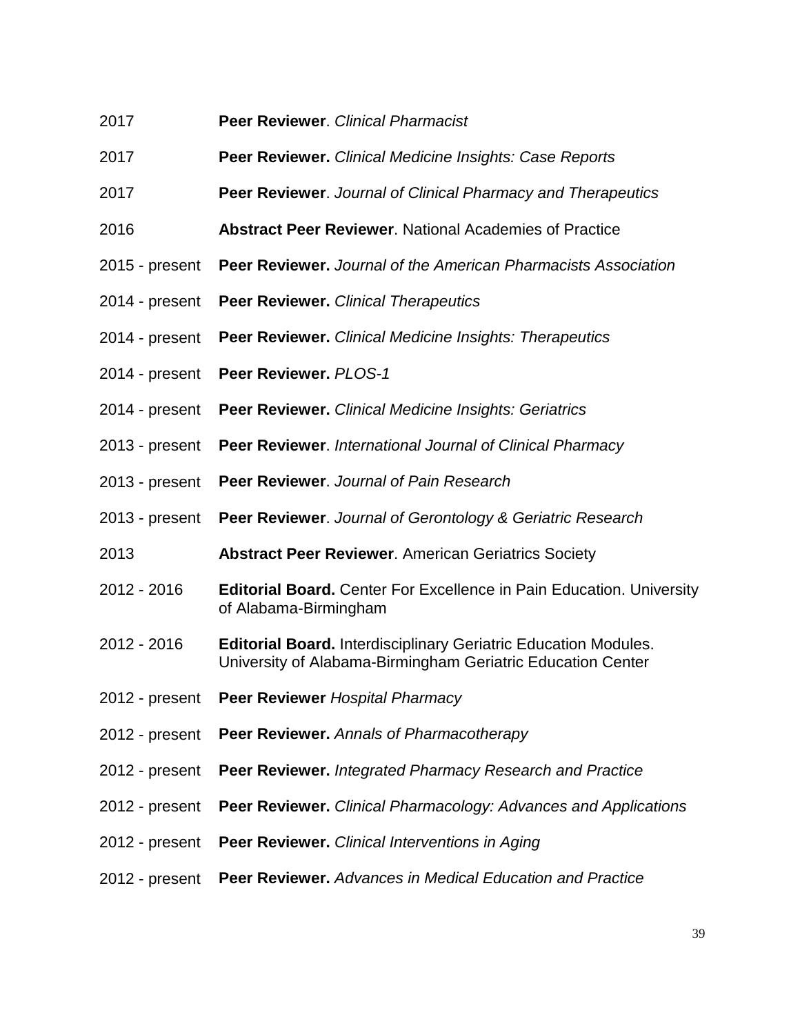2017 **Peer Reviewer**. *Clinical Pharmacist*

2017 **Peer Reviewer.** *Clinical Medicine Insights: Case Reports*

2017 **Peer Reviewer**. *Journal of Clinical Pharmacy and Therapeutics*

2016 **Abstract Peer Reviewer**. National Academies of Practice

2015 - present **Peer Reviewer.** *Journal of the American Pharmacists Association*

2014 - present **Peer Reviewer.** *Clinical Therapeutics*

2014 - present **Peer Reviewer.** *Clinical Medicine Insights: Therapeutics*

2014 - present **Peer Reviewer.** *PLOS-1*

2014 - present **Peer Reviewer.** *Clinical Medicine Insights: Geriatrics*

2013 - present **Peer Reviewer**. *International Journal of Clinical Pharmacy*

2013 - present **Peer Reviewer**. *Journal of Pain Research*

2013 - present **Peer Reviewer**. *Journal of Gerontology & Geriatric Research*

2013 **Abstract Peer Reviewer**. American Geriatrics Society

2012 - 2016 **Editorial Board.** Center For Excellence in Pain Education. University of Alabama-Birmingham

2012 - 2016 **Editorial Board.** Interdisciplinary Geriatric Education Modules. University of Alabama-Birmingham Geriatric Education Center

2012 - present **Peer Reviewer** *Hospital Pharmacy*

2012 - present **Peer Reviewer.** *Annals of Pharmacotherapy*

2012 - present **Peer Reviewer.** *Integrated Pharmacy Research and Practice*

2012 - present **Peer Reviewer.** *Clinical Pharmacology: Advances and Applications*

2012 - present **Peer Reviewer.** *Clinical Interventions in Aging*

2012 - present **Peer Reviewer.** *Advances in Medical Education and Practice*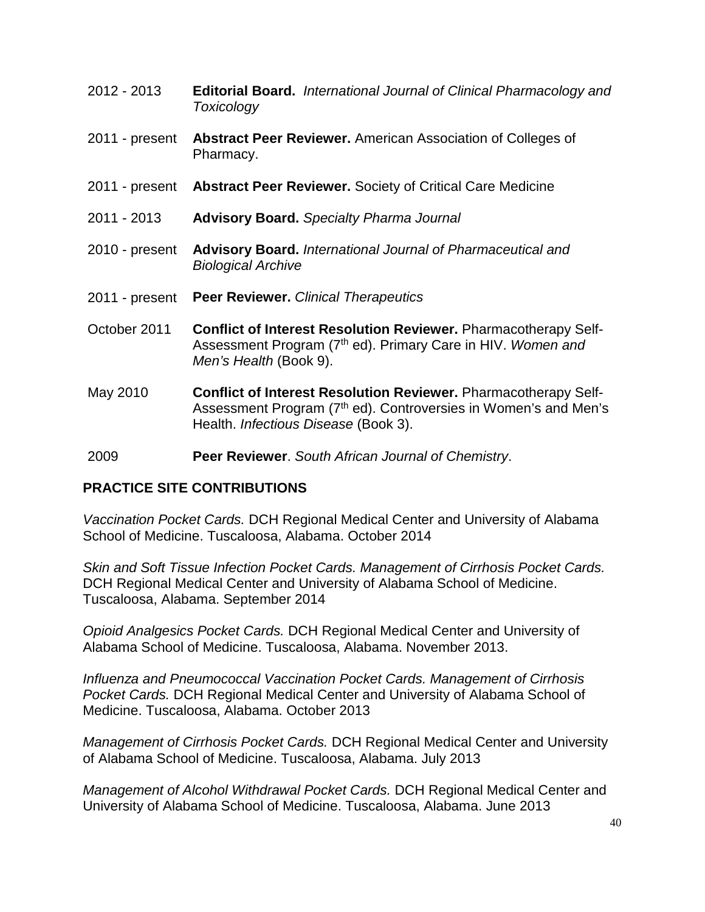2012 - 2013 **Editorial Board.** *International Journal of Clinical Pharmacology and Toxicology*

2011 - present **Abstract Peer Reviewer.** American Association of Colleges of Pharmacy.

2011 - present **Abstract Peer Reviewer.** Society of Critical Care Medicine

2011 - 2013 **Advisory Board.** *Specialty Pharma Journal*

2010 - present **Advisory Board.** *International Journal of Pharmaceutical and Biological Archive*

2011 - present **Peer Reviewer.** *Clinical Therapeutics*

October 2011 **Conflict of Interest Resolution Reviewer.** Pharmacotherapy Self-Assessment Program (7th ed). Primary Care in HIV. *Women and Men's Health* (Book 9).

May 2010 **Conflict of Interest Resolution Reviewer.** Pharmacotherapy Self-Assessment Program (7th ed). Controversies in Women's and Men's Health. *Infectious Disease* (Book 3).

2009 **Peer Reviewer**. *South African Journal of Chemistry*.

## PRACTICE SITE CONTRIBUTIONS

*Vaccination Pocket Cards.* DCH Regional Medical Center and University of Alabama School of Medicine. Tuscaloosa, Alabama. October 2014

*Skin and Soft Tissue Infection Pocket Cards. Management of Cirrhosis Pocket Cards.* DCH Regional Medical Center and University of Alabama School of Medicine. Tuscaloosa, Alabama. September 2014

*Opioid Analgesics Pocket Cards.* DCH Regional Medical Center and University of Alabama School of Medicine. Tuscaloosa, Alabama. November 2013.

*Influenza and Pneumococcal Vaccination Pocket Cards. Management of Cirrhosis Pocket Cards.* DCH Regional Medical Center and University of Alabama School of Medicine. Tuscaloosa, Alabama. October 2013

*Management of Cirrhosis Pocket Cards.* DCH Regional Medical Center and University of Alabama School of Medicine. Tuscaloosa, Alabama. July 2013

*Management of Alcohol Withdrawal Pocket Cards.* DCH Regional Medical Center and University of Alabama School of Medicine. Tuscaloosa, Alabama. June 2013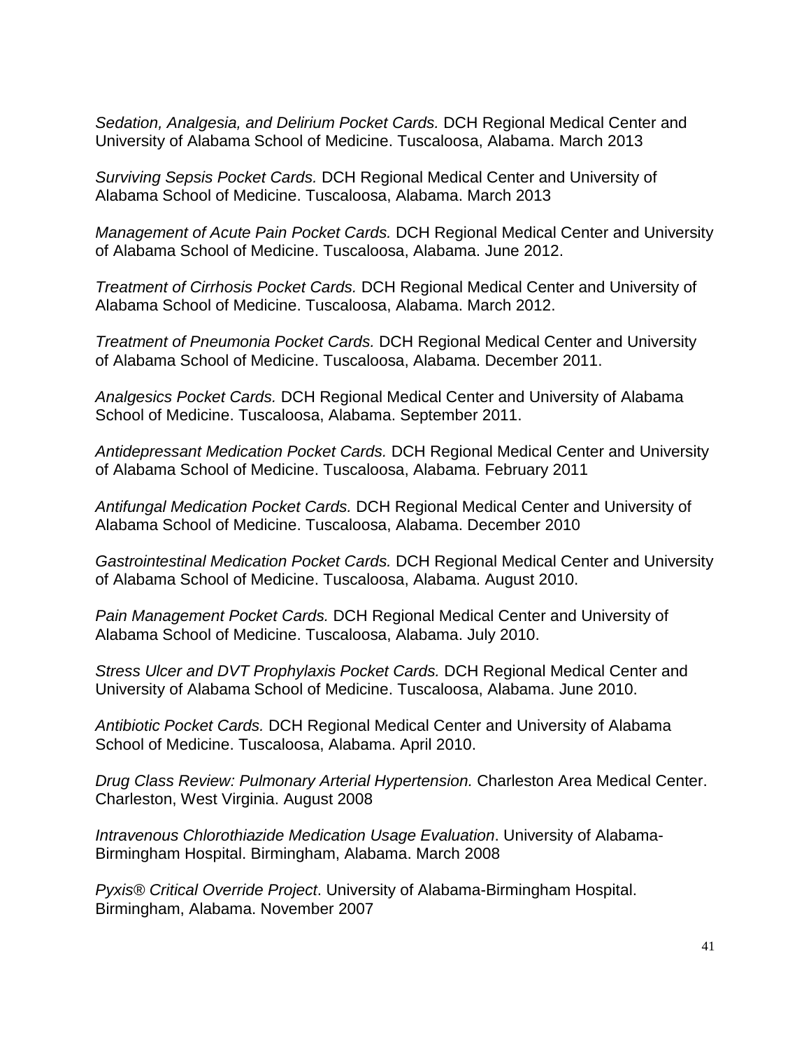*Sedation, Analgesia, and Delirium Pocket Cards.* DCH Regional Medical Center and University of Alabama School of Medicine. Tuscaloosa, Alabama. March 2013

*Surviving Sepsis Pocket Cards.* DCH Regional Medical Center and University of Alabama School of Medicine. Tuscaloosa, Alabama. March 2013

*Management of Acute Pain Pocket Cards.* DCH Regional Medical Center and University of Alabama School of Medicine. Tuscaloosa, Alabama. June 2012.

*Treatment of Cirrhosis Pocket Cards.* DCH Regional Medical Center and University of Alabama School of Medicine. Tuscaloosa, Alabama. March 2012.

*Treatment of Pneumonia Pocket Cards.* DCH Regional Medical Center and University of Alabama School of Medicine. Tuscaloosa, Alabama. December 2011.

*Analgesics Pocket Cards.* DCH Regional Medical Center and University of Alabama School of Medicine. Tuscaloosa, Alabama. September 2011.

*Antidepressant Medication Pocket Cards.* DCH Regional Medical Center and University of Alabama School of Medicine. Tuscaloosa, Alabama. February 2011

*Antifungal Medication Pocket Cards.* DCH Regional Medical Center and University of Alabama School of Medicine. Tuscaloosa, Alabama. December 2010

*Gastrointestinal Medication Pocket Cards.* DCH Regional Medical Center and University of Alabama School of Medicine. Tuscaloosa, Alabama. August 2010.

*Pain Management Pocket Cards.* DCH Regional Medical Center and University of Alabama School of Medicine. Tuscaloosa, Alabama. July 2010.

*Stress Ulcer and DVT Prophylaxis Pocket Cards.* DCH Regional Medical Center and University of Alabama School of Medicine. Tuscaloosa, Alabama. June 2010.

*Antibiotic Pocket Cards.* DCH Regional Medical Center and University of Alabama School of Medicine. Tuscaloosa, Alabama. April 2010.

*Drug Class Review: Pulmonary Arterial Hypertension.* Charleston Area Medical Center. Charleston, West Virginia. August 2008

*Intravenous Chlorothiazide Medication Usage Evaluation*. University of Alabama-Birmingham Hospital. Birmingham, Alabama. March 2008

*Pyxis® Critical Override Project*. University of Alabama-Birmingham Hospital. Birmingham, Alabama. November 2007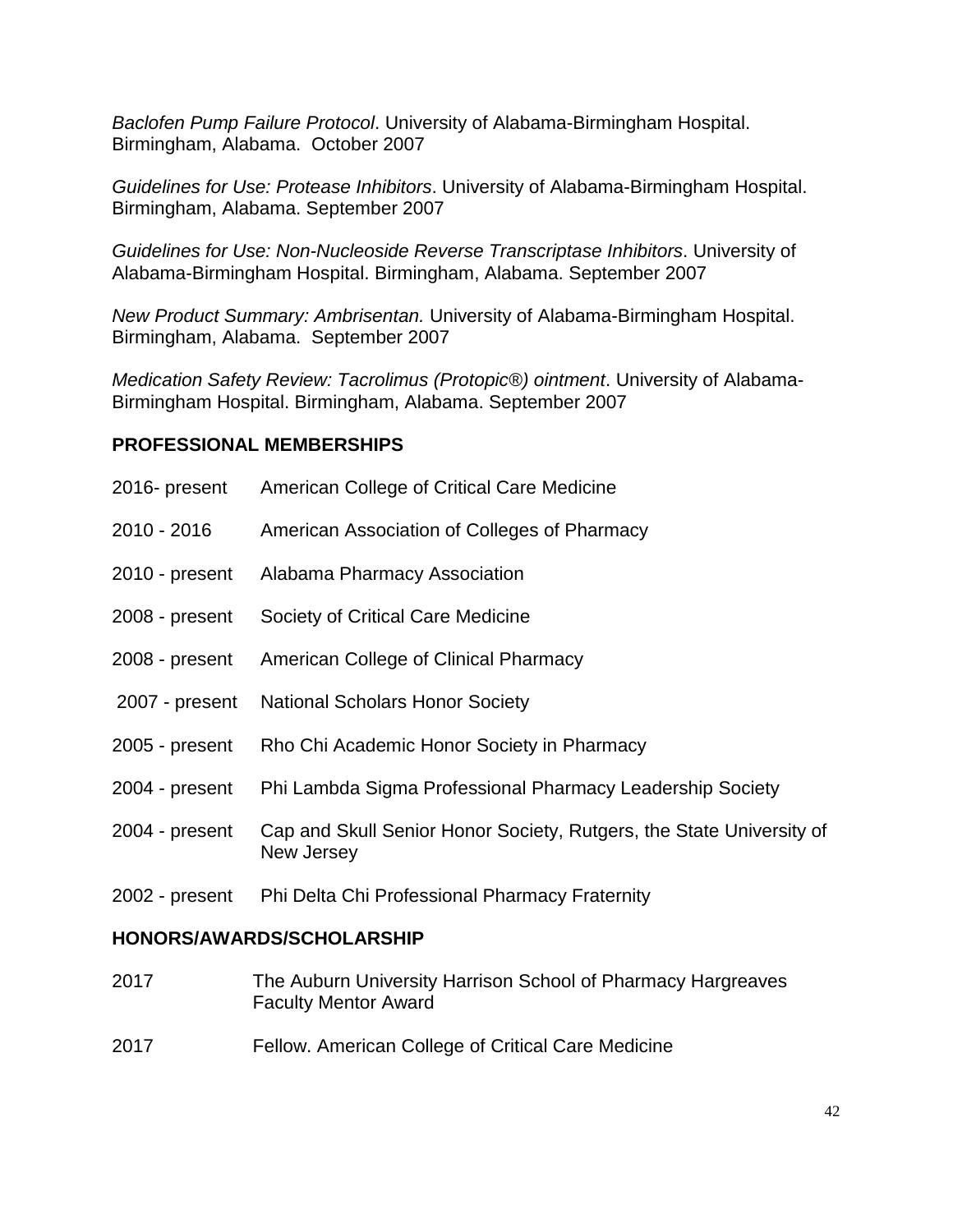*Baclofen Pump Failure Protocol*. University of Alabama-Birmingham Hospital. Birmingham, Alabama. October 2007

*Guidelines for Use: Protease Inhibitors*. University of Alabama-Birmingham Hospital. Birmingham, Alabama. September 2007

*Guidelines for Use: Non-Nucleoside Reverse Transcriptase Inhibitors*. University of Alabama-Birmingham Hospital. Birmingham, Alabama. September 2007

*New Product Summary: Ambrisentan.* University of Alabama-Birmingham Hospital. Birmingham, Alabama. September 2007

*Medication Safety Review: Tacrolimus (Protopic®) ointment*. University of Alabama-Birmingham Hospital. Birmingham, Alabama. September 2007

## PROFESSIONAL MEMBERSHIPS

2016- present American College of Critical Care Medicine

2010 - 2016 American Association of Colleges of Pharmacy

2010 - present Alabama Pharmacy Association

2008 - present Society of Critical Care Medicine

2008 - present American College of Clinical Pharmacy

2007 - present National Scholars Honor Society

2005 - present Rho Chi Academic Honor Society in Pharmacy

2004 - present Phi Lambda Sigma Professional Pharmacy Leadership Society

2004 - present Cap and Skull Senior Honor Society, Rutgers, the State University of New Jersey

2002 - present Phi Delta Chi Professional Pharmacy Fraternity

## HONORS/AWARDS/SCHOLARSHIP

2017 The Auburn University Harrison School of Pharmacy Hargreaves Faculty Mentor Award

2017 Fellow. American College of Critical Care Medicine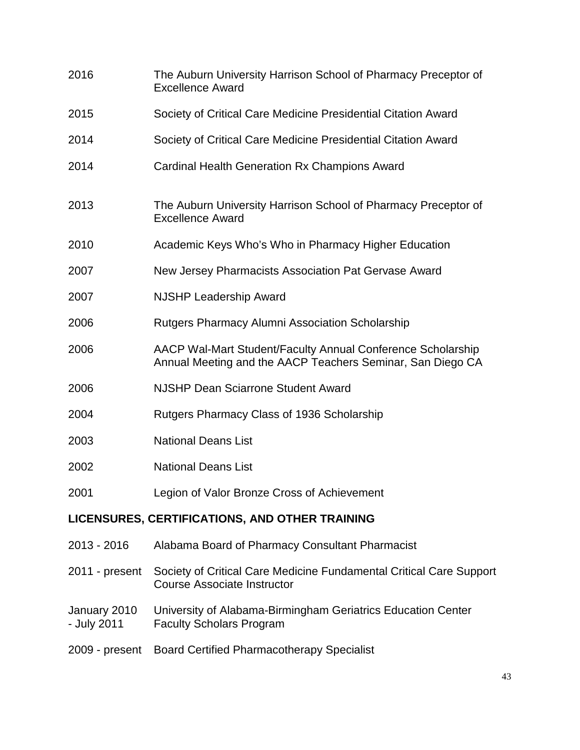| | |
|---|---|
| 2016 | The Auburn University Harrison School of Pharmacy Preceptor of Excellence Award |
| 2015 | Society of Critical Care Medicine Presidential Citation Award |
| 2014 | Society of Critical Care Medicine Presidential Citation Award |
| 2014 | Cardinal Health Generation Rx Champions Award |
| 2013 | The Auburn University Harrison School of Pharmacy Preceptor of Excellence Award |
| 2010 | Academic Keys Who's Who in Pharmacy Higher Education |
| 2007 | New Jersey Pharmacists Association Pat Gervase Award |
| 2007 | NJSHP Leadership Award |
| 2006 | Rutgers Pharmacy Alumni Association Scholarship |
| 2006 | AACP Wal-Mart Student/Faculty Annual Conference Scholarship Annual Meeting and the AACP Teachers Seminar, San Diego CA |
| 2006 | NJSHP Dean Sciarrone Student Award |
| 2004 | Rutgers Pharmacy Class of 1936 Scholarship |
| 2003 | National Deans List |
| 2002 | National Deans List |
| 2001 | Legion of Valor Bronze Cross of Achievement |

## LICENSURES, CERTIFICATIONS, AND OTHER TRAINING

| | |
|---|---|
| 2013 - 2016 | Alabama Board of Pharmacy Consultant Pharmacist |
| 2011 - present | Society of Critical Care Medicine Fundamental Critical Care Support Course Associate Instructor |
| January 2010 - July 2011 | University of Alabama-Birmingham Geriatrics Education Center Faculty Scholars Program |
| 2009 - present | Board Certified Pharmacotherapy Specialist |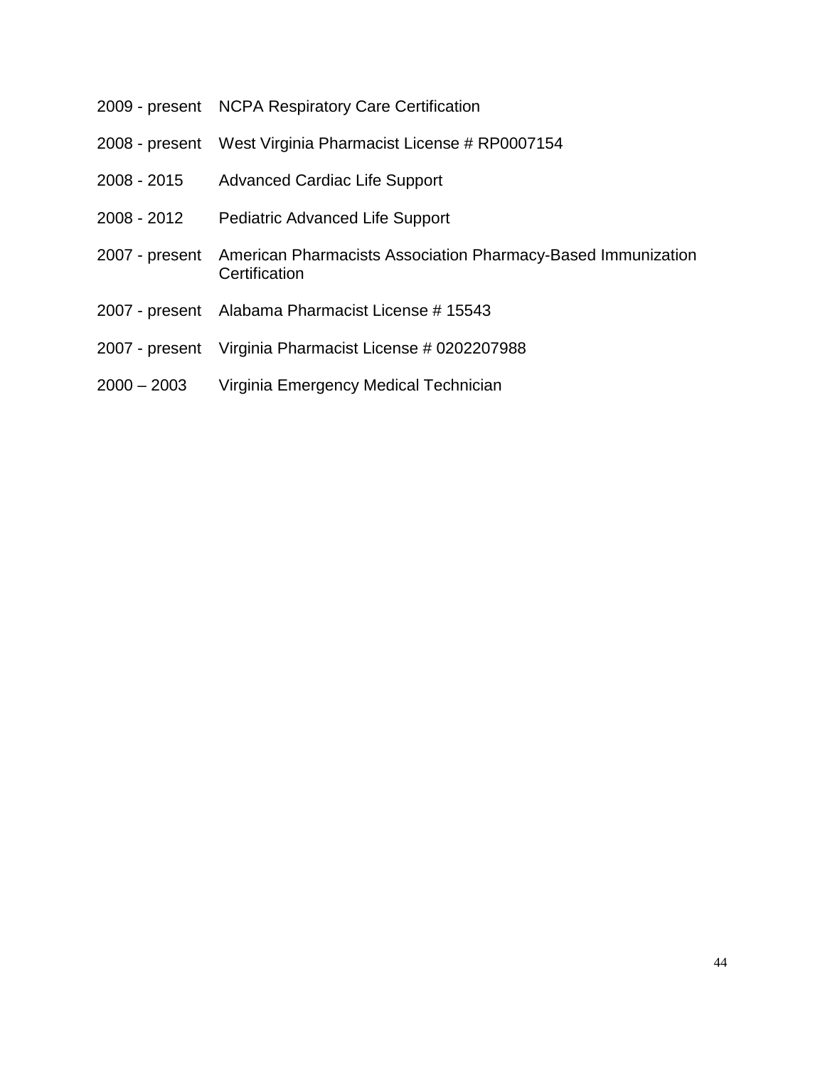| | |
|---|---|
| 2009 - present | NCPA Respiratory Care Certification |
| 2008 - present | West Virginia Pharmacist License # RP0007154 |
| 2008 - 2015 | Advanced Cardiac Life Support |
| 2008 - 2012 | Pediatric Advanced Life Support |
| 2007 - present | American Pharmacists Association Pharmacy-Based Immunization Certification |
| 2007 - present | Alabama Pharmacist License # 15543 |
| 2007 - present | Virginia Pharmacist License # 0202207988 |
| 2000 – 2003 | Virginia Emergency Medical Technician |